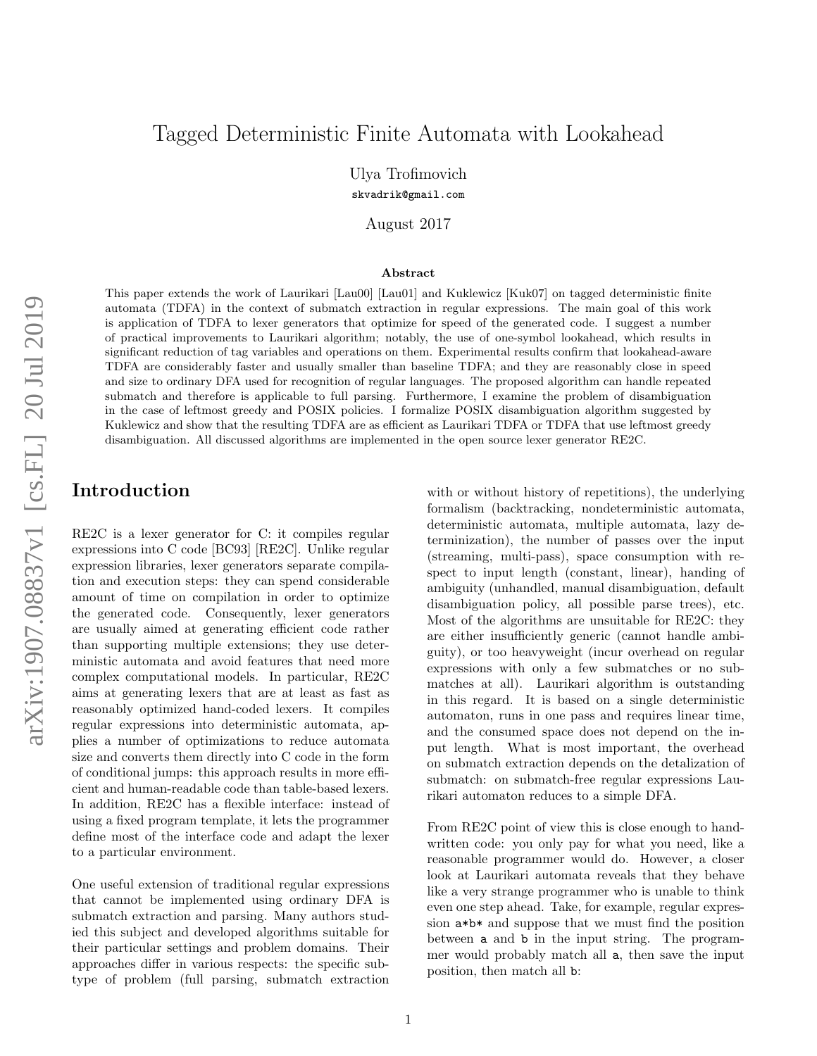# Tagged Deterministic Finite Automata with Lookahead

Ulya Trofimovich

skvadrik@gmail.com

August 2017

### Abstract

This paper extends the work of Laurikari [Lau00] [Lau01] and Kuklewicz [Kuk07] on tagged deterministic finite automata (TDFA) in the context of submatch extraction in regular expressions. The main goal of this work is application of TDFA to lexer generators that optimize for speed of the generated code. I suggest a number of practical improvements to Laurikari algorithm; notably, the use of one-symbol lookahead, which results in significant reduction of tag variables and operations on them. Experimental results confirm that lookahead-aware TDFA are considerably faster and usually smaller than baseline TDFA; and they are reasonably close in speed and size to ordinary DFA used for recognition of regular languages. The proposed algorithm can handle repeated submatch and therefore is applicable to full parsing. Furthermore, I examine the problem of disambiguation in the case of leftmost greedy and POSIX policies. I formalize POSIX disambiguation algorithm suggested by Kuklewicz and show that the resulting TDFA are as efficient as Laurikari TDFA or TDFA that use leftmost greedy disambiguation. All discussed algorithms are implemented in the open source lexer generator RE2C.

## Introduction

RE2C is a lexer generator for C: it compiles regular expressions into C code [BC93] [RE2C]. Unlike regular expression libraries, lexer generators separate compilation and execution steps: they can spend considerable amount of time on compilation in order to optimize the generated code. Consequently, lexer generators are usually aimed at generating efficient code rather than supporting multiple extensions; they use deterministic automata and avoid features that need more complex computational models. In particular, RE2C aims at generating lexers that are at least as fast as reasonably optimized hand-coded lexers. It compiles regular expressions into deterministic automata, applies a number of optimizations to reduce automata size and converts them directly into C code in the form of conditional jumps: this approach results in more efficient and human-readable code than table-based lexers. In addition, RE2C has a flexible interface: instead of using a fixed program template, it lets the programmer define most of the interface code and adapt the lexer to a particular environment.

One useful extension of traditional regular expressions that cannot be implemented using ordinary DFA is submatch extraction and parsing. Many authors studied this subject and developed algorithms suitable for their particular settings and problem domains. Their approaches differ in various respects: the specific subtype of problem (full parsing, submatch extraction with or without history of repetitions), the underlying formalism (backtracking, nondeterministic automata, deterministic automata, multiple automata, lazy determinization), the number of passes over the input (streaming, multi-pass), space consumption with respect to input length (constant, linear), handing of ambiguity (unhandled, manual disambiguation, default disambiguation policy, all possible parse trees), etc. Most of the algorithms are unsuitable for RE2C: they are either insufficiently generic (cannot handle ambiguity), or too heavyweight (incur overhead on regular expressions with only a few submatches or no submatches at all). Laurikari algorithm is outstanding in this regard. It is based on a single deterministic automaton, runs in one pass and requires linear time, and the consumed space does not depend on the input length. What is most important, the overhead on submatch extraction depends on the detalization of submatch: on submatch-free regular expressions Laurikari automaton reduces to a simple DFA.

From RE2C point of view this is close enough to hand-written code: you only pay for what you need, like a reasonable programmer would do. However, a closer look at Laurikari automata reveals that they behave like a very strange programmer who is unable to think even one step ahead. Take, for example, regular expression `a*b*` and suppose that we must find the position between `a` and `b` in the input string. The programmer would probably match all `a`, then save the input position, then match all `b`: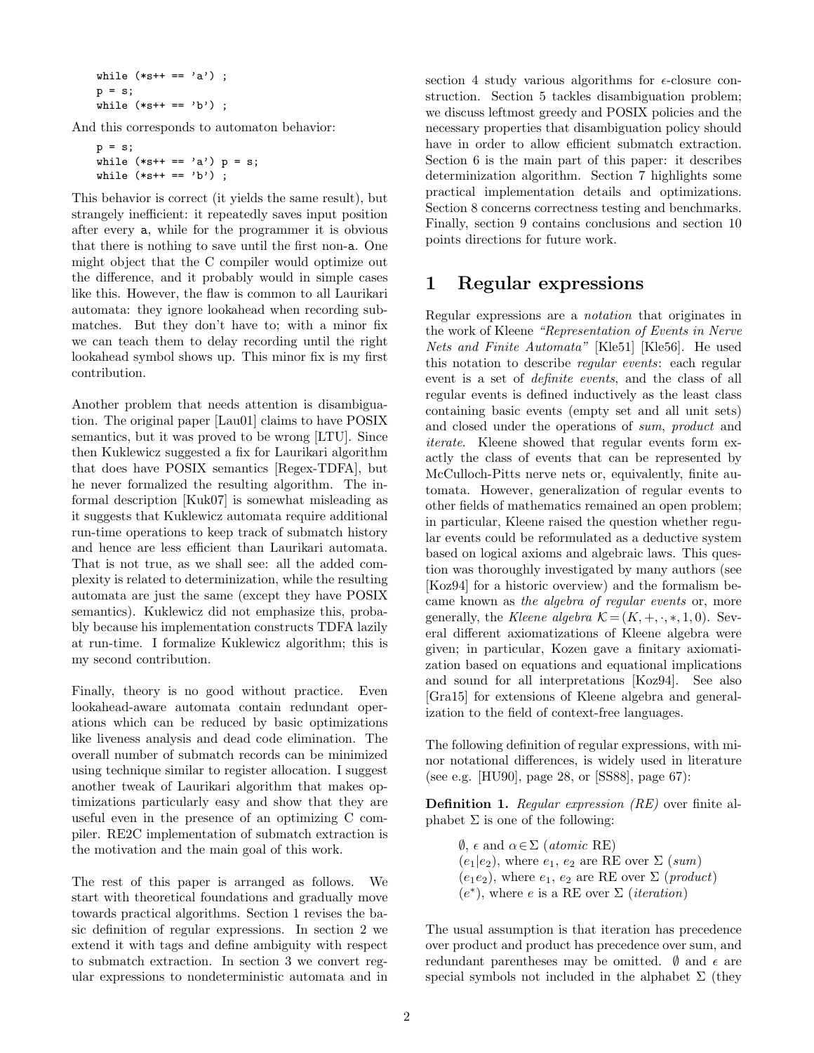```
while (*s++ == 'a') ;
p = s;
while (*s++ == 'b') ;
```

And this corresponds to automaton behavior:

```
p = s;
while (*s++ == 'a') p = s;
while (*s++ == 'b') ;
```

This behavior is correct (it yields the same result), but strangely inefficient: it repeatedly saves input position after every a, while for the programmer it is obvious that there is nothing to save until the first non-a. One might object that the C compiler would optimize out the difference, and it probably would in simple cases like this. However, the flaw is common to all Laurikari automata: they ignore lookahead when recording submatches. But they don't have to; with a minor fix we can teach them to delay recording until the right lookahead symbol shows up. This minor fix is my first contribution.

Another problem that needs attention is disambiguation. The original paper [Lau01] claims to have POSIX semantics, but it was proved to be wrong [LTU]. Since then Kuklewicz suggested a fix for Laurikari algorithm that does have POSIX semantics [Regex-TDFA], but he never formalized the resulting algorithm. The informal description [Kuk07] is somewhat misleading as it suggests that Kuklewicz automata require additional run-time operations to keep track of submatch history and hence are less efficient than Laurikari automata. That is not true, as we shall see: all the added complexity is related to determinization, while the resulting automata are just the same (except they have POSIX semantics). Kuklewicz did not emphasize this, probably because his implementation constructs TDFA lazily at run-time. I formalize Kuklewicz algorithm; this is my second contribution.

Finally, theory is no good without practice. Even lookahead-aware automata contain redundant operations which can be reduced by basic optimizations like liveness analysis and dead code elimination. The overall number of submatch records can be minimized using technique similar to register allocation. I suggest another tweak of Laurikari algorithm that makes optimizations particularly easy and show that they are useful even in the presence of an optimizing C compiler. RE2C implementation of submatch extraction is the motivation and the main goal of this work.

The rest of this paper is arranged as follows. We start with theoretical foundations and gradually move towards practical algorithms. Section 1 revises the basic definition of regular expressions. In section 2 we extend it with tags and define ambiguity with respect to submatch extraction. In section 3 we convert regular expressions to nondeterministic automata and in section 4 study various algorithms for $\epsilon$-closure construction. Section 5 tackles disambiguation problem; we discuss leftmost greedy and POSIX policies and the necessary properties that disambiguation policy should have in order to allow efficient submatch extraction. Section 6 is the main part of this paper: it describes determinization algorithm. Section 7 highlights some practical implementation details and optimizations. Section 8 concerns correctness testing and benchmarks. Finally, section 9 contains conclusions and section 10 points directions for future work.

# 1 Regular expressions

Regular expressions are a *notation* that originates in the work of Kleene *"Representation of Events in Nerve Nets and Finite Automata"* [Kle51] [Kle56]. He used this notation to describe *regular events*: each regular event is a set of *definite events*, and the class of all regular events is defined inductively as the least class containing basic events (empty set and all unit sets) and closed under the operations of *sum*, *product* and *iterate*. Kleene showed that regular events form exactly the class of events that can be represented by McCulloch-Pitts nerve nets or, equivalently, finite automata. However, generalization of regular events to other fields of mathematics remained an open problem; in particular, Kleene raised the question whether regular events could be reformulated as a deductive system based on logical axioms and algebraic laws. This question was thoroughly investigated by many authors (see [Koz94] for a historic overview) and the formalism became known as *the algebra of regular events* or, more generally, the *Kleene algebra* $\mathcal{K} = (K, +, \cdot, *, 1, 0)$. Several different axiomatizations of Kleene algebra were given; in particular, Kozen gave a finitary axiomatization based on equations and equational implications and sound for all interpretations [Koz94]. See also [Gra15] for extensions of Kleene algebra and generalization to the field of context-free languages.

The following definition of regular expressions, with minor notational differences, is widely used in literature (see e.g. [HU90], page 28, or [SS88], page 67):

**Definition 1.** *Regular expression (RE) over finite alphabet* $\Sigma$ *is one of the following:*

> $\emptyset$, $\epsilon$ and $\alpha \in \Sigma$ (*atomic* RE)
> $(e_1 | e_2)$, where $e_1$, $e_2$ are RE over $\Sigma$ (*sum*)
> $(e_1 e_2)$, where $e_1$, $e_2$ are RE over $\Sigma$ (*product*)
> $(e^*)$, where $e$ is a RE over $\Sigma$ (*iteration*)

The usual assumption is that iteration has precedence over product and product has precedence over sum, and redundant parentheses may be omitted. $\emptyset$ and $\epsilon$ are special symbols not included in the alphabet $\Sigma$ (they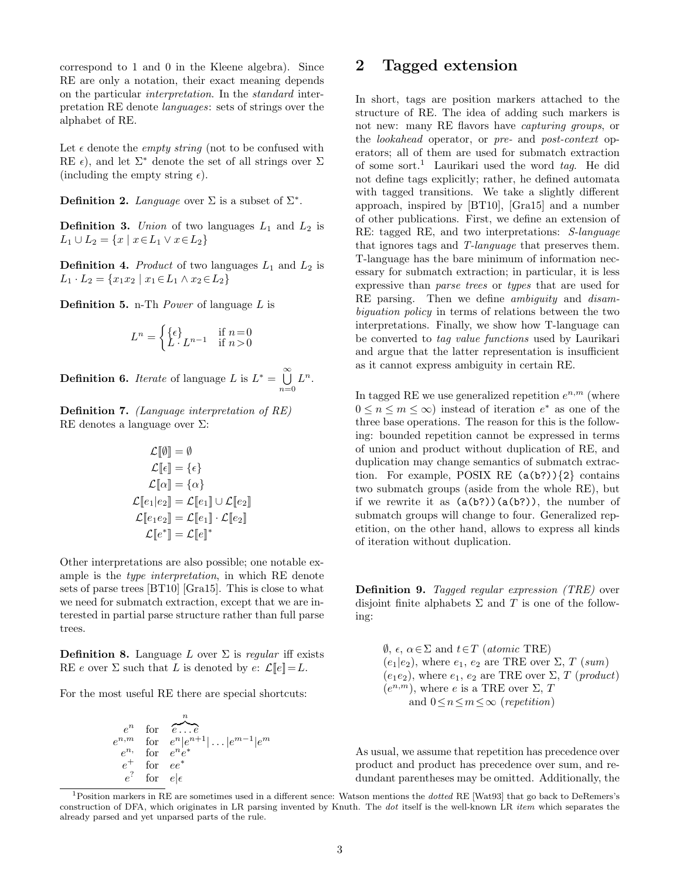correspond to 1 and 0 in the Kleene algebra). Since RE are only a notation, their exact meaning depends on the particular *interpretation*. In the *standard* interpretation RE denote *languages*: sets of strings over the alphabet of RE.

Let $\epsilon$ denote the *empty string* (not to be confused with RE $\epsilon$), and let $\Sigma^*$ denote the set of all strings over $\Sigma$ (including the empty string $\epsilon$).

**Definition 2.** *Language* over $\Sigma$ is a subset of $\Sigma^*$.

**Definition 3.** *Union* of two languages $L_1$ and $L_2$ is $L_1 \cup L_2 = \{x \mid x \in L_1 \vee x \in L_2\}$

**Definition 4.** *Product* of two languages $L_1$ and $L_2$ is $L_1 \cdot L_2 = \{x_1 x_2 \mid x_1 \in L_1 \wedge x_2 \in L_2\}$

**Definition 5.** n-Th *Power* of language $L$ is

$$L^n = \begin{cases} \{\epsilon\} & \text{if } n = 0 \\ L \cdot L^{n-1} & \text{if } n > 0 \end{cases}$$

**Definition 6.** *Iterate* of language $L$ is $L^* = \bigcup\limits_{n=0}^{\infty} L^n$.

**Definition 7.** *(Language interpretation of RE)* RE denotes a language over $\Sigma$:

$$\begin{aligned}
\mathcal{L}[\![\emptyset]\!] &= \emptyset \\
\mathcal{L}[\![\epsilon]\!] &= \{\epsilon\} \\
\mathcal{L}[\![\alpha]\!] &= \{\alpha\} \\
\mathcal{L}[\![e_1|e_2]\!] &= \mathcal{L}[\![e_1]\!] \cup \mathcal{L}[\![e_2]\!] \\
\mathcal{L}[\![e_1 e_2]\!] &= \mathcal{L}[\![e_1]\!] \cdot \mathcal{L}[\![e_2]\!] \\
\mathcal{L}[\![e^*]\!] &= \mathcal{L}[\![e]\!]^*
\end{aligned}$$

Other interpretations are also possible; one notable example is the *type interpretation*, in which RE denote sets of parse trees [BT10] [Gra15]. This is close to what we need for submatch extraction, except that we are interested in partial parse structure rather than full parse trees.

**Definition 8.** Language $L$ over $\Sigma$ is *regular* iff exists RE $e$ over $\Sigma$ such that $L$ is denoted by $e$: $\mathcal{L}[\![e]\!] = L$.

For the most useful RE there are special shortcuts:

$$\begin{aligned}
e^n &\quad \text{for} \quad \overbrace{e \dots e}^{n} \\
e^{n,m} &\quad \text{for} \quad e^n | e^{n+1} | \dots | e^{m-1} | e^m \\
e^{n,} &\quad \text{for} \quad e^n e^* \\
e^{+} &\quad \text{for} \quad e e^* \\
e^{?} &\quad \text{for} \quad e | \epsilon
\end{aligned}$$

## 2 Tagged extension

In short, tags are position markers attached to the structure of RE. The idea of adding such markers is not new: many RE flavors have *capturing groups*, or the *lookahead* operator, or *pre-* and *post-context* operators; all of them are used for submatch extraction of some sort.[1] Laurikari used the word *tag*. He did not define tags explicitly; rather, he defined automata with tagged transitions. We take a slightly different approach, inspired by [BT10], [Gra15] and a number of other publications. First, we define an extension of RE: tagged RE, and two interpretations: *S-language* that ignores tags and *T-language* that preserves them. T-language has the bare minimum of information necessary for submatch extraction; in particular, it is less expressive than *parse trees* or *types* that are used for RE parsing. Then we define *ambiguity* and *disambiguation policy* in terms of relations between the two interpretations. Finally, we show how T-language can be converted to *tag value functions* used by Laurikari and argue that the latter representation is insufficient as it cannot express ambiguity in certain RE.

In tagged RE we use generalized repetition $e^{n,m}$ (where $0 \leq n \leq m \leq \infty$) instead of iteration $e^*$ as one of the three base operations. The reason for this is the following: bounded repetition cannot be expressed in terms of union and product without duplication of RE, and duplication may change semantics of submatch extraction. For example, POSIX RE `(a(b?)){2}` contains two submatch groups (aside from the whole RE), but if we rewrite it as `(a(b?))(a(b?))`, the number of submatch groups will change to four. Generalized repetition, on the other hand, allows to express all kinds of iteration without duplication.

**Definition 9.** *Tagged regular expression (TRE)* over disjoint finite alphabets $\Sigma$ and $T$ is one of the following:

- $\emptyset$, $\epsilon$, $\alpha \in \Sigma$ and $t \in T$ (*atomic* TRE)
- $(e_1|e_2)$, where $e_1$, $e_2$ are TRE over $\Sigma$, $T$ (*sum*)
- $(e_1 e_2)$, where $e_1$, $e_2$ are TRE over $\Sigma$, $T$ (*product*)
- $(e^{n,m})$, where $e$ is a TRE over $\Sigma$, $T$ and $0 \leq n \leq m \leq \infty$ (*repetition*)

As usual, we assume that repetition has precedence over product and product has precedence over sum, and redundant parentheses may be omitted. Additionally, the

[1] Position markers in RE are sometimes used in a different sence: Watson mentions the *dotted* RE [Wat93] that go back to DeRemers's construction of DFA, which originates in LR parsing invented by Knuth. The *dot* itself is the well-known LR *item* which separates the already parsed and yet unparsed parts of the rule.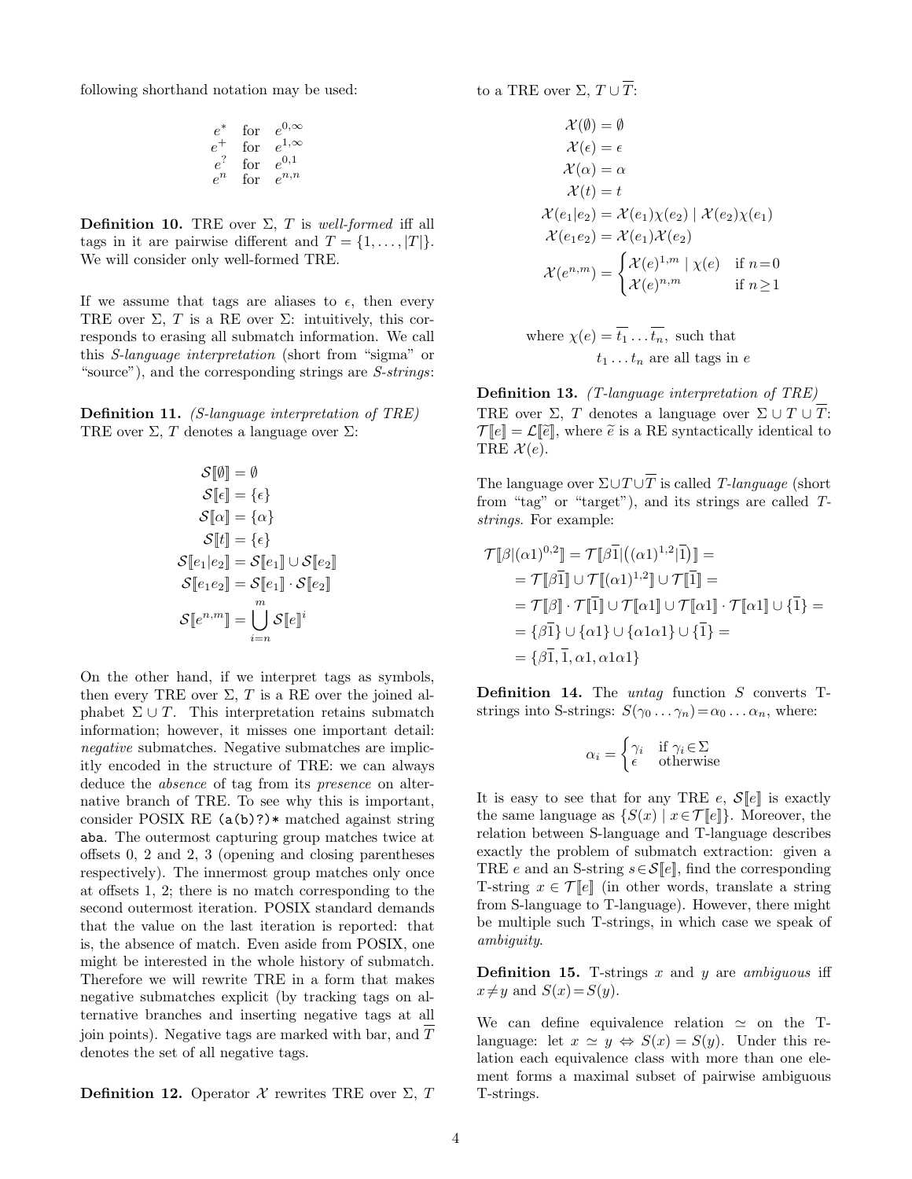following shorthand notation may be used:

$$\begin{array}{ll} e^* & \text{for} \quad e^{0,\infty} \\ e^+ & \text{for} \quad e^{1,\infty} \\ e^? & \text{for} \quad e^{0,1} \\ e^n & \text{for} \quad e^{n,n} \end{array}$$

**Definition 10.** TRE over $\Sigma$, $T$ is *well-formed* iff all tags in it are pairwise different and $T = \{1, \dots, |T|\}$. We will consider only well-formed TRE.

If we assume that tags are aliases to $\epsilon$, then every TRE over $\Sigma$, $T$ is a RE over $\Sigma$: intuitively, this corresponds to erasing all submatch information. We call this *S-language interpretation* (short from "sigma" or "source"), and the corresponding strings are *S-strings*:

**Definition 11.** *(S-language interpretation of TRE)* TRE over $\Sigma$, $T$ denotes a language over $\Sigma$:

$$\begin{aligned}
\mathcal{S}[\![\emptyset]\!] &= \emptyset \\
\mathcal{S}[\![\epsilon]\!] &= \{\epsilon\} \\
\mathcal{S}[\![\alpha]\!] &= \{\alpha\} \\
\mathcal{S}[\![t]\!] &= \{\epsilon\} \\
\mathcal{S}[\![e_1|e_2]\!] &= \mathcal{S}[\![e_1]\!] \cup \mathcal{S}[\![e_2]\!] \\
\mathcal{S}[\![e_1 e_2]\!] &= \mathcal{S}[\![e_1]\!] \cdot \mathcal{S}[\![e_2]\!] \\
\mathcal{S}[\![e^{n,m}]\!] &= \bigcup_{i=n}^{m} \mathcal{S}[\![e]\!]^i
\end{aligned}$$

On the other hand, if we interpret tags as symbols, then every TRE over $\Sigma$, $T$ is a RE over the joined alphabet $\Sigma \cup T$. This interpretation retains submatch information; however, it misses one important detail: *negative* submatches. Negative submatches are implicitly encoded in the structure of TRE: we can always deduce the *absence* of tag from its *presence* on alternative branch of TRE. To see why this is important, consider POSIX RE `(a(b)?)*` matched against string `aba`. The outermost capturing group matches twice at offsets 0, 2 and 2, 3 (opening and closing parentheses respectively). The innermost group matches only once at offsets 1, 2; there is no match corresponding to the second outermost iteration. POSIX standard demands that the value on the last iteration is reported: that is, the absence of match. Even aside from POSIX, one might be interested in the whole history of submatch. Therefore we will rewrite TRE in a form that makes negative submatches explicit (by tracking tags on alternative branches and inserting negative tags at all join points). Negative tags are marked with bar, and $\overline{T}$ denotes the set of all negative tags.

**Definition 12.** Operator $\mathcal{X}$ rewrites TRE over $\Sigma$, $T$ to a TRE over $\Sigma$, $T \cup \overline{T}$:

$$\begin{aligned}
\mathcal{X}(\emptyset) &= \emptyset \\
\mathcal{X}(\epsilon) &= \epsilon \\
\mathcal{X}(\alpha) &= \alpha \\
\mathcal{X}(t) &= t \\
\mathcal{X}(e_1|e_2) &= \mathcal{X}(e_1)\chi(e_2) \mid \mathcal{X}(e_2)\chi(e_1) \\
\mathcal{X}(e_1 e_2) &= \mathcal{X}(e_1)\mathcal{X}(e_2) \\
\mathcal{X}(e^{n,m}) &= \begin{cases} \mathcal{X}(e)^{1,m} \mid \chi(e) & \text{if } n=0 \\ \mathcal{X}(e)^{n,m} & \text{if } n \geq 1 \end{cases}
\end{aligned}$$

where $\chi(e) = \overline{t_1} \dots \overline{t_n}$, such that $t_1 \dots t_n$ are all tags in $e$

**Definition 13.** *(T-language interpretation of TRE)* TRE over $\Sigma$, $T$ denotes a language over $\Sigma \cup T \cup \overline{T}$: $\mathcal{T}[\![e]\!] = \mathcal{L}[\![\widetilde{e}]\!]$, where $\widetilde{e}$ is a RE syntactically identical to TRE $\mathcal{X}(e)$.

The language over $\Sigma \cup T \cup \overline{T}$ is called *T-language* (short from "tag" or "target"), and its strings are called *T-strings*. For example:

$$\begin{aligned}
\mathcal{T}[\![\beta|(\alpha 1)^{0,2}]\!] &= \mathcal{T}[\![\beta\overline{1}|\big((\alpha 1)^{1,2}|\overline{1}\big)]\!] = \\
&= \mathcal{T}[\![\beta\overline{1}]\!] \cup \mathcal{T}[\![(\alpha 1)^{1,2}]\!] \cup \mathcal{T}[\![\overline{1}]\!] = \\
&= \mathcal{T}[\![\beta]\!] \cdot \mathcal{T}[\![\overline{1}]\!] \cup \mathcal{T}[\![\alpha 1]\!] \cup \mathcal{T}[\![\alpha 1]\!] \cdot \mathcal{T}[\![\alpha 1]\!] \cup \{\overline{1}\} = \\
&= \{\beta\overline{1}\} \cup \{\alpha 1\} \cup \{\alpha 1 \alpha 1\} \cup \{\overline{1}\} = \\
&= \{\beta\overline{1}, \overline{1}, \alpha 1, \alpha 1 \alpha 1\}
\end{aligned}$$

**Definition 14.** The *untag* function $S$ converts T-strings into S-strings: $S(\gamma_0 \dots \gamma_n) = \alpha_0 \dots \alpha_n$, where:

$$\alpha_i = \begin{cases} \gamma_i & \text{if } \gamma_i \in \Sigma \\ \epsilon & \text{otherwise} \end{cases}$$

It is easy to see that for any TRE $e$, $\mathcal{S}[\![e]\!]$ is exactly the same language as $\{S(x) \mid x \in \mathcal{T}[\![e]\!]\}$. Moreover, the relation between S-language and T-language describes exactly the problem of submatch extraction: given a TRE $e$ and an S-string $s \in \mathcal{S}[\![e]\!]$, find the corresponding T-string $x \in \mathcal{T}[\![e]\!]$ (in other words, translate a string from S-language to T-language). However, there might be multiple such T-strings, in which case we speak of *ambiguity*.

**Definition 15.** T-strings $x$ and $y$ are *ambiguous* iff $x \neq y$ and $S(x) = S(y)$.

We can define equivalence relation $\simeq$ on the T-language: let $x \simeq y \Leftrightarrow S(x) = S(y)$. Under this relation each equivalence class with more than one element forms a maximal subset of pairwise ambiguous T-strings.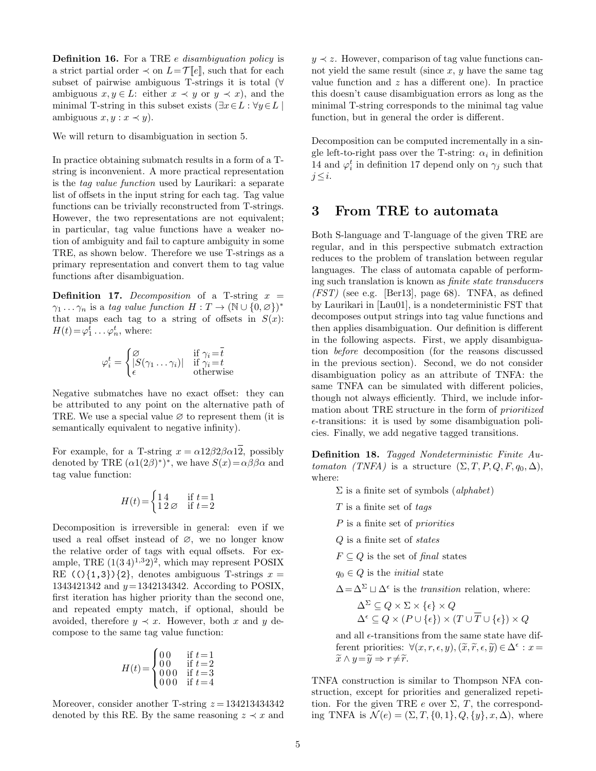**Definition 16.** For a TRE $e$ *disambiguation policy* is a strict partial order $\prec$ on $L = \mathcal{T}[\![e]\!]$, such that for each subset of pairwise ambiguous T-strings it is total ($\forall$ ambiguous $x, y \in L$: either $x \prec y$ or $y \prec x$), and the minimal T-string in this subset exists ($\exists x \in L : \forall y \in L \mid$ ambiguous $x, y : x \prec y$).

We will return to disambiguation in section 5.

In practice obtaining submatch results in a form of a T-string is inconvenient. A more practical representation is the *tag value function* used by Laurikari: a separate list of offsets in the input string for each tag. Tag value functions can be trivially reconstructed from T-strings. However, the two representations are not equivalent; in particular, tag value functions have a weaker notion of ambiguity and fail to capture ambiguity in some TRE, as shown below. Therefore we use T-strings as a primary representation and convert them to tag value functions after disambiguation.

**Definition 17.** *Decomposition* of a T-string $x = \gamma_1 \dots \gamma_n$ is a *tag value function* $H : T \to (\mathbb{N} \cup \{0, \varnothing\})^*$ that maps each tag to a string of offsets in $S(x)$: $H(t) = \varphi^t_1 \dots \varphi^t_n$, where:

$$\varphi^t_i = \begin{cases} \varnothing & \text{if } \gamma_i = \overline{t} \\ |S(\gamma_1 \dots \gamma_i)| & \text{if } \gamma_i = t \\ \epsilon & \text{otherwise} \end{cases}$$

Negative submatches have no exact offset: they can be attributed to any point on the alternative path of TRE. We use a special value $\varnothing$ to represent them (it is semantically equivalent to negative infinity).

For example, for a T-string $x = \alpha 1 2 \beta 2 \beta \alpha 1 \overline{2}$, possibly denoted by TRE $(\alpha 1 (2 \beta)^*)^*$, we have $S(x) = \alpha \beta \beta \alpha$ and tag value function:

$$H(t) = \begin{cases} 1\,4 & \text{if } t = 1 \\ 1\,2\,\varnothing & \text{if } t = 2 \end{cases}$$

Decomposition is irreversible in general: even if we used a real offset instead of $\varnothing$, we no longer know the relative order of tags with equal offsets. For example, TRE $(1(3\,4)^{1,3}2)^2$, which may represent POSIX RE `(()\{1,3\})\{2\}`, denotes ambiguous T-strings $x = 1343421342$ and $y = 1342134342$. According to POSIX, first iteration has higher priority than the second one, and repeated empty match, if optional, should be avoided, therefore $y \prec x$. However, both $x$ and $y$ decompose to the same tag value function:

$$H(t) = \begin{cases} 0\,0 & \text{if } t = 1 \\ 0\,0 & \text{if } t = 2 \\ 0\,0\,0 & \text{if } t = 3 \\ 0\,0\,0 & \text{if } t = 4 \end{cases}$$

Moreover, consider another T-string $z = 134213434342$ denoted by this RE. By the same reasoning $z \prec x$ and $y \prec z$. However, comparison of tag value functions cannot yield the same result (since $x$, $y$ have the same tag value function and $z$ has a different one). In practice this doesn't cause disambiguation errors as long as the minimal T-string corresponds to the minimal tag value function, but in general the order is different.

Decomposition can be computed incrementally in a single left-to-right pass over the T-string: $\alpha_i$ in definition 14 and $\varphi^t_i$ in definition 17 depend only on $\gamma_j$ such that $j \leq i$.

# 3 From TRE to automata

Both S-language and T-language of the given TRE are regular, and in this perspective submatch extraction reduces to the problem of translation between regular languages. The class of automata capable of performing such translation is known as *finite state transducers (FST)* (see e.g. [Ber13], page 68). TNFA, as defined by Laurikari in [Lau01], is a nondeterministic FST that decomposes output strings into tag value functions and then applies disambiguation. Our definition is different in the following aspects. First, we apply disambiguation *before* decomposition (for the reasons discussed in the previous section). Second, we do not consider disambiguation policy as an attribute of TNFA: the same TNFA can be simulated with different policies, though not always efficiently. Third, we include information about TRE structure in the form of *prioritized* $\epsilon$-transitions: it is used by some disambiguation policies. Finally, we add negative tagged transitions.

**Definition 18.** *Tagged Nondeterministic Finite Automaton (TNFA)* is a structure $(\Sigma, T, P, Q, F, q_0, \Delta)$, where:

- $\Sigma$ is a finite set of symbols (*alphabet*)
- $T$ is a finite set of *tags*
- $P$ is a finite set of *priorities*
- $Q$ is a finite set of *states*
- $F \subseteq Q$ is the set of *final* states
- $q_0 \in Q$ is the *initial* state
- $\Delta = \Delta^\Sigma \sqcup \Delta^\epsilon$ is the *transition* relation, where:

  $\Delta^\Sigma \subseteq Q \times \Sigma \times \{\epsilon\} \times Q$
  
  $\Delta^\epsilon \subseteq Q \times (P \cup \{\epsilon\}) \times (T \cup \overline{T} \cup \{\epsilon\}) \times Q$

  and all $\epsilon$-transitions from the same state have different priorities: $\forall (x, r, \epsilon, y), (\widetilde{x}, \widetilde{r}, \epsilon, \widetilde{y}) \in \Delta^\epsilon : x = \widetilde{x} \wedge y = \widetilde{y} \Rightarrow r \neq \widetilde{r}$.

TNFA construction is similar to Thompson NFA construction, except for priorities and generalized repetition. For the given TRE $e$ over $\Sigma$, $T$, the corresponding TNFA is $\mathcal{N}(e) = (\Sigma, T, \{0, 1\}, Q, \{y\}, x, \Delta)$, where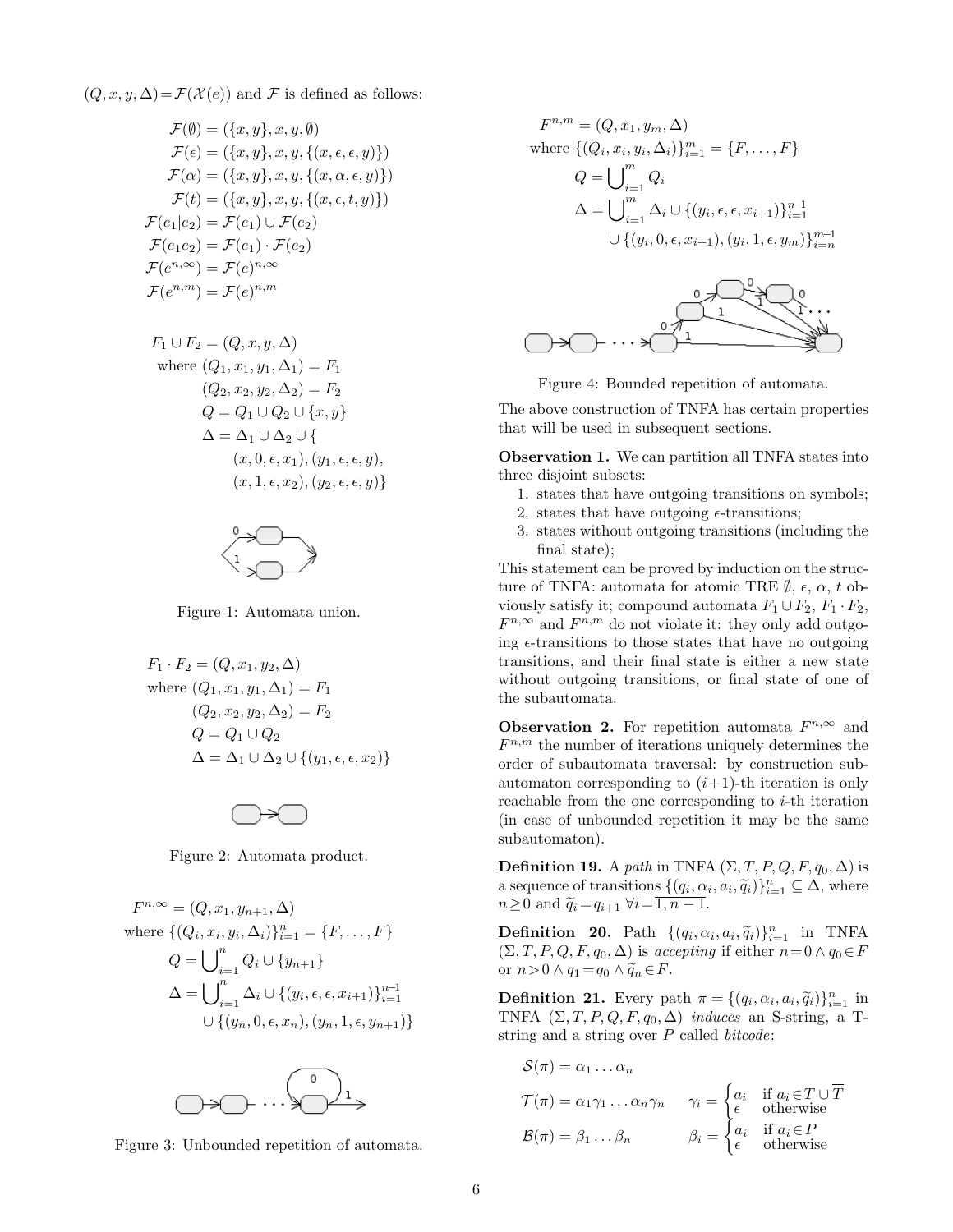$(Q, x, y, \Delta) = \mathcal{F}(\mathcal{X}(e))$ and $\mathcal{F}$ is defined as follows:

$$
\begin{aligned}
\mathcal{F}(\emptyset) &= (\{x, y\}, x, y, \emptyset) \\
\mathcal{F}(\epsilon) &= (\{x, y\}, x, y, \{(x, \epsilon, \epsilon, y)\}) \\
\mathcal{F}(\alpha) &= (\{x, y\}, x, y, \{(x, \alpha, \epsilon, y)\}) \\
\mathcal{F}(t) &= (\{x, y\}, x, y, \{(x, \epsilon, t, y)\}) \\
\mathcal{F}(e_1|e_2) &= \mathcal{F}(e_1) \cup \mathcal{F}(e_2) \\
\mathcal{F}(e_1 e_2) &= \mathcal{F}(e_1) \cdot \mathcal{F}(e_2) \\
\mathcal{F}(e^{n,\infty}) &= \mathcal{F}(e)^{n,\infty} \\
\mathcal{F}(e^{n,m}) &= \mathcal{F}(e)^{n,m}
\end{aligned}
$$

$$
\begin{aligned}
F_1 \cup F_2 = (&Q, x, y, \Delta) \\
\text{where } &(Q_1, x_1, y_1, \Delta_1) = F_1 \\
&(Q_2, x_2, y_2, \Delta_2) = F_2 \\
&Q = Q_1 \cup Q_2 \cup \{x, y\} \\
&\Delta = \Delta_1 \cup \Delta_2 \cup \{ \\
&\quad (x, 0, \epsilon, x_1), (y_1, \epsilon, \epsilon, y), \\
&\quad (x, 1, \epsilon, x_2), (y_2, \epsilon, \epsilon, y)\}
\end{aligned}
$$

Figure 1: Automata union.

$$
\begin{aligned}
F_1 \cdot F_2 = (&Q, x_1, y_2, \Delta) \\
\text{where } &(Q_1, x_1, y_1, \Delta_1) = F_1 \\
&(Q_2, x_2, y_2, \Delta_2) = F_2 \\
&Q = Q_1 \cup Q_2 \\
&\Delta = \Delta_1 \cup \Delta_2 \cup \{(y_1, \epsilon, \epsilon, x_2)\}
\end{aligned}
$$

Figure 2: Automata product.

$$
\begin{aligned}
F^{n,\infty} = (&Q, x_1, y_{n+1}, \Delta) \\
\text{where } &\{(Q_i, x_i, y_i, \Delta_i)\}_{i=1}^{n} = \{F, \dots, F\} \\
&Q = \bigcup\nolimits_{i=1}^{n} Q_i \cup \{y_{n+1}\} \\
&\Delta = \bigcup\nolimits_{i=1}^{n} \Delta_i \cup \{(y_i, \epsilon, \epsilon, x_{i+1})\}_{i=1}^{n-1} \\
&\quad \cup \{(y_n, 0, \epsilon, x_n), (y_n, 1, \epsilon, y_{n+1})\}
\end{aligned}
$$

Figure 3: Unbounded repetition of automata.

$$
\begin{aligned}
F^{n,m} = (&Q, x_1, y_m, \Delta) \\
\text{where } &\{(Q_i, x_i, y_i, \Delta_i)\}_{i=1}^{m} = \{F, \dots, F\} \\
&Q = \bigcup\nolimits_{i=1}^{m} Q_i \\
&\Delta = \bigcup\nolimits_{i=1}^{m} \Delta_i \cup \{(y_i, \epsilon, \epsilon, x_{i+1})\}_{i=1}^{n-1} \\
&\quad \cup \{(y_i, 0, \epsilon, x_{i+1}), (y_i, 1, \epsilon, y_m)\}_{i=n}^{m-1}
\end{aligned}
$$

Figure 4: Bounded repetition of automata.

The above construction of TNFA has certain properties that will be used in subsequent sections.

**Observation 1.** We can partition all TNFA states into three disjoint subsets:

1. states that have outgoing transitions on symbols;
2. states that have outgoing $\epsilon$-transitions;
3. states without outgoing transitions (including the final state);

This statement can be proved by induction on the structure of TNFA: automata for atomic TRE $\emptyset$, $\epsilon$, $\alpha$, $t$ obviously satisfy it; compound automata $F_1 \cup F_2$, $F_1 \cdot F_2$, $F^{n,\infty}$ and $F^{n,m}$ do not violate it: they only add outgoing $\epsilon$-transitions to those states that have no outgoing transitions, and their final state is either a new state without outgoing transitions, or final state of one of the subautomata.

**Observation 2.** For repetition automata $F^{n,\infty}$ and $F^{n,m}$ the number of iterations uniquely determines the order of subautomata traversal: by construction subautomaton corresponding to $(i+1)$-th iteration is only reachable from the one corresponding to $i$-th iteration (in case of unbounded repetition it may be the same subautomaton).

**Definition 19.** A *path* in TNFA $(\Sigma, T, P, Q, F, q_0, \Delta)$ is a sequence of transitions $\{(q_i, \alpha_i, a_i, \widetilde{q}_i)\}_{i=1}^{n} \subseteq \Delta$, where $n \geq 0$ and $\widetilde{q}_i = q_{i+1}$ $\forall i = \overline{1, n-1}$.

**Definition 20.** Path $\{(q_i, \alpha_i, a_i, \widetilde{q}_i)\}_{i=1}^{n}$ in TNFA $(\Sigma, T, P, Q, F, q_0, \Delta)$ is *accepting* if either $n = 0 \wedge q_0 \in F$ or $n > 0 \wedge q_1 = q_0 \wedge \widetilde{q}_n \in F$.

**Definition 21.** Every path $\pi = \{(q_i, \alpha_i, a_i, \widetilde{q}_i)\}_{i=1}^{n}$ in TNFA $(\Sigma, T, P, Q, F, q_0, \Delta)$ *induces* an S-string, a T-string and a string over $P$ called *bitcode*:

$$
\begin{aligned}
\mathcal{S}(\pi) &= \alpha_1 \dots \alpha_n \\
\mathcal{T}(\pi) &= \alpha_1 \gamma_1 \dots \alpha_n \gamma_n \qquad \gamma_i = \begin{cases} a_i & \text{if } a_i \in T \cup \overline{T} \\ \epsilon & \text{otherwise} \end{cases} \\
\mathcal{B}(\pi) &= \beta_1 \dots \beta_n \qquad \beta_i = \begin{cases} a_i & \text{if } a_i \in P \\ \epsilon & \text{otherwise} \end{cases}
\end{aligned}
$$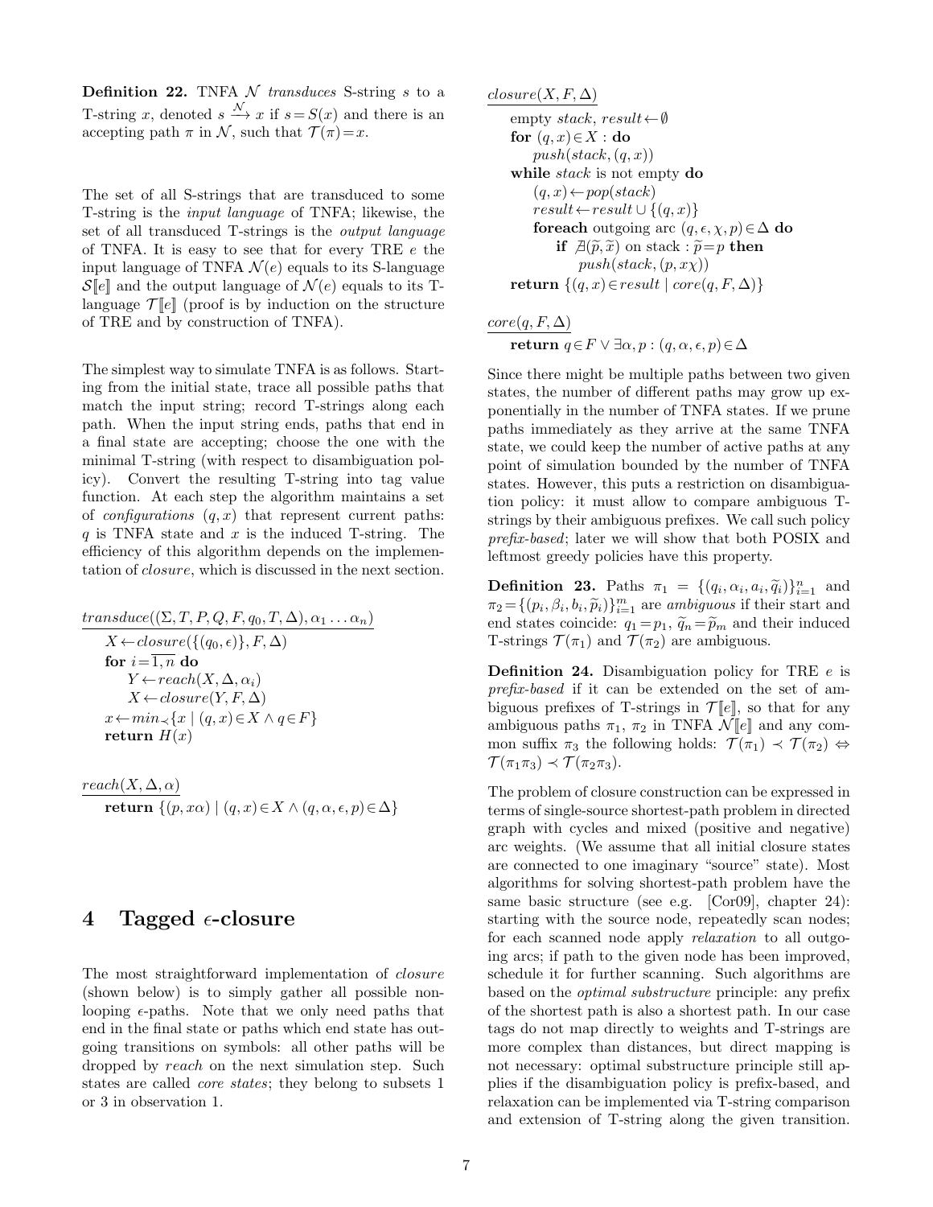**Definition 22.** TNFA $\mathcal{N}$ *transduces* S-string $s$ to a T-string $x$, denoted $s \xrightarrow{\mathcal{N}} x$ if $s = S(x)$ and there is an accepting path $\pi$ in $\mathcal{N}$, such that $\mathcal{T}(\pi) = x$.

The set of all S-strings that are transduced to some T-string is the *input language* of TNFA; likewise, the set of all transduced T-strings is the *output language* of TNFA. It is easy to see that for every TRE $e$ the input language of TNFA $\mathcal{N}(e)$ equals to its S-language $\mathcal{S}[\![e]\!]$ and the output language of $\mathcal{N}(e)$ equals to its T-language $\mathcal{T}[\![e]\!]$ (proof is by induction on the structure of TRE and by construction of TNFA).

The simplest way to simulate TNFA is as follows. Starting from the initial state, trace all possible paths that match the input string; record T-strings along each path. When the input string ends, paths that end in a final state are accepting; choose the one with the minimal T-string (with respect to disambiguation policy). Convert the resulting T-string into tag value function. At each step the algorithm maintains a set of *configurations* $(q, x)$ that represent current paths: $q$ is TNFA state and $x$ is the induced T-string. The efficiency of this algorithm depends on the implementation of *closure*, which is discussed in the next section.

```
transduce((Σ, T, P, Q, F, q0, T, Δ), α1 ... αn)
    X ← closure({(q0, ε)}, F, Δ)
    for i = 1,n do
        Y ← reach(X, Δ, αi)
        X ← closure(Y, F, Δ)
    x ← min≺{x | (q, x) ∈ X ∧ q ∈ F}
    return H(x)

reach(X, Δ, α)
    return {(p, xα) | (q, x) ∈ X ∧ (q, α, ε, p) ∈ Δ}
```

# 4 Tagged $\epsilon$-closure

The most straightforward implementation of *closure* (shown below) is to simply gather all possible non-looping $\epsilon$-paths. Note that we only need paths that end in the final state or paths which end state has outgoing transitions on symbols: all other paths will be dropped by *reach* on the next simulation step. Such states are called *core states*; they belong to subsets 1 or 3 in observation 1.

```
closure(X, F, Δ)
    empty stack, result ← ∅
    for (q, x) ∈ X : do
        push(stack, (q, x))
    while stack is not empty do
        (q, x) ← pop(stack)
        result ← result ∪ {(q, x)}
        foreach outgoing arc (q, ε, χ, p) ∈ Δ do
            if ∄(p̃, x̃) on stack : p̃ = p then
                push(stack, (p, xχ))
    return {(q, x) ∈ result | core(q, F, Δ)}

core(q, F, Δ)
    return q ∈ F ∨ ∃α, p : (q, α, ε, p) ∈ Δ
```

Since there might be multiple paths between two given states, the number of different paths may grow up exponentially in the number of TNFA states. If we prune paths immediately as they arrive at the same TNFA state, we could keep the number of active paths at any point of simulation bounded by the number of TNFA states. However, this puts a restriction on disambiguation policy: it must allow to compare ambiguous T-strings by their ambiguous prefixes. We call such policy *prefix-based*; later we will show that both POSIX and leftmost greedy policies have this property.

**Definition 23.** Paths $\pi_1 = \{(q_i, \alpha_i, a_i, \widetilde{q}_i)\}_{i=1}^n$ and $\pi_2 = \{(p_i, \beta_i, b_i, \widetilde{p}_i)\}_{i=1}^m$ are *ambiguous* if their start and end states coincide: $q_1 = p_1$, $\widetilde{q}_n = \widetilde{p}_m$ and their induced T-strings $\mathcal{T}(\pi_1)$ and $\mathcal{T}(\pi_2)$ are ambiguous.

**Definition 24.** Disambiguation policy for TRE $e$ is *prefix-based* if it can be extended on the set of ambiguous prefixes of T-strings in $\mathcal{T}[\![e]\!]$, so that for any ambiguous paths $\pi_1$, $\pi_2$ in TNFA $\mathcal{N}[\![e]\!]$ and any common suffix $\pi_3$ the following holds: $\mathcal{T}(\pi_1) \prec \mathcal{T}(\pi_2) \Leftrightarrow \mathcal{T}(\pi_1\pi_3) \prec \mathcal{T}(\pi_2\pi_3)$.

The problem of closure construction can be expressed in terms of single-source shortest-path problem in directed graph with cycles and mixed (positive and negative) arc weights. (We assume that all initial closure states are connected to one imaginary "source" state). Most algorithms for solving shortest-path problem have the same basic structure (see e.g. [Cor09], chapter 24): starting with the source node, repeatedly scan nodes; for each scanned node apply *relaxation* to all outgoing arcs; if path to the given node has been improved, schedule it for further scanning. Such algorithms are based on the *optimal substructure* principle: any prefix of the shortest path is also a shortest path. In our case tags do not map directly to weights and T-strings are more complex than distances, but direct mapping is not necessary: optimal substructure principle still applies if the disambiguation policy is prefix-based, and relaxation can be implemented via T-string comparison and extension of T-string along the given transition.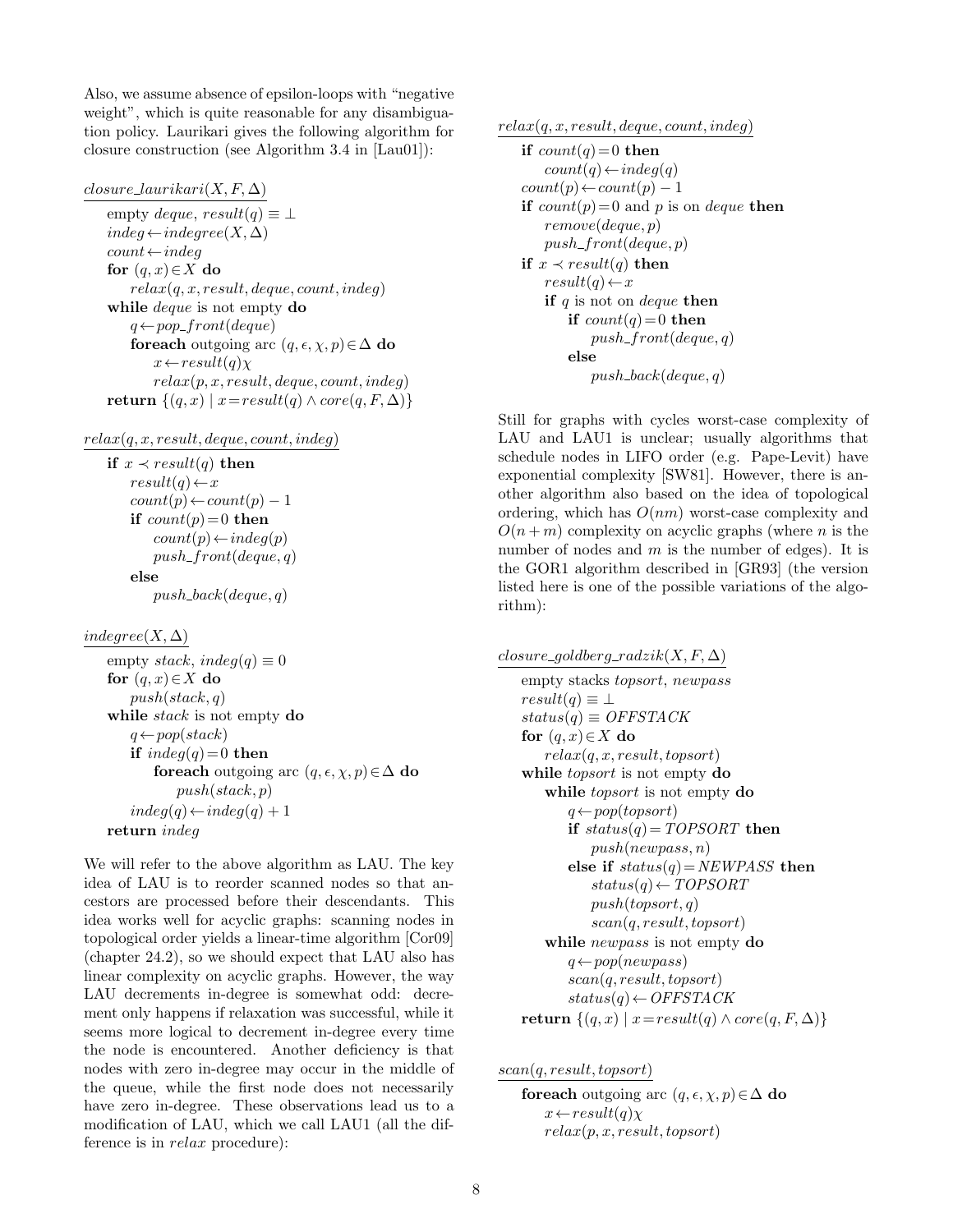Also, we assume absence of epsilon-loops with "negative weight", which is quite reasonable for any disambiguation policy. Laurikari gives the following algorithm for closure construction (see Algorithm 3.4 in [Lau01]):

```
closure_laurikari(X, F, Δ)
    empty deque, result(q) ≡ ⊥
    indeg ← indegree(X, Δ)
    count ← indeg
    for (q, x) ∈ X do
        relax(q, x, result, deque, count, indeg)
    while deque is not empty do
        q ← pop_front(deque)
        foreach outgoing arc (q, ϵ, χ, p) ∈ Δ do
            x ← result(q)χ
            relax(p, x, result, deque, count, indeg)
    return {(q, x) | x = result(q) ∧ core(q, F, Δ)}
```

```
relax(q, x, result, deque, count, indeg)
    if x ≺ result(q) then
        result(q) ← x
        count(p) ← count(p) − 1
        if count(p) = 0 then
            count(p) ← indeg(p)
            push_front(deque, q)
        else
            push_back(deque, q)
```

```
indegree(X, Δ)
    empty stack, indeg(q) ≡ 0
    for (q, x) ∈ X do
        push(stack, q)
    while stack is not empty do
        q ← pop(stack)
        if indeg(q) = 0 then
            foreach outgoing arc (q, ϵ, χ, p) ∈ Δ do
                push(stack, p)
        indeg(q) ← indeg(q) + 1
    return indeg
```

We will refer to the above algorithm as LAU. The key idea of LAU is to reorder scanned nodes so that ancestors are processed before their descendants. This idea works well for acyclic graphs: scanning nodes in topological order yields a linear-time algorithm [Cor09] (chapter 24.2), so we should expect that LAU also has linear complexity on acyclic graphs. However, the way LAU decrements in-degree is somewhat odd: decrement only happens if relaxation was successful, while it seems more logical to decrement in-degree every time the node is encountered. Another deficiency is that nodes with zero in-degree may occur in the middle of the queue, while the first node does not necessarily have zero in-degree. These observations lead us to a modification of LAU, which we call LAU1 (all the difference is in *relax* procedure):

```
relax(q, x, result, deque, count, indeg)
    if count(q) = 0 then
        count(q) ← indeg(q)
    count(p) ← count(p) − 1
    if count(p) = 0 and p is on deque then
        remove(deque, p)
        push_front(deque, p)
    if x ≺ result(q) then
        result(q) ← x
        if q is not on deque then
            if count(q) = 0 then
                push_front(deque, q)
            else
                push_back(deque, q)
```

Still for graphs with cycles worst-case complexity of LAU and LAU1 is unclear; usually algorithms that schedule nodes in LIFO order (e.g. Pape-Levit) have exponential complexity [SW81]. However, there is another algorithm also based on the idea of topological ordering, which has $O(nm)$ worst-case complexity and $O(n+m)$ complexity on acyclic graphs (where $n$ is the number of nodes and $m$ is the number of edges). It is the GOR1 algorithm described in [GR93] (the version listed here is one of the possible variations of the algorithm):

```
closure_goldberg_radzik(X, F, Δ)
    empty stacks topsort, newpass
    result(q) ≡ ⊥
    status(q) ≡ OFFSTACK
    for (q, x) ∈ X do
        relax(q, x, result, topsort)
    while topsort is not empty do
        while topsort is not empty do
            q ← pop(topsort)
            if status(q) = TOPSORT then
                push(newpass, n)
            else if status(q) = NEWPASS then
                status(q) ← TOPSORT
                push(topsort, q)
                scan(q, result, topsort)
        while newpass is not empty do
            q ← pop(newpass)
            scan(q, result, topsort)
            status(q) ← OFFSTACK
    return {(q, x) | x = result(q) ∧ core(q, F, Δ)}
```

```
scan(q, result, topsort)
    foreach outgoing arc (q, ϵ, χ, p) ∈ Δ do
        x ← result(q)χ
        relax(p, x, result, topsort)
```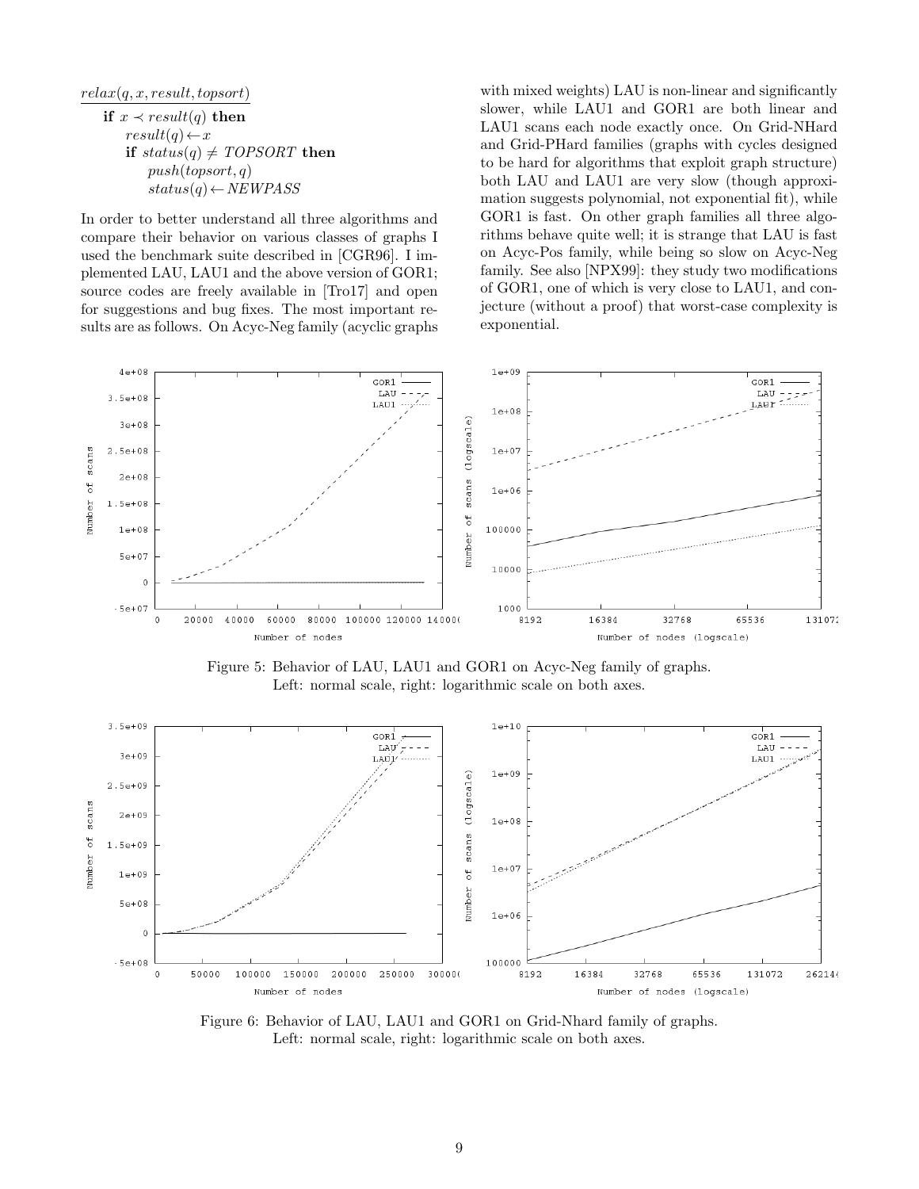$relax(q, x, result, topsort)$

**if** $x \prec result(q)$ **then**
  $result(q) \leftarrow x$
  **if** $status(q) \neq TOPSORT$ **then**
    $push(topsort, q)$
    $status(q) \leftarrow NEWPASS$

In order to better understand all three algorithms and compare their behavior on various classes of graphs I used the benchmark suite described in [CGR96]. I implemented LAU, LAU1 and the above version of GOR1; source codes are freely available in [Tro17] and open for suggestions and bug fixes. The most important results are as follows. On Acyc-Neg family (acyclic graphs with mixed weights) LAU is non-linear and significantly slower, while LAU1 and GOR1 are both linear and LAU1 scans each node exactly once. On Grid-NHard and Grid-PHard families (graphs with cycles designed to be hard for algorithms that exploit graph structure) both LAU and LAU1 are very slow (though approximation suggests polynomial, not exponential fit), while GOR1 is fast. On other graph families all three algorithms behave quite well; it is strange that LAU is fast on Acyc-Pos family, while being so slow on Acyc-Neg family. See also [NPX99]: they study two modifications of GOR1, one of which is very close to LAU1, and conjecture (without a proof) that worst-case complexity is exponential.

Figure 5: Behavior of LAU, LAU1 and GOR1 on Acyc-Neg family of graphs. Left: normal scale, right: logarithmic scale on both axes.

Figure 6: Behavior of LAU, LAU1 and GOR1 on Grid-Nhard family of graphs. Left: normal scale, right: logarithmic scale on both axes.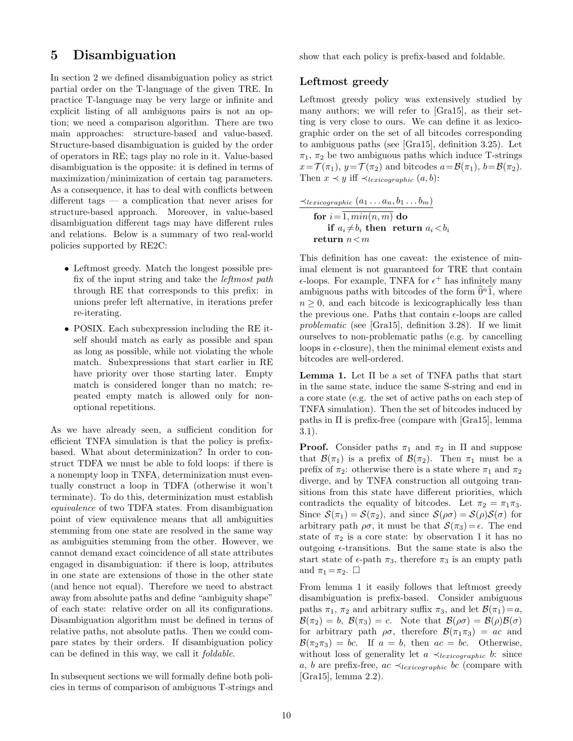# 5 Disambiguation

In section 2 we defined disambiguation policy as strict partial order on the T-language of the given TRE. In practice T-language may be very large or infinite and explicit listing of all ambiguous pairs is not an option; we need a comparison algorithm. There are two main approaches: structure-based and value-based. Structure-based disambiguation is guided by the order of operators in RE; tags play no role in it. Value-based disambiguation is the opposite: it is defined in terms of maximization/minimization of certain tag parameters. As a consequence, it has to deal with conflicts between different tags — a complication that never arises for structure-based approach. Moreover, in value-based disambiguation different tags may have different rules and relations. Below is a summary of two real-world policies supported by RE2C:

- Leftmost greedy. Match the longest possible prefix of the input string and take the *leftmost path* through RE that corresponds to this prefix: in unions prefer left alternative, in iterations prefer re-iterating.
- POSIX. Each subexpression including the RE itself should match as early as possible and span as long as possible, while not violating the whole match. Subexpressions that start earlier in RE have priority over those starting later. Empty match is considered longer than no match; repeated empty match is allowed only for non-optional repetitions.

As we have already seen, a sufficient condition for efficient TNFA simulation is that the policy is prefix-based. What about determinization? In order to construct TDFA we must be able to fold loops: if there is a nonempty loop in TNFA, determinization must eventually construct a loop in TDFA (otherwise it won't terminate). To do this, determinization must establish *equivalence* of two TDFA states. From disambiguation point of view equivalence means that all ambiguities stemming from one state are resolved in the same way as ambiguities stemming from the other. However, we cannot demand exact coincidence of all state attributes engaged in disambiguation: if there is loop, attributes in one state are extensions of those in the other state (and hence not equal). Therefore we need to abstract away from absolute paths and define "ambiguity shape" of each state: relative order on all its configurations. Disambiguation algorithm must be defined in terms of relative paths, not absolute paths. Then we could compare states by their orders. If disambiguation policy can be defined in this way, we call it *foldable*.

In subsequent sections we will formally define both policies in terms of comparison of ambiguous T-strings and show that each policy is prefix-based and foldable.

## Leftmost greedy

Leftmost greedy policy was extensively studied by many authors; we will refer to [Gra15], as their setting is very close to ours. We can define it as lexicographic order on the set of all bitcodes corresponding to ambiguous paths (see [Gra15], definition 3.25). Let $\pi_1$, $\pi_2$ be two ambiguous paths which induce T-strings $x = \mathcal{T}(\pi_1)$, $y = \mathcal{T}(\pi_2)$ and bitcodes $a = \mathcal{B}(\pi_1)$, $b = \mathcal{B}(\pi_2)$. Then $x \prec y$ iff $\prec_{lexicographic} (a, b)$:

$\prec_{lexicographic} (a_1 \dots a_n, b_1 \dots b_m)$

**for** $i = \overline{1, min(n,m)}$ **do**
  **if** $a_i \neq b_i$ **then return** $a_i < b_i$
**return** $n < m$

This definition has one caveat: the existence of minimal element is not guaranteed for TRE that contain $\epsilon$-loops. For example, TNFA for $\epsilon^+$ has infinitely many ambiguous paths with bitcodes of the form $\widehat{0}^n\widehat{1}$, where $n \geq 0$, and each bitcode is lexicographically less than the previous one. Paths that contain $\epsilon$-loops are called *problematic* (see [Gra15], definition 3.28). If we limit ourselves to non-problematic paths (e.g. by cancelling loops in $\epsilon$-closure), then the minimal element exists and bitcodes are well-ordered.

**Lemma 1.** Let $\Pi$ be a set of TNFA paths that start in the same state, induce the same S-string and end in a core state (e.g. the set of active paths on each step of TNFA simulation). Then the set of bitcodes induced by paths in $\Pi$ is prefix-free (compare with [Gra15], lemma 3.1).

**Proof.** Consider paths $\pi_1$ and $\pi_2$ in $\Pi$ and suppose that $\mathcal{B}(\pi_1)$ is a prefix of $\mathcal{B}(\pi_2)$. Then $\pi_1$ must be a prefix of $\pi_2$: otherwise there is a state where $\pi_1$ and $\pi_2$ diverge, and by TNFA construction all outgoing transitions from this state have different priorities, which contradicts the equality of bitcodes. Let $\pi_2 = \pi_1\pi_3$. Since $\mathcal{S}(\pi_1) = \mathcal{S}(\pi_2)$, and since $\mathcal{S}(\rho\sigma) = \mathcal{S}(\rho)\mathcal{S}(\sigma)$ for arbitrary path $\rho\sigma$, it must be that $\mathcal{S}(\pi_3) = \epsilon$. The end state of $\pi_2$ is a core state: by observation 1 it has no outgoing $\epsilon$-transitions. But the same state is also the start state of $\epsilon$-path $\pi_3$, therefore $\pi_3$ is an empty path and $\pi_1 = \pi_2$. $\square$

From lemma 1 it easily follows that leftmost greedy disambiguation is prefix-based. Consider ambiguous paths $\pi_1$, $\pi_2$ and arbitrary suffix $\pi_3$, and let $\mathcal{B}(\pi_1) = a$, $\mathcal{B}(\pi_2) = b$, $\mathcal{B}(\pi_3) = c$. Note that $\mathcal{B}(\rho\sigma) = \mathcal{B}(\rho)\mathcal{B}(\sigma)$ for arbitrary path $\rho\sigma$, therefore $\mathcal{B}(\pi_1\pi_3) = ac$ and $\mathcal{B}(\pi_2\pi_3) = bc$. If $a = b$, then $ac = bc$. Otherwise, without loss of generality let $a \prec_{lexicographic} b$: since $a$, $b$ are prefix-free, $ac \prec_{lexicographic} bc$ (compare with [Gra15], lemma 2.2).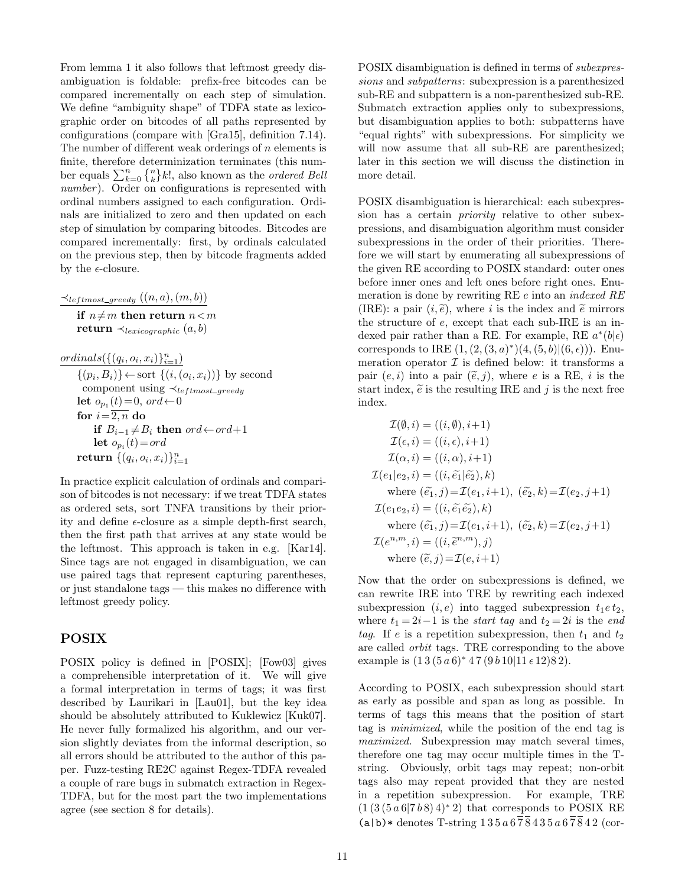From lemma 1 it also follows that leftmost greedy disambiguation is foldable: prefix-free bitcodes can be compared incrementally on each step of simulation. We define "ambiguity shape" of TDFA state as lexicographic order on bitcodes of all paths represented by configurations (compare with [Gra15], definition 7.14). The number of different weak orderings of $n$ elements is finite, therefore determinization terminates (this number equals $\sum_{k=0}^{n} \left\{ {n \atop k} \right\} k!$, also known as the *ordered Bell number*). Order on configurations is represented with ordinal numbers assigned to each configuration. Ordinals are initialized to zero and then updated on each step of simulation by comparing bitcodes. Bitcodes are compared incrementally: first, by ordinals calculated on the previous step, then by bitcode fragments added by the $\epsilon$-closure.

$\underline{\prec_{leftmost\_greedy}((n,a),(m,b))}$
&nbsp;&nbsp;&nbsp;&nbsp;**if** $n \neq m$ **then return** $n < m$
&nbsp;&nbsp;&nbsp;&nbsp;**return** $\prec_{lexicographic}(a,b)$

$\underline{ordinals(\{(q_i,o_i,x_i)\}_{i=1}^{n})}$
&nbsp;&nbsp;&nbsp;&nbsp;$\{(p_i,B_i)\} \leftarrow$ sort $\{(i,(o_i,x_i))\}$ by second component using $\prec_{leftmost\_greedy}$
&nbsp;&nbsp;&nbsp;&nbsp;**let** $o_{p_1}(t) = 0$, $ord \leftarrow 0$
&nbsp;&nbsp;&nbsp;&nbsp;**for** $i = \overline{2,n}$ **do**
&nbsp;&nbsp;&nbsp;&nbsp;&nbsp;&nbsp;&nbsp;&nbsp;**if** $B_{i-1} \neq B_i$ **then** $ord \leftarrow ord + 1$
&nbsp;&nbsp;&nbsp;&nbsp;&nbsp;&nbsp;&nbsp;&nbsp;**let** $o_{p_i}(t) = ord$
&nbsp;&nbsp;&nbsp;&nbsp;**return** $\{(q_i,o_i,x_i)\}_{i=1}^{n}$

In practice explicit calculation of ordinals and comparison of bitcodes is not necessary: if we treat TDFA states as ordered sets, sort TNFA transitions by their priority and define $\epsilon$-closure as a simple depth-first search, then the first path that arrives at any state would be the leftmost. This approach is taken in e.g. [Kar14]. Since tags are not engaged in disambiguation, we can use paired tags that represent capturing parentheses, or just standalone tags — this makes no difference with leftmost greedy policy.

## POSIX

POSIX policy is defined in [POSIX]; [Fow03] gives a comprehensible interpretation of it. We will give a formal interpretation in terms of tags; it was first described by Laurikari in [Lau01], but the key idea should be absolutely attributed to Kuklewicz [Kuk07]. He never fully formalized his algorithm, and our version slightly deviates from the informal description, so all errors should be attributed to the author of this paper. Fuzz-testing RE2C against Regex-TDFA revealed a couple of rare bugs in submatch extraction in Regex-TDFA, but for the most part the two implementations agree (see section 8 for details).

POSIX disambiguation is defined in terms of *subexpressions* and *subpatterns*: subexpression is a parenthesized sub-RE and subpattern is a non-parenthesized sub-RE. Submatch extraction applies only to subexpressions, but disambiguation applies to both: subpatterns have "equal rights" with subexpressions. For simplicity we will now assume that all sub-RE are parenthesized; later in this section we will discuss the distinction in more detail.

POSIX disambiguation is hierarchical: each subexpression has a certain *priority* relative to other subexpressions, and disambiguation algorithm must consider subexpressions in the order of their priorities. Therefore we will start by enumerating all subexpressions of the given RE according to POSIX standard: outer ones before inner ones and left ones before right ones. Enumeration is done by rewriting RE $e$ into an *indexed RE* (IRE): a pair $(i, \widetilde{e})$, where $i$ is the index and $\widetilde{e}$ mirrors the structure of $e$, except that each sub-IRE is an indexed pair rather than a RE. For example, RE $a^*(b|\epsilon)$ corresponds to IRE $(1,(2,(3,a)^*)(4,(5,b)|(6,\epsilon)))$. Enumeration operator $\mathcal{I}$ is defined below: it transforms a pair $(e,i)$ into a pair $(\widetilde{e},j)$, where $e$ is a RE, $i$ is the start index, $\widetilde{e}$ is the resulting IRE and $j$ is the next free index.

$$
\begin{aligned}
\mathcal{I}(\emptyset, i) &= ((i,\emptyset), i+1) \\
\mathcal{I}(\epsilon, i) &= ((i,\epsilon), i+1) \\
\mathcal{I}(\alpha, i) &= ((i,\alpha), i+1) \\
\mathcal{I}(e_1|e_2, i) &= ((i, \widetilde{e_1}|\widetilde{e_2}), k) \\
&\quad \text{where } (\widetilde{e_1}, j) = \mathcal{I}(e_1, i+1),\ (\widetilde{e_2}, k) = \mathcal{I}(e_2, j+1) \\
\mathcal{I}(e_1 e_2, i) &= ((i, \widetilde{e_1}\widetilde{e_2}), k) \\
&\quad \text{where } (\widetilde{e_1}, j) = \mathcal{I}(e_1, i+1),\ (\widetilde{e_2}, k) = \mathcal{I}(e_2, j+1) \\
\mathcal{I}(e^{n,m}, i) &= ((i, \widetilde{e}^{n,m}), j) \\
&\quad \text{where } (\widetilde{e}, j) = \mathcal{I}(e, i+1)
\end{aligned}
$$

Now that the order on subexpressions is defined, we can rewrite IRE into TRE by rewriting each indexed subexpression $(i,e)$ into tagged subexpression $t_1 e\, t_2$, where $t_1 = 2i-1$ is the *start tag* and $t_2 = 2i$ is the *end tag*. If $e$ is a repetition subexpression, then $t_1$ and $t_2$ are called *orbit* tags. TRE corresponding to the above example is $(1\,3\,(5\,a\,6)^*\,4\,7\,(9\,b\,10|11\,\epsilon\,12)8\,2)$.

According to POSIX, each subexpression should start as early as possible and span as long as possible. In terms of tags this means that the position of start tag is *minimized*, while the position of the end tag is *maximized*. Subexpression may match several times, therefore one tag may occur multiple times in the T-string. Obviously, orbit tags may repeat; non-orbit tags also may repeat provided that they are nested in a repetition subexpression. For example, TRE $(1\,(3\,(5\,a\,6|7\,b\,8)\,4)^*\,2)$ that corresponds to POSIX RE `(a|b)*` denotes T-string $1\,3\,5\,a\,6\,\overline{7}\,\overline{8}\,4\,3\,5\,a\,6\,\overline{7}\,\overline{8}\,4\,2$ (cor-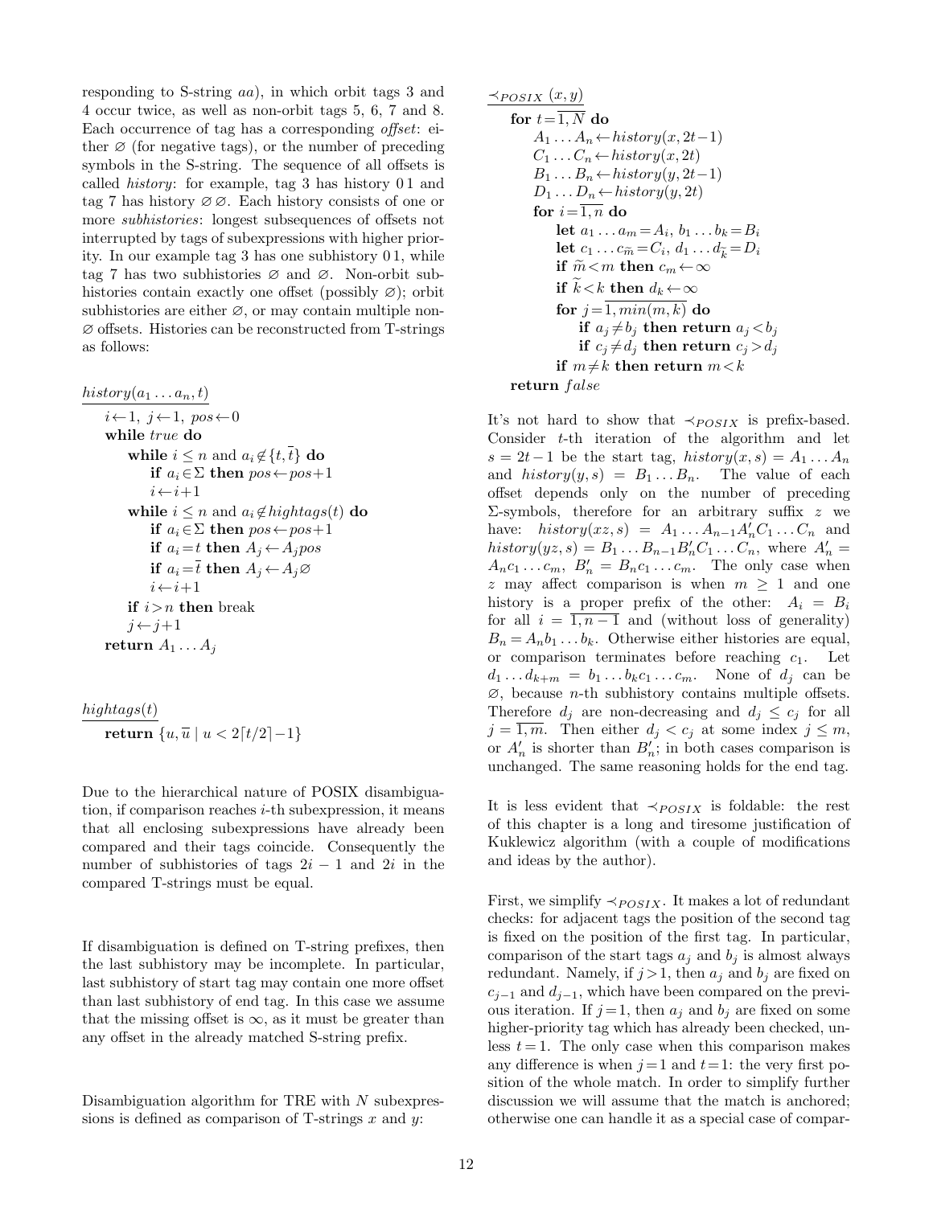responding to S-string $aa$), in which orbit tags 3 and 4 occur twice, as well as non-orbit tags 5, 6, 7 and 8. Each occurrence of tag has a corresponding *offset*: either $\varnothing$ (for negative tags), or the number of preceding symbols in the S-string. The sequence of all offsets is called *history*: for example, tag 3 has history $0\,1$ and tag 7 has history $\varnothing\,\varnothing$. Each history consists of one or more *subhistories*: longest subsequences of offsets not interrupted by tags of subexpressions with higher priority. In our example tag 3 has one subhistory $0\,1$, while tag 7 has two subhistories $\varnothing$ and $\varnothing$. Non-orbit subhistories contain exactly one offset (possibly $\varnothing$); orbit subhistories are either $\varnothing$, or may contain multiple non-$\varnothing$ offsets. Histories can be reconstructed from T-strings as follows:

```
history(a_1 ... a_n, t)
    i ← 1, j ← 1, pos ← 0
    while true do
        while i ≤ n and a_i ∉ {t, t̄} do
            if a_i ∈ Σ then pos ← pos+1
            i ← i+1
        while i ≤ n and a_i ∉ hightags(t) do
            if a_i ∈ Σ then pos ← pos+1
            if a_i = t then A_j ← A_j pos
            if a_i = t̄ then A_j ← A_j ∅
            i ← i+1
        if i > n then break
        j ← j+1
    return A_1 ... A_j
```

```
hightags(t)
    return {u, ū | u < 2⌈t/2⌉−1}
```

Due to the hierarchical nature of POSIX disambiguation, if comparison reaches $i$-th subexpression, it means that all enclosing subexpressions have already been compared and their tags coincide. Consequently the number of subhistories of tags $2i-1$ and $2i$ in the compared T-strings must be equal.

If disambiguation is defined on T-string prefixes, then the last subhistory may be incomplete. In particular, last subhistory of start tag may contain one more offset than last subhistory of end tag. In this case we assume that the missing offset is $\infty$, as it must be greater than any offset in the already matched S-string prefix.

Disambiguation algorithm for TRE with $N$ subexpressions is defined as comparison of T-strings $x$ and $y$:

```
≺_POSIX (x, y)
    for t = 1..N do
        A_1 ... A_n ← history(x, 2t−1)
        C_1 ... C_n ← history(x, 2t)
        B_1 ... B_n ← history(y, 2t−1)
        D_1 ... D_n ← history(y, 2t)
        for i = 1..n do
            let a_1 ... a_m = A_i, b_1 ... b_k = B_i
            let c_1 ... c_m̃ = C_i, d_1 ... d_k̃ = D_i
            if m̃ < m then c_m ← ∞
            if k̃ < k then d_k ← ∞
            for j = 1..min(m, k) do
                if a_j ≠ b_j then return a_j < b_j
                if c_j ≠ d_j then return c_j > d_j
            if m ≠ k then return m < k
    return false
```

It's not hard to show that $\prec_{POSIX}$ is prefix-based. Consider $t$-th iteration of the algorithm and let $s = 2t-1$ be the start tag, $history(x, s) = A_1 \dots A_n$ and $history(y, s) = B_1 \dots B_n$. The value of each offset depends only on the number of preceding $\Sigma$-symbols, therefore for an arbitrary suffix $z$ we have: $history(xz, s) = A_1 \dots A_{n-1} A'_n C_1 \dots C_n$ and $history(yz, s) = B_1 \dots B_{n-1} B'_n C_1 \dots C_n$, where $A'_n = A_n c_1 \dots c_m$, $B'_n = B_n c_1 \dots c_m$. The only case when $z$ may affect comparison is when $m \geq 1$ and one history is a proper prefix of the other: $A_i = B_i$ for all $i = \overline{1, n-1}$ and (without loss of generality) $B_n = A_n b_1 \dots b_k$. Otherwise either histories are equal, or comparison terminates before reaching $c_1$. Let $d_1 \dots d_{k+m} = b_1 \dots b_k c_1 \dots c_m$. None of $d_j$ can be $\varnothing$, because $n$-th subhistory contains multiple offsets. Therefore $d_j$ are non-decreasing and $d_j \leq c_j$ for all $j = \overline{1, m}$. Then either $d_j < c_j$ at some index $j \leq m$, or $A'_n$ is shorter than $B'_n$; in both cases comparison is unchanged. The same reasoning holds for the end tag.

It is less evident that $\prec_{POSIX}$ is foldable: the rest of this chapter is a long and tiresome justification of Kuklewicz algorithm (with a couple of modifications and ideas by the author).

First, we simplify $\prec_{POSIX}$. It makes a lot of redundant checks: for adjacent tags the position of the second tag is fixed on the position of the first tag. In particular, comparison of the start tags $a_j$ and $b_j$ is almost always redundant. Namely, if $j > 1$, then $a_j$ and $b_j$ are fixed on $c_{j-1}$ and $d_{j-1}$, which have been compared on the previous iteration. If $j = 1$, then $a_j$ and $b_j$ are fixed on some higher-priority tag which has already been checked, unless $t = 1$. The only case when this comparison makes any difference is when $j = 1$ and $t = 1$: the very first position of the whole match. In order to simplify further discussion we will assume that the match is anchored; otherwise one can handle it as a special case of compar-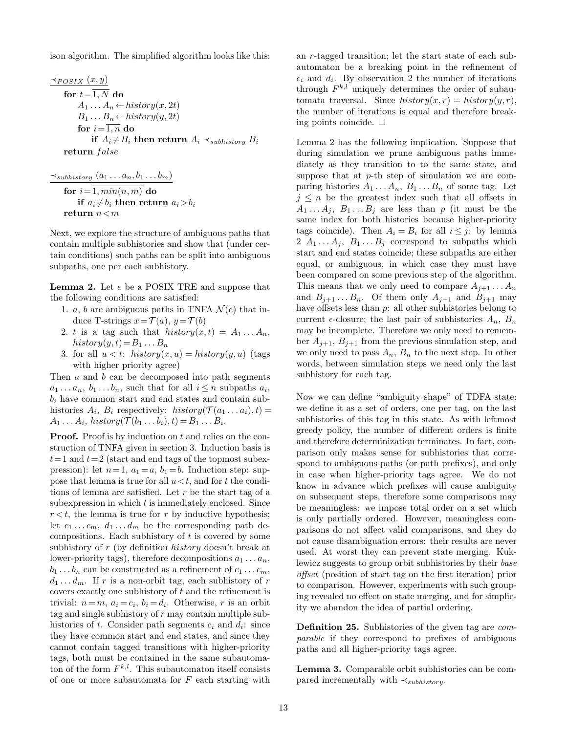ison algorithm. The simplified algorithm looks like this:

$\underline{\prec_{POSIX}(x,y)}$

- **for** $t = \overline{1,N}$ **do**
  - $A_1 \dots A_n \leftarrow history(x, 2t)$
  - $B_1 \dots B_n \leftarrow history(y, 2t)$
  - **for** $i = \overline{1,n}$ **do**
    - **if** $A_i \neq B_i$ **then return** $A_i \prec_{subhistory} B_i$
- **return** $false$

$\underline{\prec_{subhistory}(a_1 \dots a_n, b_1 \dots b_m)}$

- **for** $i = \overline{1, min(n,m)}$ **do**
  - **if** $a_i \neq b_i$ **then return** $a_i > b_i$
- **return** $n < m$

Next, we explore the structure of ambiguous paths that contain multiple subhistories and show that (under certain conditions) such paths can be split into ambiguous subpaths, one per each subhistory.

**Lemma 2.** Let $e$ be a POSIX TRE and suppose that the following conditions are satisfied:

1. $a$, $b$ are ambiguous paths in TNFA $\mathcal{N}(e)$ that induce T-strings $x = \mathcal{T}(a)$, $y = \mathcal{T}(b)$
2. $t$ is a tag such that $history(x,t) = A_1 \dots A_n$, $history(y,t) = B_1 \dots B_n$
3. for all $u < t$: $history(x,u) = history(y,u)$ (tags with higher priority agree)

Then $a$ and $b$ can be decomposed into path segments $a_1 \dots a_n$, $b_1 \dots b_n$, such that for all $i \leq n$ subpaths $a_i$, $b_i$ have common start and end states and contain subhistories $A_i$, $B_i$ respectively: $history(\mathcal{T}(a_1 \dots a_i), t) = A_1 \dots A_i$, $history(\mathcal{T}(b_1 \dots b_i), t) = B_1 \dots B_i$.

**Proof.** Proof is by induction on $t$ and relies on the construction of TNFA given in section 3. Induction basis is $t = 1$ and $t = 2$ (start and end tags of the topmost subexpression): let $n = 1$, $a_1 = a$, $b_1 = b$. Induction step: suppose that lemma is true for all $u < t$, and for $t$ the conditions of lemma are satisfied. Let $r$ be the start tag of a subexpression in which $t$ is immediately enclosed. Since $r < t$, the lemma is true for $r$ by inductive hypothesis; let $c_1 \dots c_m$, $d_1 \dots d_m$ be the corresponding path decompositions. Each subhistory of $t$ is covered by some subhistory of $r$ (by definition $history$ doesn't break at lower-priority tags), therefore decompositions $a_1 \dots a_n$, $b_1 \dots b_n$ can be constructed as a refinement of $c_1 \dots c_m$, $d_1 \dots d_m$. If $r$ is a non-orbit tag, each subhistory of $r$ covers exactly one subhistory of $t$ and the refinement is trivial: $n = m$, $a_i = c_i$, $b_i = d_i$. Otherwise, $r$ is an orbit tag and single subhistory of $r$ may contain multiple subhistories of $t$. Consider path segments $c_i$ and $d_i$: since they have common start and end states, and since they cannot contain tagged transitions with higher-priority tags, both must be contained in the same subautomaton of the form $F^{k,l}$. This subautomaton itself consists of one or more subautomata for $F$ each starting with an $r$-tagged transition; let the start state of each subautomaton be a breaking point in the refinement of $c_i$ and $d_i$. By observation 2 the number of iterations through $F^{k,l}$ uniquely determines the order of subautomata traversal. Since $history(x,r) = history(y,r)$, the number of iterations is equal and therefore breaking points coincide. $\square$

Lemma 2 has the following implication. Suppose that during simulation we prune ambiguous paths immediately as they transition to to the same state, and suppose that at $p$-th step of simulation we are comparing histories $A_1 \dots A_n$, $B_1 \dots B_n$ of some tag. Let $j \leq n$ be the greatest index such that all offsets in $A_1 \dots A_j$, $B_1 \dots B_j$ are less than $p$ (it must be the same index for both histories because higher-priority tags coincide). Then $A_i = B_i$ for all $i \leq j$: by lemma 2 $A_1 \dots A_j$, $B_1 \dots B_j$ correspond to subpaths which start and end states coincide; these subpaths are either equal, or ambiguous, in which case they must have been compared on some previous step of the algorithm. This means that we only need to compare $A_{j+1} \dots A_n$ and $B_{j+1} \dots B_n$. Of them only $A_{j+1}$ and $B_{j+1}$ may have offsets less than $p$: all other subhistories belong to current $\epsilon$-closure; the last pair of subhistories $A_n$, $B_n$ may be incomplete. Therefore we only need to remember $A_{j+1}$, $B_{j+1}$ from the previous simulation step, and we only need to pass $A_n$, $B_n$ to the next step. In other words, between simulation steps we need only the last subhistory for each tag.

Now we can define "ambiguity shape" of TDFA state: we define it as a set of orders, one per tag, on the last subhistories of this tag in this state. As with leftmost greedy policy, the number of different orders is finite and therefore determinization terminates. In fact, comparison only makes sense for subhistories that correspond to ambiguous paths (or path prefixes), and only in case when higher-priority tags agree. We do not know in advance which prefixes will cause ambiguity on subsequent steps, therefore some comparisons may be meaningless: we impose total order on a set which is only partially ordered. However, meaningless comparisons do not affect valid comparisons, and they do not cause disambiguation errors: their results are never used. At worst they can prevent state merging. Kuklewicz suggests to group orbit subhistories by their *base offset* (position of start tag on the first iteration) prior to comparison. However, experiments with such grouping revealed no effect on state merging, and for simplicity we abandon the idea of partial ordering.

**Definition 25.** Subhistories of the given tag are *comparable* if they correspond to prefixes of ambiguous paths and all higher-priority tags agree.

**Lemma 3.** Comparable orbit subhistories can be compared incrementally with $\prec_{subhistory}$.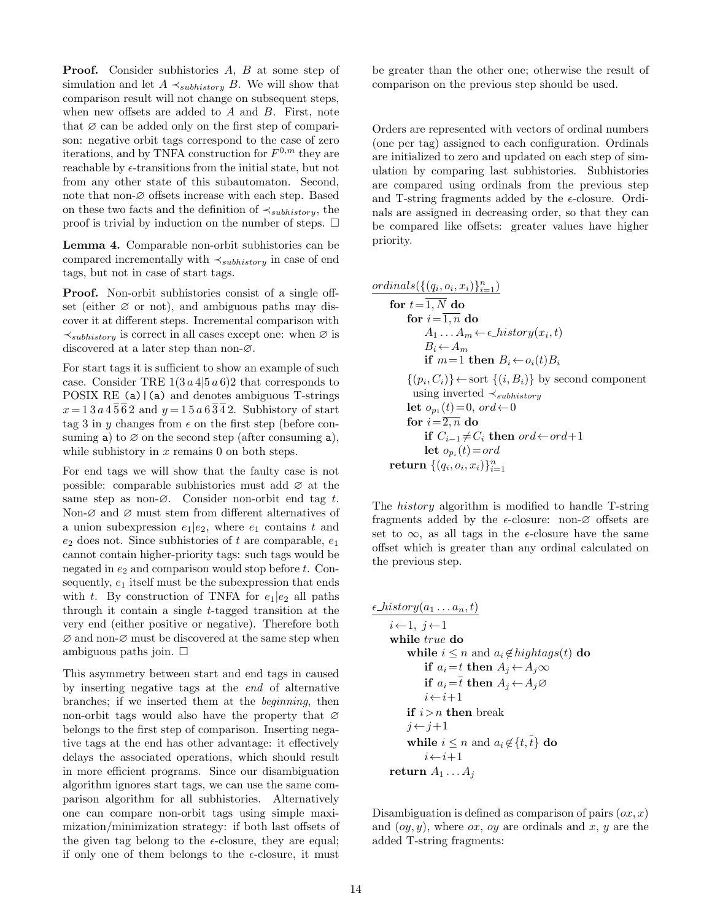**Proof.** Consider subhistories $A$, $B$ at some step of simulation and let $A \prec_{subhistory} B$. We will show that comparison result will not change on subsequent steps, when new offsets are added to $A$ and $B$. First, note that $\varnothing$ can be added only on the first step of comparison: negative orbit tags correspond to the case of zero iterations, and by TNFA construction for $F^{0,m}$ they are reachable by $\epsilon$-transitions from the initial state, but not from any other state of this subautomaton. Second, note that non-$\varnothing$ offsets increase with each step. Based on these two facts and the definition of $\prec_{subhistory}$, the proof is trivial by induction on the number of steps. $\square$

**Lemma 4.** Comparable non-orbit subhistories can be compared incrementally with $\prec_{subhistory}$ in case of end tags, but not in case of start tags.

**Proof.** Non-orbit subhistories consist of a single offset (either $\varnothing$ or not), and ambiguous paths may discover it at different steps. Incremental comparison with $\prec_{subhistory}$ is correct in all cases except one: when $\varnothing$ is discovered at a later step than non-$\varnothing$.

For start tags it is sufficient to show an example of such case. Consider TRE $1(3\,a\,4|5\,a\,6)2$ that corresponds to POSIX RE `(a)|(a)` and denotes ambiguous T-strings $x = 1\,3\,a\,4\,\overline{5}\,\overline{6}\,2$ and $y = 1\,5\,a\,6\,\overline{3}\,\overline{4}\,2$. Subhistory of start tag 3 in $y$ changes from $\epsilon$ on the first step (before consuming `a`) to $\varnothing$ on the second step (after consuming `a`), while subhistory in $x$ remains 0 on both steps.

For end tags we will show that the faulty case is not possible: comparable subhistories must add $\varnothing$ at the same step as non-$\varnothing$. Consider non-orbit end tag $t$. Non-$\varnothing$ and $\varnothing$ must stem from different alternatives of a union subexpression $e_1|e_2$, where $e_1$ contains $t$ and $e_2$ does not. Since subhistories of $t$ are comparable, $e_1$ cannot contain higher-priority tags: such tags would be negated in $e_2$ and comparison would stop before $t$. Consequently, $e_1$ itself must be the subexpression that ends with $t$. By construction of TNFA for $e_1|e_2$ all paths through it contain a single $t$-tagged transition at the very end (either positive or negative). Therefore both $\varnothing$ and non-$\varnothing$ must be discovered at the same step when ambiguous paths join. $\square$

This asymmetry between start and end tags in caused by inserting negative tags at the *end* of alternative branches; if we inserted them at the *beginning*, then non-orbit tags would also have the property that $\varnothing$ belongs to the first step of comparison. Inserting negative tags at the end has other advantage: it effectively delays the associated operations, which should result in more efficient programs. Since our disambiguation algorithm ignores start tags, we can use the same comparison algorithm for all subhistories. Alternatively one can compare non-orbit tags using simple maximization/minimization strategy: if both last offsets of the given tag belong to the $\epsilon$-closure, they are equal; if only one of them belongs to the $\epsilon$-closure, it must be greater than the other one; otherwise the result of comparison on the previous step should be used.

Orders are represented with vectors of ordinal numbers (one per tag) assigned to each configuration. Ordinals are initialized to zero and updated on each step of simulation by comparing last subhistories. Subhistories are compared using ordinals from the previous step and T-string fragments added by the $\epsilon$-closure. Ordinals are assigned in decreasing order, so that they can be compared like offsets: greater values have higher priority.

$\underline{ordinals(\{(q_i, o_i, x_i)\}_{i=1}^{n})}$

```
for t = 1,N do
    for i = 1,n do
        A_1 ... A_m <- ε_history(x_i, t)
        B_i <- A_m
        if m = 1 then B_i <- o_i(t) B_i
    {(p_i, C_i)} <- sort {(i, B_i)} by second component
        using inverted ≺_subhistory
    let o_{p_1}(t) = 0, ord <- 0
    for i = 2,n do
        if C_{i-1} ≠ C_i then ord <- ord + 1
        let o_{p_i}(t) = ord
return {(q_i, o_i, x_i)}_{i=1}^{n}
```

The *history* algorithm is modified to handle T-string fragments added by the $\epsilon$-closure: non-$\varnothing$ offsets are set to $\infty$, as all tags in the $\epsilon$-closure have the same offset which is greater than any ordinal calculated on the previous step.

$\underline{\epsilon\_history(a_1 \dots a_n, t)}$

```
i <- 1, j <- 1
while true do
    while i ≤ n and a_i ∉ hightags(t) do
        if a_i = t then A_j <- A_j ∞
        if a_i = t̄ then A_j <- A_j ∅
        i <- i + 1
    if i > n then break
    j <- j + 1
    while i ≤ n and a_i ∉ {t, t̄} do
        i <- i + 1
return A_1 ... A_j
```

Disambiguation is defined as comparison of pairs $(ox, x)$ and $(oy, y)$, where $ox$, $oy$ are ordinals and $x$, $y$ are the added T-string fragments: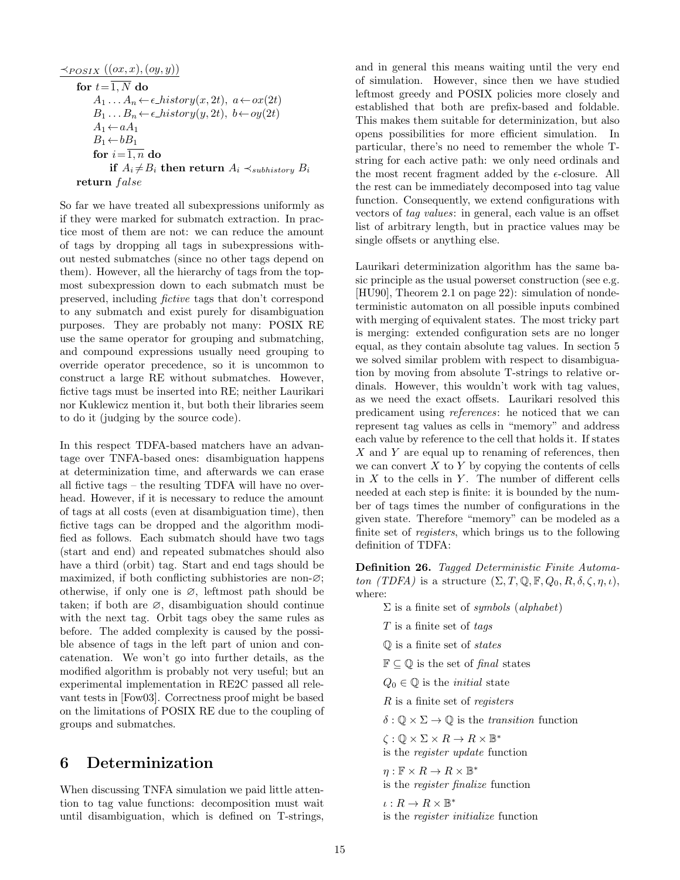```
≺_POSIX ((ox, x), (oy, y))
    for t = 1, N do
        A_1 ... A_n ← ϵ_history(x, 2t),  a ← ox(2t)
        B_1 ... B_n ← ϵ_history(y, 2t),  b ← oy(2t)
        A_1 ← aA_1
        B_1 ← bB_1
        for i = 1, n do
            if A_i ≠ B_i then return A_i ≺_subhistory B_i
    return false
```

So far we have treated all subexpressions uniformly as if they were marked for submatch extraction. In practice most of them are not: we can reduce the amount of tags by dropping all tags in subexpressions without nested submatches (since no other tags depend on them). However, all the hierarchy of tags from the topmost subexpression down to each submatch must be preserved, including *fictive* tags that don't correspond to any submatch and exist purely for disambiguation purposes. They are probably not many: POSIX RE use the same operator for grouping and submatching, and compound expressions usually need grouping to override operator precedence, so it is uncommon to construct a large RE without submatches. However, fictive tags must be inserted into RE; neither Laurikari nor Kuklewicz mention it, but both their libraries seem to do it (judging by the source code).

In this respect TDFA-based matchers have an advantage over TNFA-based ones: disambiguation happens at determinization time, and afterwards we can erase all fictive tags – the resulting TDFA will have no overhead. However, if it is necessary to reduce the amount of tags at all costs (even at disambiguation time), then fictive tags can be dropped and the algorithm modified as follows. Each submatch should have two tags (start and end) and repeated submatches should also have a third (orbit) tag. Start and end tags should be maximized, if both conflicting subhistories are non-$\varnothing$; otherwise, if only one is $\varnothing$, leftmost path should be taken; if both are $\varnothing$, disambiguation should continue with the next tag. Orbit tags obey the same rules as before. The added complexity is caused by the possible absence of tags in the left part of union and concatenation. We won't go into further details, as the modified algorithm is probably not very useful; but an experimental implementation in RE2C passed all relevant tests in [Fow03]. Correctness proof might be based on the limitations of POSIX RE due to the coupling of groups and submatches.

# 6 Determinization

When discussing TNFA simulation we paid little attention to tag value functions: decomposition must wait until disambiguation, which is defined on T-strings, and in general this means waiting until the very end of simulation. However, since then we have studied leftmost greedy and POSIX policies more closely and established that both are prefix-based and foldable. This makes them suitable for determinization, but also opens possibilities for more efficient simulation. In particular, there's no need to remember the whole T-string for each active path: we only need ordinals and the most recent fragment added by the $\epsilon$-closure. All the rest can be immediately decomposed into tag value function. Consequently, we extend configurations with vectors of *tag values*: in general, each value is an offset list of arbitrary length, but in practice values may be single offsets or anything else.

Laurikari determinization algorithm has the same basic principle as the usual powerset construction (see e.g. [HU90], Theorem 2.1 on page 22): simulation of nondeterministic automaton on all possible inputs combined with merging of equivalent states. The most tricky part is merging: extended configuration sets are no longer equal, as they contain absolute tag values. In section 5 we solved similar problem with respect to disambiguation by moving from absolute T-strings to relative ordinals. However, this wouldn't work with tag values, as we need the exact offsets. Laurikari resolved this predicament using *references*: he noticed that we can represent tag values as cells in "memory" and address each value by reference to the cell that holds it. If states $X$ and $Y$ are equal up to renaming of references, then we can convert $X$ to $Y$ by copying the contents of cells in $X$ to the cells in $Y$. The number of different cells needed at each step is finite: it is bounded by the number of tags times the number of configurations in the given state. Therefore "memory" can be modeled as a finite set of *registers*, which brings us to the following definition of TDFA:

**Definition 26.** *Tagged Deterministic Finite Automaton (TDFA)* is a structure $(\Sigma, T, \mathbb{Q}, \mathbb{F}, Q_0, R, \delta, \zeta, \eta, \iota)$, where:

- $\Sigma$ is a finite set of *symbols* (*alphabet*)
- $T$ is a finite set of *tags*
- $\mathbb{Q}$ is a finite set of *states*
- $\mathbb{F} \subseteq \mathbb{Q}$ is the set of *final* states
- $Q_0 \in \mathbb{Q}$ is the *initial* state
- $R$ is a finite set of *registers*
- $\delta : \mathbb{Q} \times \Sigma \to \mathbb{Q}$ is the *transition* function
- $\zeta : \mathbb{Q} \times \Sigma \times R \to R \times \mathbb{B}^*$ is the *register update* function
- $\eta : \mathbb{F} \times R \to R \times \mathbb{B}^*$ is the *register finalize* function
- $\iota : R \to R \times \mathbb{B}^*$ is the *register initialize* function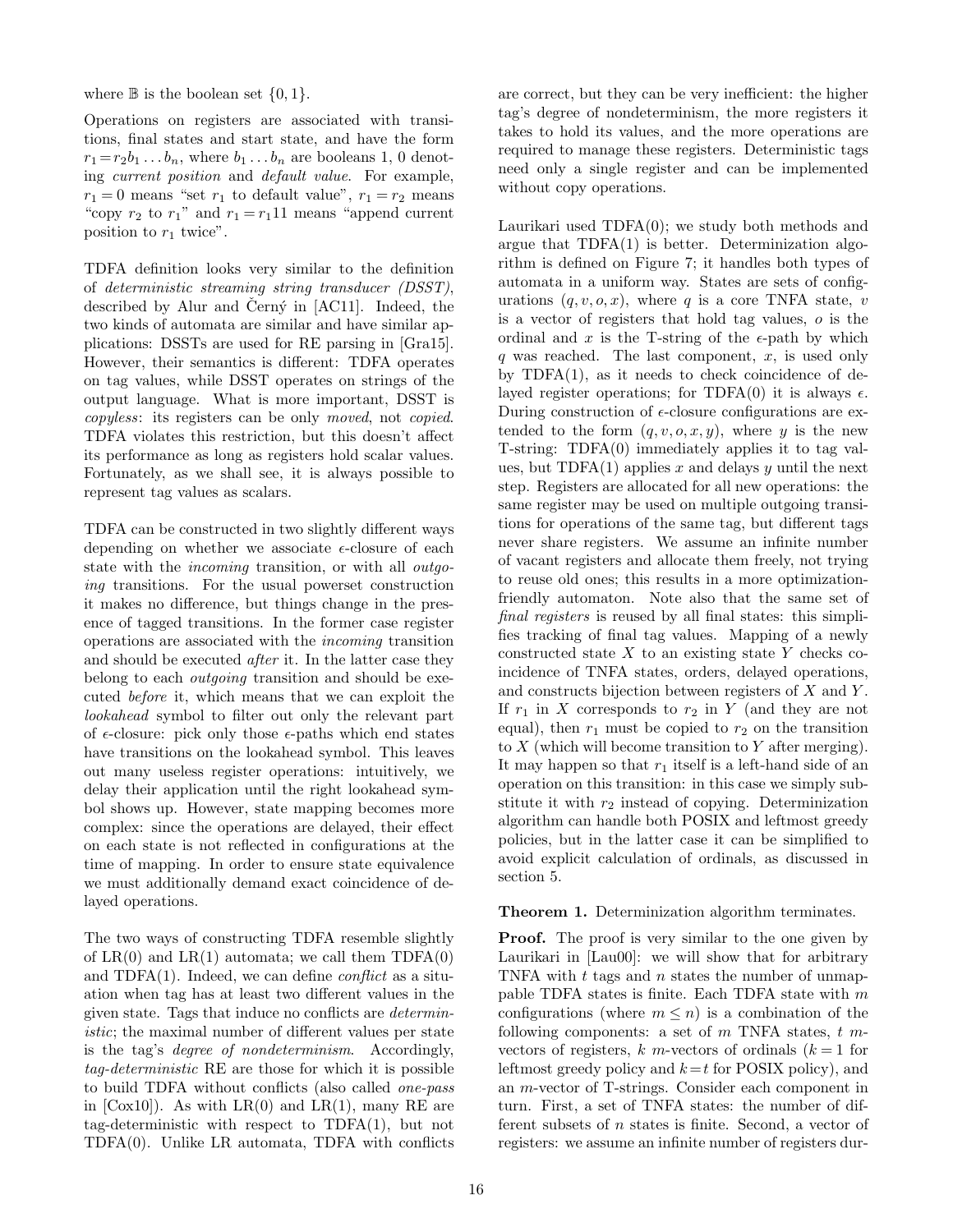where $\mathbb{B}$ is the boolean set $\{0, 1\}$.

Operations on registers are associated with transitions, final states and start state, and have the form $r_1 = r_2 b_1 \dots b_n$, where $b_1 \dots b_n$ are booleans 1, 0 denoting *current position* and *default value*. For example, $r_1 = 0$ means "set $r_1$ to default value", $r_1 = r_2$ means "copy $r_2$ to $r_1$" and $r_1 = r_1 11$ means "append current position to $r_1$ twice".

TDFA definition looks very similar to the definition of *deterministic streaming string transducer (DSST)*, described by Alur and Černý in [AC11]. Indeed, the two kinds of automata are similar and have similar applications: DSSTs are used for RE parsing in [Gra15]. However, their semantics is different: TDFA operates on tag values, while DSST operates on strings of the output language. What is more important, DSST is *copyless*: its registers can be only *moved*, not *copied*. TDFA violates this restriction, but this doesn't affect its performance as long as registers hold scalar values. Fortunately, as we shall see, it is always possible to represent tag values as scalars.

TDFA can be constructed in two slightly different ways depending on whether we associate $\epsilon$-closure of each state with the *incoming* transition, or with all *outgoing* transitions. For the usual powerset construction it makes no difference, but things change in the presence of tagged transitions. In the former case register operations are associated with the *incoming* transition and should be executed *after* it. In the latter case they belong to each *outgoing* transition and should be executed *before* it, which means that we can exploit the *lookahead* symbol to filter out only the relevant part of $\epsilon$-closure: pick only those $\epsilon$-paths which end states have transitions on the lookahead symbol. This leaves out many useless register operations: intuitively, we delay their application until the right lookahead symbol shows up. However, state mapping becomes more complex: since the operations are delayed, their effect on each state is not reflected in configurations at the time of mapping. In order to ensure state equivalence we must additionally demand exact coincidence of delayed operations.

The two ways of constructing TDFA resemble slightly of LR(0) and LR(1) automata; we call them TDFA(0) and TDFA(1). Indeed, we can define *conflict* as a situation when tag has at least two different values in the given state. Tags that induce no conflicts are *deterministic*; the maximal number of different values per state is the tag's *degree of nondeterminism*. Accordingly, *tag-deterministic* RE are those for which it is possible to build TDFA without conflicts (also called *one-pass* in [Cox10]). As with LR(0) and LR(1), many RE are tag-deterministic with respect to TDFA(1), but not TDFA(0). Unlike LR automata, TDFA with conflicts are correct, but they can be very inefficient: the higher tag's degree of nondeterminism, the more registers it takes to hold its values, and the more operations are required to manage these registers. Deterministic tags need only a single register and can be implemented without copy operations.

Laurikari used TDFA(0); we study both methods and argue that TDFA(1) is better. Determinization algorithm is defined on Figure 7; it handles both types of automata in a uniform way. States are sets of configurations $(q, v, o, x)$, where $q$ is a core TNFA state, $v$ is a vector of registers that hold tag values, $o$ is the ordinal and $x$ is the T-string of the $\epsilon$-path by which $q$ was reached. The last component, $x$, is used only by TDFA(1), as it needs to check coincidence of delayed register operations; for TDFA(0) it is always $\epsilon$. During construction of $\epsilon$-closure configurations are extended to the form $(q, v, o, x, y)$, where $y$ is the new T-string: TDFA(0) immediately applies it to tag values, but TDFA(1) applies $x$ and delays $y$ until the next step. Registers are allocated for all new operations: the same register may be used on multiple outgoing transitions for operations of the same tag, but different tags never share registers. We assume an infinite number of vacant registers and allocate them freely, not trying to reuse old ones; this results in a more optimization-friendly automaton. Note also that the same set of *final registers* is reused by all final states: this simplifies tracking of final tag values. Mapping of a newly constructed state $X$ to an existing state $Y$ checks coincidence of TNFA states, orders, delayed operations, and constructs bijection between registers of $X$ and $Y$. If $r_1$ in $X$ corresponds to $r_2$ in $Y$ (and they are not equal), then $r_1$ must be copied to $r_2$ on the transition to $X$ (which will become transition to $Y$ after merging). It may happen so that $r_1$ itself is a left-hand side of an operation on this transition: in this case we simply substitute it with $r_2$ instead of copying. Determinization algorithm can handle both POSIX and leftmost greedy policies, but in the latter case it can be simplified to avoid explicit calculation of ordinals, as discussed in section 5.

**Theorem 1.** Determinization algorithm terminates.

**Proof.** The proof is very similar to the one given by Laurikari in [Lau00]: we will show that for arbitrary TNFA with $t$ tags and $n$ states the number of unmappable TDFA states is finite. Each TDFA state with $m$ configurations (where $m \leq n$) is a combination of the following components: a set of $m$ TNFA states, $t$ $m$-vectors of registers, $k$ $m$-vectors of ordinals ($k = 1$ for leftmost greedy policy and $k = t$ for POSIX policy), and an $m$-vector of T-strings. Consider each component in turn. First, a set of TNFA states: the number of different subsets of $n$ states is finite. Second, a vector of registers: we assume an infinite number of registers dur-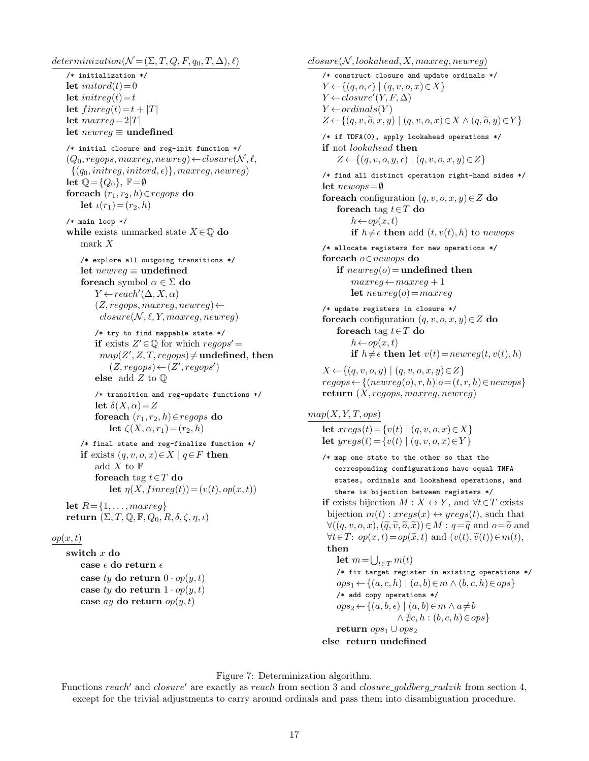$\underline{determinization(\mathcal{N}=(\Sigma,T,Q,F,q_0,T,\Delta),\ell)}$

```
/* initialization */
let initord(t) = 0
let initreg(t) = t
let finreg(t) = t + |T|
let maxreg = 2|T|
let newreg ≡ undefined

/* initial closure and reg-init function */
(Q0, regops, maxreg, newreg) ← closure(N, ℓ,
    {(q0, initreg, initord, ε)}, maxreg, newreg)
let ℚ = {Q0}, 𝔽 = ∅
foreach (r1, r2, h) ∈ regops do
    let ι(r1) = (r2, h)

/* main loop */
while exists unmarked state X ∈ ℚ do
    mark X

    /* explore all outgoing transitions */
    let newreg ≡ undefined
    foreach symbol α ∈ Σ do
        Y ← reach'(Δ, X, α)
        (Z, regops, maxreg, newreg) ←
            closure(N, ℓ, Y, maxreg, newreg)

        /* try to find mappable state */
        if exists Z' ∈ ℚ for which regops' =
            map(Z', Z, T, regops) ≠ undefined, then
                (Z, regops) ← (Z', regops')
        else add Z to ℚ

        /* transition and reg-update functions */
        let δ(X, α) = Z
        foreach (r1, r2, h) ∈ regops do
            let ζ(X, α, r1) = (r2, h)

    /* final state and reg-finalize function */
    if exists (q, v, o, x) ∈ X | q ∈ F then
        add X to 𝔽
        foreach tag t ∈ T do
            let η(X, finreg(t)) = (v(t), op(x, t))

let R = {1, ..., maxreg}
return (Σ, T, ℚ, 𝔽, Q0, R, δ, ζ, η, ι)
```

$\underline{op(x,t)}$

```
switch x do
    case ε do return ε
    case t̄y do return 0 · op(y, t)
    case ty do return 1 · op(y, t)
    case ay do return op(y, t)
```

$\underline{closure(\mathcal{N}, lookahead, X, maxreg, newreg)}$

```
/* construct closure and update ordinals */
Y ← {(q, o, ε) | (q, v, o, x) ∈ X}
Y ← closure'(Y, F, Δ)
Y ← ordinals(Y)
Z ← {(q, v, õ, x, y) | (q, v, o, x) ∈ X ∧ (q, õ, y) ∈ Y}

/* if TDFA(0), apply lookahead operations */
if not lookahead then
    Z ← {(q, v, o, y, ε) | (q, v, o, x, y) ∈ Z}

/* find all distinct operation right-hand sides */
let newops = ∅
foreach configuration (q, v, o, x, y) ∈ Z do
    foreach tag t ∈ T do
        h ← op(x, t)
        if h ≠ ε then add (t, v(t), h) to newops

/* allocate registers for new operations */
foreach o ∈ newops do
    if newreg(o) = undefined then
        maxreg ← maxreg + 1
        let newreg(o) = maxreg

/* update registers in closure */
foreach configuration (q, v, o, x, y) ∈ Z do
    foreach tag t ∈ T do
        h ← op(x, t)
        if h ≠ ε then let v(t) = newreg(t, v(t), h)

X ← {(q, v, o, y) | (q, v, o, x, y) ∈ Z}
regops ← {(newreg(o), r, h) | o = (t, r, h) ∈ newops}
return (X, regops, maxreg, newreg)
```

$\underline{map(X,Y,T,ops)}$

```
let xregs(t) = {v(t) | (q, v, o, x) ∈ X}
let yregs(t) = {v(t) | (q, v, o, x) ∈ Y}

/* map one state to the other so that the
   corresponding configurations have equal TNFA
   states, ordinals and lookahead operations, and
   there is bijection between registers */
if exists bijection M : X ↔ Y, and ∀t ∈ T exists
  bijection m(t) : xregs(x) ↔ yregs(t), such that
  ∀((q, v, o, x), (q̃, ṽ, õ, x̃)) ∈ M : q = q̃ and o = õ and
  ∀t ∈ T: op(x, t) = op(x̃, t) and (v(t), ṽ(t)) ∈ m(t),
then
    let m = ⋃_{t∈T} m(t)
    /* fix target register in existing operations */
    ops1 ← {(a, c, h) | (a, b) ∈ m ∧ (b, c, h) ∈ ops}
    /* add copy operations */
    ops2 ← {(a, b, ε) | (a, b) ∈ m ∧ a ≠ b
                        ∧ ∄c, h : (b, c, h) ∈ ops}
    return ops1 ∪ ops2
else return undefined
```

Figure 7: Determinization algorithm.
Functions $reach'$ and $closure'$ are exactly as $reach$ from section 3 and $closure\_goldberg\_radzik$ from section 4, except for the trivial adjustments to carry around ordinals and pass them into disambiguation procedure.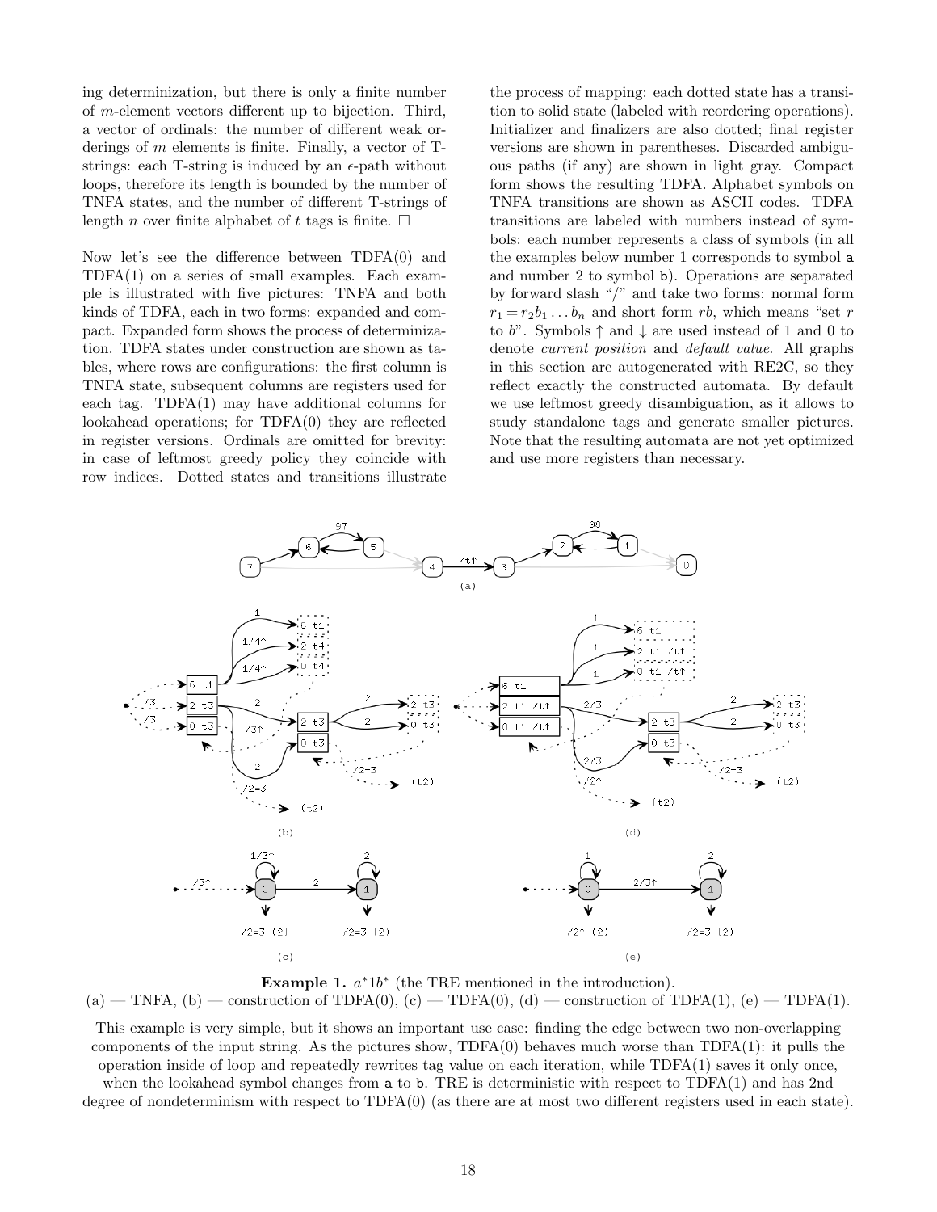ing determinization, but there is only a finite number of $m$-element vectors different up to bijection. Third, a vector of ordinals: the number of different weak orderings of $m$ elements is finite. Finally, a vector of T-strings: each T-string is induced by an $\epsilon$-path without loops, therefore its length is bounded by the number of TNFA states, and the number of different T-strings of length $n$ over finite alphabet of $t$ tags is finite. $\square$

Now let's see the difference between TDFA(0) and TDFA(1) on a series of small examples. Each example is illustrated with five pictures: TNFA and both kinds of TDFA, each in two forms: expanded and compact. Expanded form shows the process of determinization. TDFA states under construction are shown as tables, where rows are configurations: the first column is TNFA state, subsequent columns are registers used for each tag. TDFA(1) may have additional columns for lookahead operations; for TDFA(0) they are reflected in register versions. Ordinals are omitted for brevity: in case of leftmost greedy policy they coincide with row indices. Dotted states and transitions illustrate the process of mapping: each dotted state has a transition to solid state (labeled with reordering operations). Initializer and finalizers are also dotted; final register versions are shown in parentheses. Discarded ambiguous paths (if any) are shown in light gray. Compact form shows the resulting TDFA. Alphabet symbols on TNFA transitions are shown as ASCII codes. TDFA transitions are labeled with numbers instead of symbols: each number represents a class of symbols (in all the examples below number 1 corresponds to symbol `a` and number 2 to symbol `b`). Operations are separated by forward slash "/" and take two forms: normal form $r_1 = r_2 b_1 \dots b_n$ and short form $rb$, which means "set $r$ to $b$". Symbols $\uparrow$ and $\downarrow$ are used instead of 1 and 0 to denote *current position* and *default value*. All graphs in this section are autogenerated with RE2C, so they reflect exactly the constructed automata. By default we use leftmost greedy disambiguation, as it allows to study standalone tags and generate smaller pictures. Note that the resulting automata are not yet optimized and use more registers than necessary.

**Example 1.** $a^*1b^*$ (the TRE mentioned in the introduction).
(a) — TNFA, (b) — construction of TDFA(0), (c) — TDFA(0), (d) — construction of TDFA(1), (e) — TDFA(1).

This example is very simple, but it shows an important use case: finding the edge between two non-overlapping components of the input string. As the pictures show, TDFA(0) behaves much worse than TDFA(1): it pulls the operation inside of loop and repeatedly rewrites tag value on each iteration, while TDFA(1) saves it only once, when the lookahead symbol changes from `a` to `b`. TRE is deterministic with respect to TDFA(1) and has 2nd degree of nondeterminism with respect to TDFA(0) (as there are at most two different registers used in each state).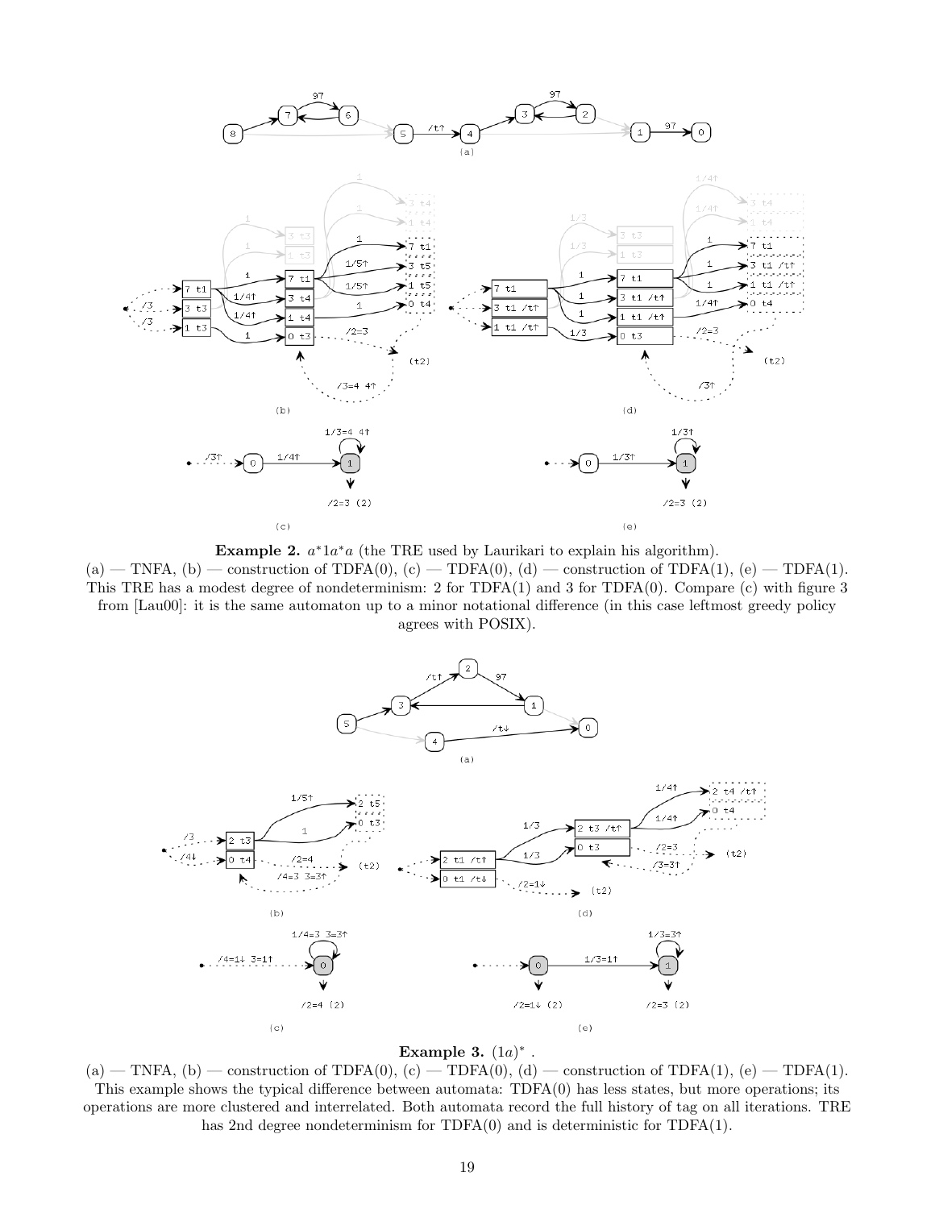**Example 2.** $a^*1a^*a$ (the TRE used by Laurikari to explain his algorithm).
(a) — TNFA, (b) — construction of TDFA(0), (c) — TDFA(0), (d) — construction of TDFA(1), (e) — TDFA(1).
This TRE has a modest degree of nondeterminism: 2 for TDFA(1) and 3 for TDFA(0). Compare (c) with figure 3 from [Lau00]: it is the same automaton up to a minor notational difference (in this case leftmost greedy policy agrees with POSIX).

**Example 3.** $(1a)^*$ .
(a) — TNFA, (b) — construction of TDFA(0), (c) — TDFA(0), (d) — construction of TDFA(1), (e) — TDFA(1).
This example shows the typical difference between automata: TDFA(0) has less states, but more operations; its operations are more clustered and interrelated. Both automata record the full history of tag on all iterations. TRE has 2nd degree nondeterminism for TDFA(0) and is deterministic for TDFA(1).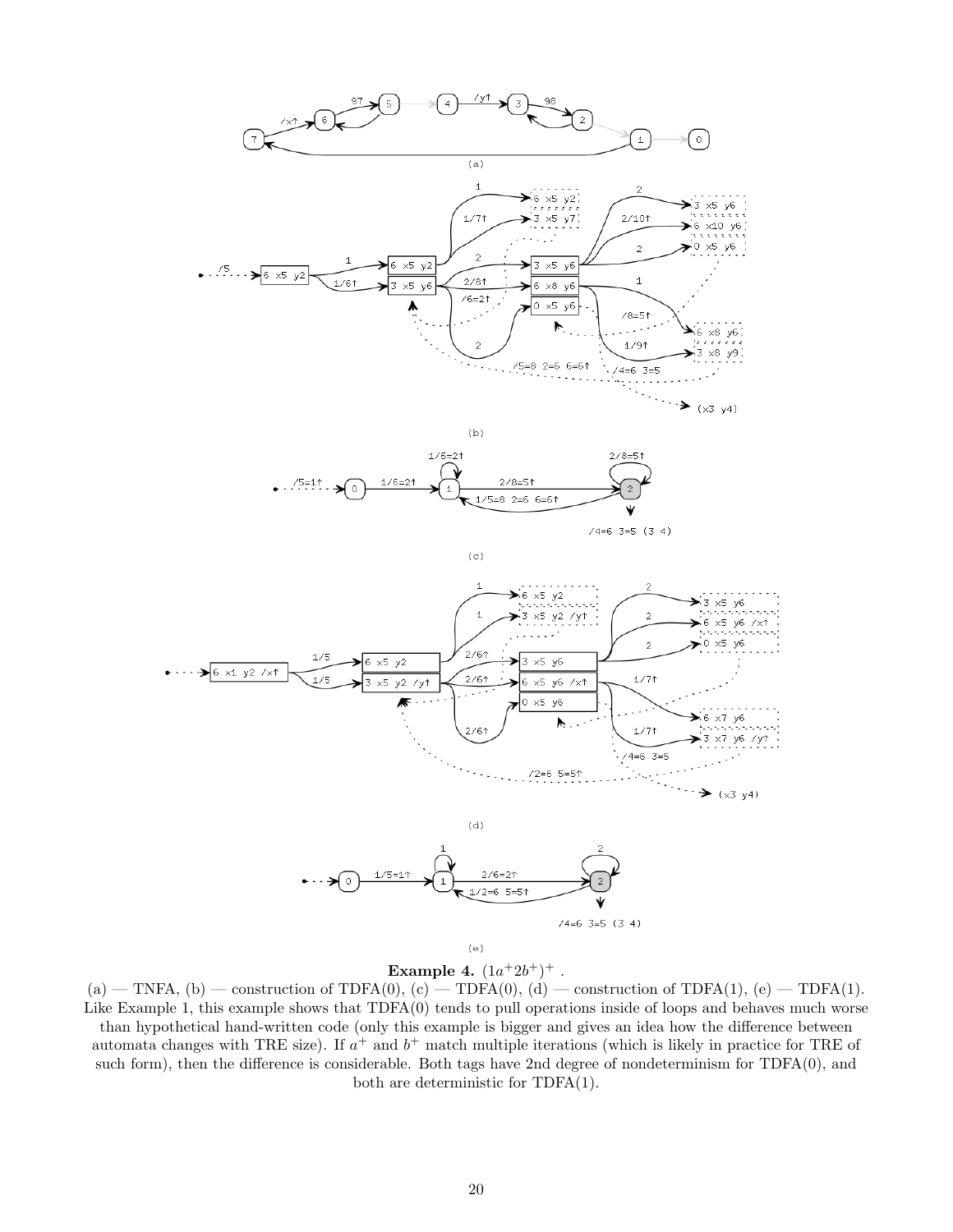**Example 4.** $(1a^+2b^+)^+$ .

(a) — TNFA, (b) — construction of TDFA(0), (c) — TDFA(0), (d) — construction of TDFA(1), (e) — TDFA(1). Like Example 1, this example shows that TDFA(0) tends to pull operations inside of loops and behaves much worse than hypothetical hand-written code (only this example is bigger and gives an idea how the difference between automata changes with TRE size). If $a^+$ and $b^+$ match multiple iterations (which is likely in practice for TRE of such form), then the difference is considerable. Both tags have 2nd degree of nondeterminism for TDFA(0), and both are deterministic for TDFA(1).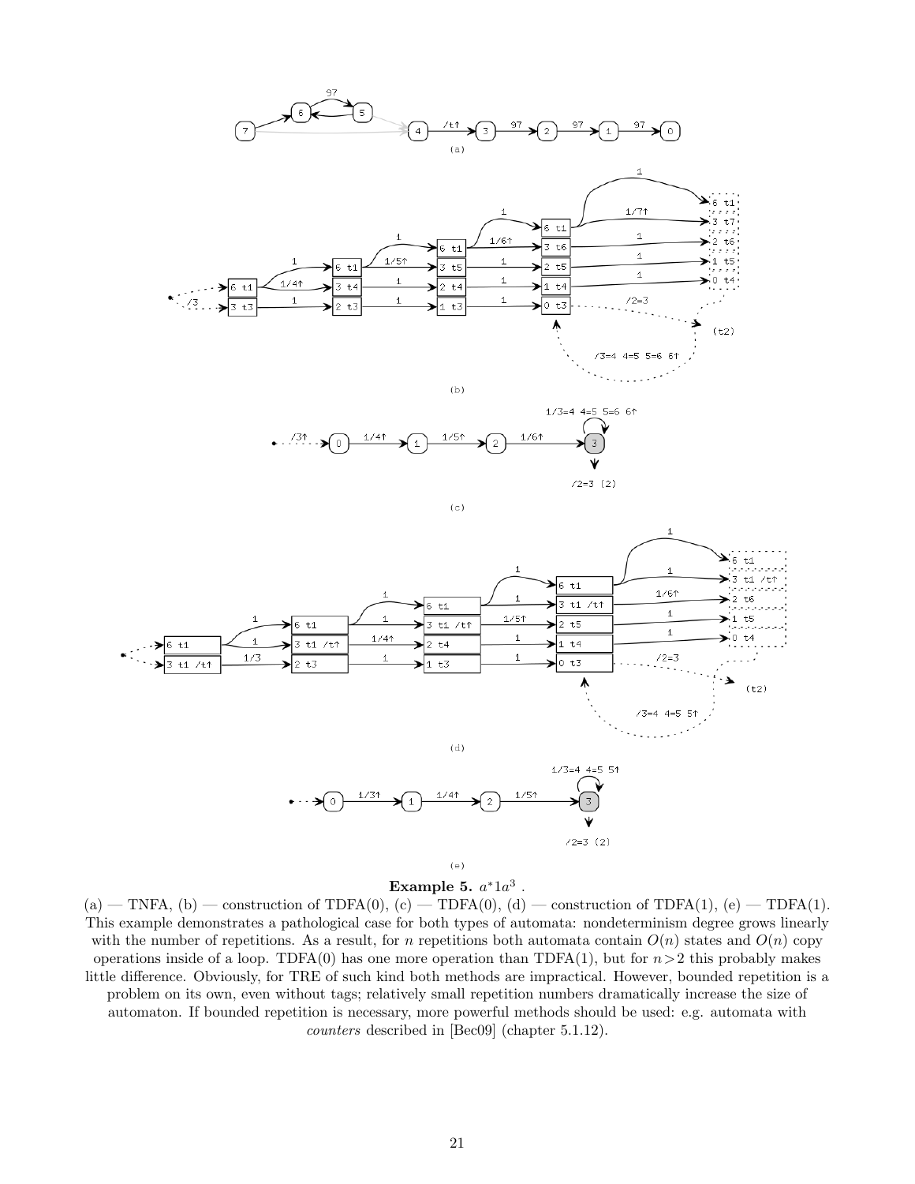**Example 5.** $a^*1a^3$ .

(a) — TNFA, (b) — construction of TDFA(0), (c) — TDFA(0), (d) — construction of TDFA(1), (e) — TDFA(1). This example demonstrates a pathological case for both types of automata: nondeterminism degree grows linearly with the number of repetitions. As a result, for $n$ repetitions both automata contain $O(n)$ states and $O(n)$ copy operations inside of a loop. TDFA(0) has one more operation than TDFA(1), but for $n > 2$ this probably makes little difference. Obviously, for TRE of such kind both methods are impractical. However, bounded repetition is a problem on its own, even without tags; relatively small repetition numbers dramatically increase the size of automaton. If bounded repetition is necessary, more powerful methods should be used: e.g. automata with *counters* described in [Bec09] (chapter 5.1.12).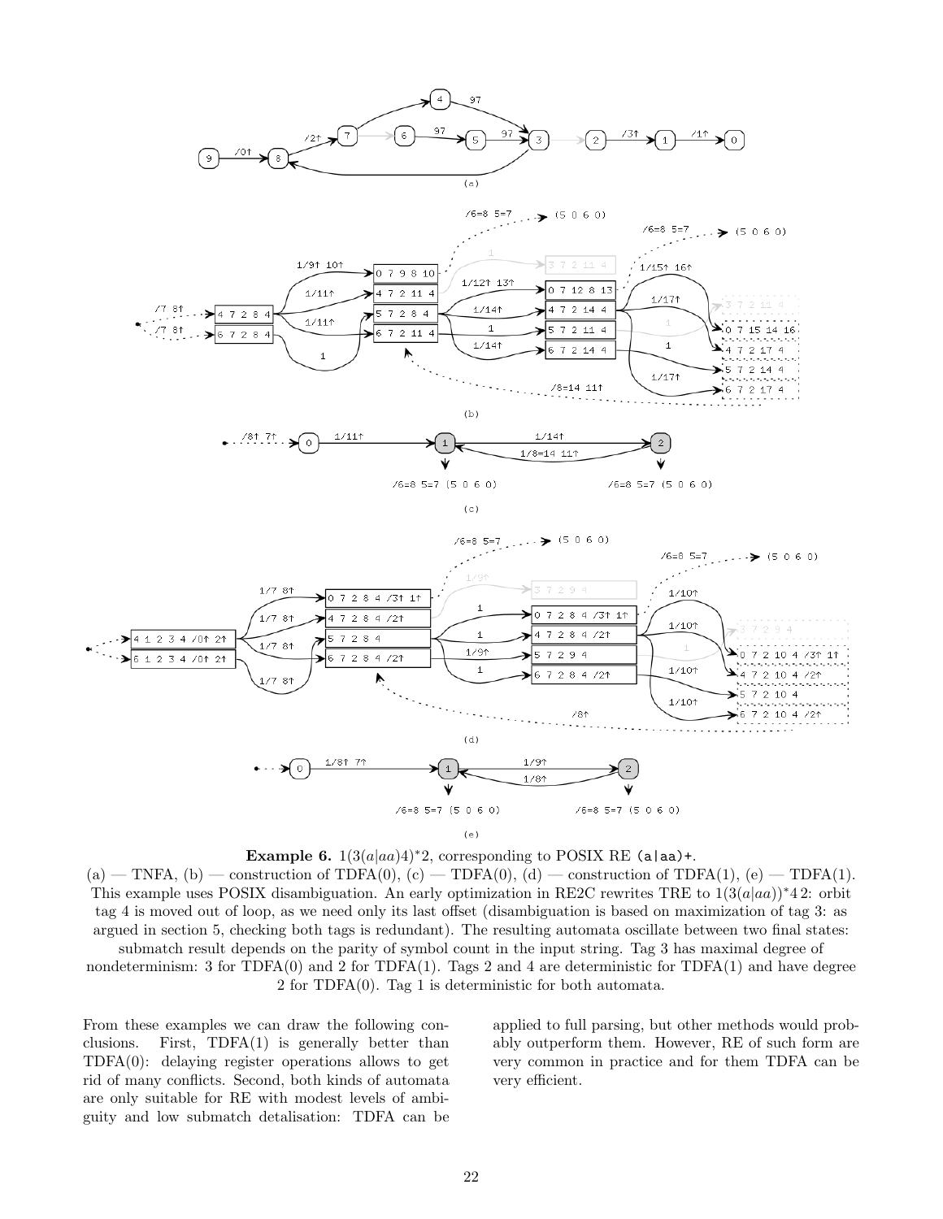**Example 6.** $1(3(a|aa)4)^*2$, corresponding to POSIX RE `(a|aa)+`.

(a) — TNFA, (b) — construction of TDFA(0), (c) — TDFA(0), (d) — construction of TDFA(1), (e) — TDFA(1). This example uses POSIX disambiguation. An early optimization in RE2C rewrites TRE to $1(3(a|aa))^*4\,2$: orbit tag 4 is moved out of loop, as we need only its last offset (disambiguation is based on maximization of tag 3: as argued in section 5, checking both tags is redundant). The resulting automata oscillate between two final states: submatch result depends on the parity of symbol count in the input string. Tag 3 has maximal degree of nondeterminism: 3 for TDFA(0) and 2 for TDFA(1). Tags 2 and 4 are deterministic for TDFA(1) and have degree 2 for TDFA(0). Tag 1 is deterministic for both automata.

From these examples we can draw the following conclusions. First, TDFA(1) is generally better than TDFA(0): delaying register operations allows to get rid of many conflicts. Second, both kinds of automata are only suitable for RE with modest levels of ambiguity and low submatch detalisation: TDFA can be applied to full parsing, but other methods would probably outperform them. However, RE of such form are very common in practice and for them TDFA can be very efficient.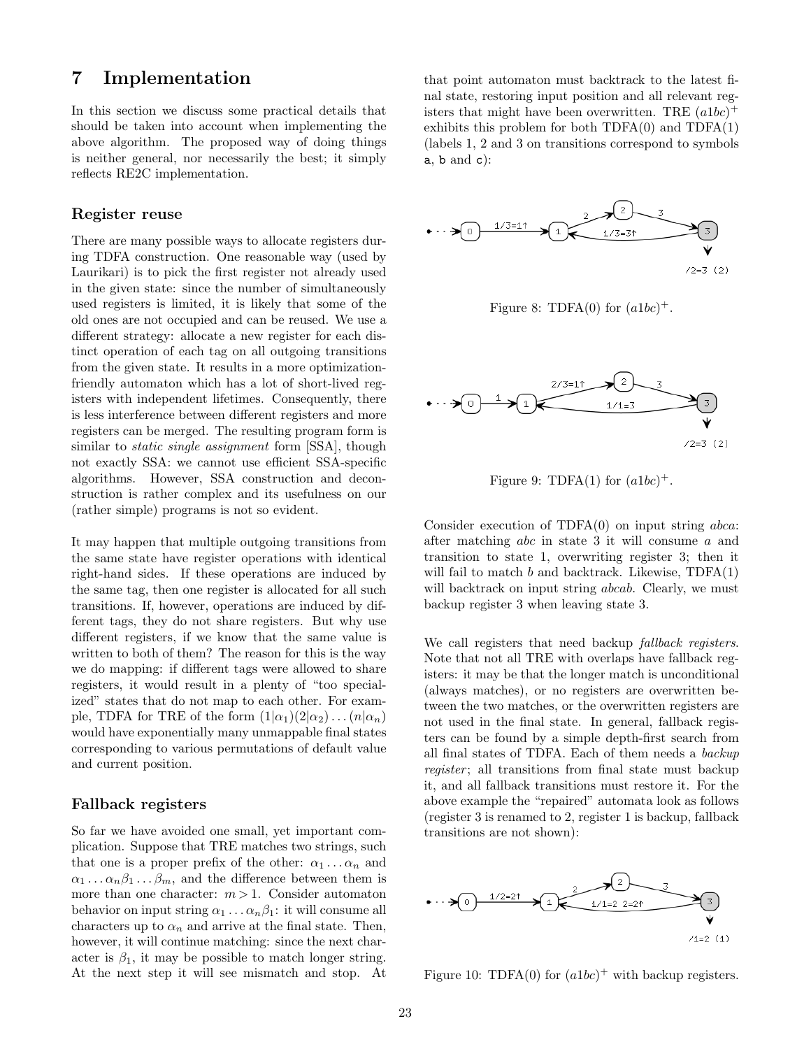# 7 Implementation

In this section we discuss some practical details that should be taken into account when implementing the above algorithm. The proposed way of doing things is neither general, nor necessarily the best; it simply reflects RE2C implementation.

### Register reuse

There are many possible ways to allocate registers during TDFA construction. One reasonable way (used by Laurikari) is to pick the first register not already used in the given state: since the number of simultaneously used registers is limited, it is likely that some of the old ones are not occupied and can be reused. We use a different strategy: allocate a new register for each distinct operation of each tag on all outgoing transitions from the given state. It results in a more optimization-friendly automaton which has a lot of short-lived registers with independent lifetimes. Consequently, there is less interference between different registers and more registers can be merged. The resulting program form is similar to *static single assignment* form [SSA], though not exactly SSA: we cannot use efficient SSA-specific algorithms. However, SSA construction and deconstruction is rather complex and its usefulness on our (rather simple) programs is not so evident.

It may happen that multiple outgoing transitions from the same state have register operations with identical right-hand sides. If these operations are induced by the same tag, then one register is allocated for all such transitions. If, however, operations are induced by different tags, they do not share registers. But why use different registers, if we know that the same value is written to both of them? The reason for this is the way we do mapping: if different tags were allowed to share registers, it would result in a plenty of "too specialized" states that do not map to each other. For example, TDFA for TRE of the form $(1|\alpha_1)(2|\alpha_2)\dots(n|\alpha_n)$ would have exponentially many unmappable final states corresponding to various permutations of default value and current position.

### Fallback registers

So far we have avoided one small, yet important complication. Suppose that TRE matches two strings, such that one is a proper prefix of the other: $\alpha_1 \dots \alpha_n$ and $\alpha_1 \dots \alpha_n \beta_1 \dots \beta_m$, and the difference between them is more than one character: $m > 1$. Consider automaton behavior on input string $\alpha_1 \dots \alpha_n \beta_1$: it will consume all characters up to $\alpha_n$ and arrive at the final state. Then, however, it will continue matching: since the next character is $\beta_1$, it may be possible to match longer string. At the next step it will see mismatch and stop. At that point automaton must backtrack to the latest final state, restoring input position and all relevant registers that might have been overwritten. TRE $(a1bc)^+$ exhibits this problem for both TDFA(0) and TDFA(1) (labels 1, 2 and 3 on transitions correspond to symbols a, b and c):

Figure 8: TDFA(0) for $(a1bc)^+$.

Figure 9: TDFA(1) for $(a1bc)^+$.

Consider execution of TDFA(0) on input string *abca*: after matching *abc* in state 3 it will consume *a* and transition to state 1, overwriting register 3; then it will fail to match *b* and backtrack. Likewise, TDFA(1) will backtrack on input string *abcab*. Clearly, we must backup register 3 when leaving state 3.

We call registers that need backup *fallback registers*. Note that not all TRE with overlaps have fallback registers: it may be that the longer match is unconditional (always matches), or no registers are overwritten between the two matches, or the overwritten registers are not used in the final state. In general, fallback registers can be found by a simple depth-first search from all final states of TDFA. Each of them needs a *backup register*; all transitions from final state must backup it, and all fallback transitions must restore it. For the above example the "repaired" automata look as follows (register 3 is renamed to 2, register 1 is backup, fallback transitions are not shown):

Figure 10: TDFA(0) for $(a1bc)^+$ with backup registers.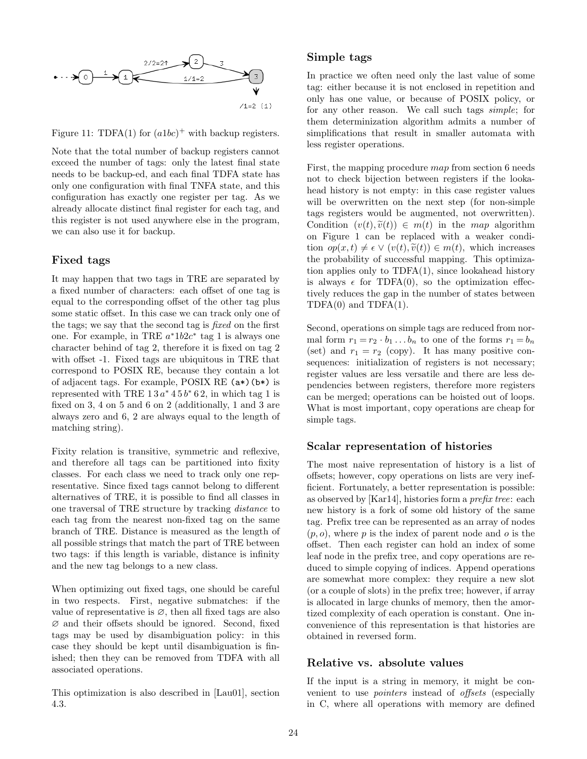Figure 11: TDFA(1) for $(a1bc)^+$ with backup registers.

Note that the total number of backup registers cannot exceed the number of tags: only the latest final state needs to be backup-ed, and each final TDFA state has only one configuration with final TNFA state, and this configuration has exactly one register per tag. As we already allocate distinct final register for each tag, and this register is not used anywhere else in the program, we can also use it for backup.

### Fixed tags

It may happen that two tags in TRE are separated by a fixed number of characters: each offset of one tag is equal to the corresponding offset of the other tag plus some static offset. In this case we can track only one of the tags; we say that the second tag is *fixed* on the first one. For example, in TRE $a^*1b2c^*$ tag 1 is always one character behind of tag 2, therefore it is fixed on tag 2 with offset -1. Fixed tags are ubiquitous in TRE that correspond to POSIX RE, because they contain a lot of adjacent tags. For example, POSIX RE `(a*)(b*)` is represented with TRE $1\,3\,a^*\,4\,5\,b^*\,6\,2$, in which tag 1 is fixed on 3, 4 on 5 and 6 on 2 (additionally, 1 and 3 are always zero and 6, 2 are always equal to the length of matching string).

Fixity relation is transitive, symmetric and reflexive, and therefore all tags can be partitioned into fixity classes. For each class we need to track only one representative. Since fixed tags cannot belong to different alternatives of TRE, it is possible to find all classes in one traversal of TRE structure by tracking *distance* to each tag from the nearest non-fixed tag on the same branch of TRE. Distance is measured as the length of all possible strings that match the part of TRE between two tags: if this length is variable, distance is infinity and the new tag belongs to a new class.

When optimizing out fixed tags, one should be careful in two respects. First, negative submatches: if the value of representative is $\varnothing$, then all fixed tags are also $\varnothing$ and their offsets should be ignored. Second, fixed tags may be used by disambiguation policy: in this case they should be kept until disambiguation is finished; then they can be removed from TDFA with all associated operations.

This optimization is also described in [Lau01], section 4.3.

### Simple tags

In practice we often need only the last value of some tag: either because it is not enclosed in repetition and only has one value, or because of POSIX policy, or for any other reason. We call such tags *simple*; for them determinization algorithm admits a number of simplifications that result in smaller automata with less register operations.

First, the mapping procedure *map* from section 6 needs not to check bijection between registers if the lookahead history is not empty: in this case register values will be overwritten on the next step (for non-simple tags registers would be augmented, not overwritten). Condition $(v(t), \widetilde{v}(t)) \in m(t)$ in the *map* algorithm on Figure 1 can be replaced with a weaker condition $op(x,t) \neq \epsilon \vee (v(t), \widetilde{v}(t)) \in m(t)$, which increases the probability of successful mapping. This optimization applies only to TDFA(1), since lookahead history is always $\epsilon$ for TDFA(0), so the optimization effectively reduces the gap in the number of states between TDFA(0) and TDFA(1).

Second, operations on simple tags are reduced from normal form $r_1 = r_2 \cdot b_1 \dots b_n$ to one of the forms $r_1 = b_n$ (set) and $r_1 = r_2$ (copy). It has many positive consequences: initialization of registers is not necessary; register values are less versatile and there are less dependencies between registers, therefore more registers can be merged; operations can be hoisted out of loops. What is most important, copy operations are cheap for simple tags.

### Scalar representation of histories

The most naive representation of history is a list of offsets; however, copy operations on lists are very inefficient. Fortunately, a better representation is possible: as observed by [Kar14], histories form a *prefix tree*: each new history is a fork of some old history of the same tag. Prefix tree can be represented as an array of nodes $(p, o)$, where $p$ is the index of parent node and $o$ is the offset. Then each register can hold an index of some leaf node in the prefix tree, and copy operations are reduced to simple copying of indices. Append operations are somewhat more complex: they require a new slot (or a couple of slots) in the prefix tree; however, if array is allocated in large chunks of memory, then the amortized complexity of each operation is constant. One inconvenience of this representation is that histories are obtained in reversed form.

### Relative vs. absolute values

If the input is a string in memory, it might be convenient to use *pointers* instead of *offsets* (especially in C, where all operations with memory are defined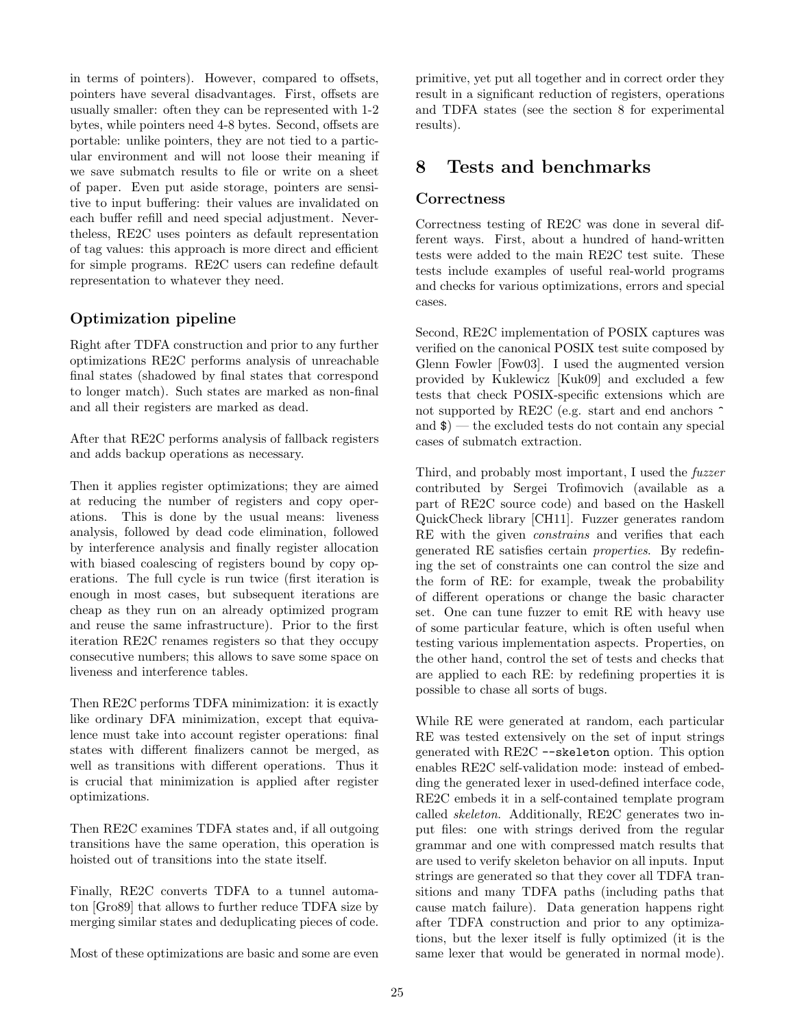in terms of pointers). However, compared to offsets, pointers have several disadvantages. First, offsets are usually smaller: often they can be represented with 1-2 bytes, while pointers need 4-8 bytes. Second, offsets are portable: unlike pointers, they are not tied to a particular environment and will not loose their meaning if we save submatch results to file or write on a sheet of paper. Even put aside storage, pointers are sensitive to input buffering: their values are invalidated on each buffer refill and need special adjustment. Nevertheless, RE2C uses pointers as default representation of tag values: this approach is more direct and efficient for simple programs. RE2C users can redefine default representation to whatever they need.

### Optimization pipeline

Right after TDFA construction and prior to any further optimizations RE2C performs analysis of unreachable final states (shadowed by final states that correspond to longer match). Such states are marked as non-final and all their registers are marked as dead.

After that RE2C performs analysis of fallback registers and adds backup operations as necessary.

Then it applies register optimizations; they are aimed at reducing the number of registers and copy operations. This is done by the usual means: liveness analysis, followed by dead code elimination, followed by interference analysis and finally register allocation with biased coalescing of registers bound by copy operations. The full cycle is run twice (first iteration is enough in most cases, but subsequent iterations are cheap as they run on an already optimized program and reuse the same infrastructure). Prior to the first iteration RE2C renames registers so that they occupy consecutive numbers; this allows to save some space on liveness and interference tables.

Then RE2C performs TDFA minimization: it is exactly like ordinary DFA minimization, except that equivalence must take into account register operations: final states with different finalizers cannot be merged, as well as transitions with different operations. Thus it is crucial that minimization is applied after register optimizations.

Then RE2C examines TDFA states and, if all outgoing transitions have the same operation, this operation is hoisted out of transitions into the state itself.

Finally, RE2C converts TDFA to a tunnel automaton [Gro89] that allows to further reduce TDFA size by merging similar states and deduplicating pieces of code.

Most of these optimizations are basic and some are even primitive, yet put all together and in correct order they result in a significant reduction of registers, operations and TDFA states (see the section 8 for experimental results).

## 8 Tests and benchmarks

### Correctness

Correctness testing of RE2C was done in several different ways. First, about a hundred of hand-written tests were added to the main RE2C test suite. These tests include examples of useful real-world programs and checks for various optimizations, errors and special cases.

Second, RE2C implementation of POSIX captures was verified on the canonical POSIX test suite composed by Glenn Fowler [Fow03]. I used the augmented version provided by Kuklewicz [Kuk09] and excluded a few tests that check POSIX-specific extensions which are not supported by RE2C (e.g. start and end anchors `^` and `$`) — the excluded tests do not contain any special cases of submatch extraction.

Third, and probably most important, I used the *fuzzer* contributed by Sergei Trofimovich (available as a part of RE2C source code) and based on the Haskell QuickCheck library [CH11]. Fuzzer generates random RE with the given *constrains* and verifies that each generated RE satisfies certain *properties*. By redefining the set of constraints one can control the size and the form of RE: for example, tweak the probability of different operations or change the basic character set. One can tune fuzzer to emit RE with heavy use of some particular feature, which is often useful when testing various implementation aspects. Properties, on the other hand, control the set of tests and checks that are applied to each RE: by redefining properties it is possible to chase all sorts of bugs.

While RE were generated at random, each particular RE was tested extensively on the set of input strings generated with RE2C `--skeleton` option. This option enables RE2C self-validation mode: instead of embedding the generated lexer in used-defined interface code, RE2C embeds it in a self-contained template program called *skeleton*. Additionally, RE2C generates two input files: one with strings derived from the regular grammar and one with compressed match results that are used to verify skeleton behavior on all inputs. Input strings are generated so that they cover all TDFA transitions and many TDFA paths (including paths that cause match failure). Data generation happens right after TDFA construction and prior to any optimizations, but the lexer itself is fully optimized (it is the same lexer that would be generated in normal mode).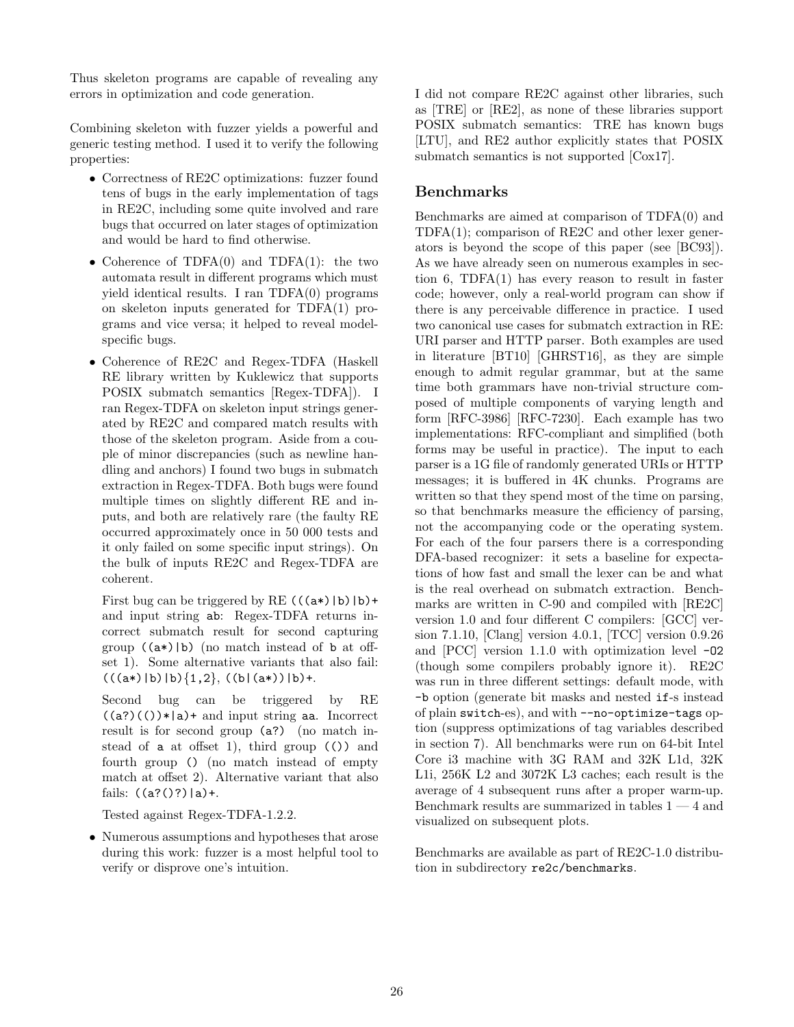Thus skeleton programs are capable of revealing any errors in optimization and code generation.

Combining skeleton with fuzzer yields a powerful and generic testing method. I used it to verify the following properties:

- Correctness of RE2C optimizations: fuzzer found tens of bugs in the early implementation of tags in RE2C, including some quite involved and rare bugs that occurred on later stages of optimization and would be hard to find otherwise.

- Coherence of TDFA(0) and TDFA(1): the two automata result in different programs which must yield identical results. I ran TDFA(0) programs on skeleton inputs generated for TDFA(1) programs and vice versa; it helped to reveal model-specific bugs.

- Coherence of RE2C and Regex-TDFA (Haskell RE library written by Kuklewicz that supports POSIX submatch semantics [Regex-TDFA]). I ran Regex-TDFA on skeleton input strings generated by RE2C and compared match results with those of the skeleton program. Aside from a couple of minor discrepancies (such as newline handling and anchors) I found two bugs in submatch extraction in Regex-TDFA. Both bugs were found multiple times on slightly different RE and inputs, and both are relatively rare (the faulty RE occurred approximately once in 50 000 tests and it only failed on some specific input strings). On the bulk of inputs RE2C and Regex-TDFA are coherent.

  First bug can be triggered by RE `(((a*)|b)|b)+` and input string `ab`: Regex-TDFA returns incorrect submatch result for second capturing group `((a*)|b)` (no match instead of `b` at offset 1). Some alternative variants that also fail: `(((a*)|b)|b){1,2}`, `((b|(a*))|b)+`.

  Second bug can be triggered by RE `((a?)(())*|a)+` and input string `aa`. Incorrect result is for second group `(a?)` (no match instead of `a` at offset 1), third group `(())` and fourth group `()` (no match instead of empty match at offset 2). Alternative variant that also fails: `((a?()?)|a)+`.

  Tested against Regex-TDFA-1.2.2.

- Numerous assumptions and hypotheses that arose during this work: fuzzer is a most helpful tool to verify or disprove one's intuition.

I did not compare RE2C against other libraries, such as [TRE] or [RE2], as none of these libraries support POSIX submatch semantics: TRE has known bugs [LTU], and RE2 author explicitly states that POSIX submatch semantics is not supported [Cox17].

## Benchmarks

Benchmarks are aimed at comparison of TDFA(0) and TDFA(1); comparison of RE2C and other lexer generators is beyond the scope of this paper (see [BC93]). As we have already seen on numerous examples in section 6, TDFA(1) has every reason to result in faster code; however, only a real-world program can show if there is any perceivable difference in practice. I used two canonical use cases for submatch extraction in RE: URI parser and HTTP parser. Both examples are used in literature [BT10] [GHRST16], as they are simple enough to admit regular grammar, but at the same time both grammars have non-trivial structure composed of multiple components of varying length and form [RFC-3986] [RFC-7230]. Each example has two implementations: RFC-compliant and simplified (both forms may be useful in practice). The input to each parser is a 1G file of randomly generated URIs or HTTP messages; it is buffered in 4K chunks. Programs are written so that they spend most of the time on parsing, so that benchmarks measure the efficiency of parsing, not the accompanying code or the operating system. For each of the four parsers there is a corresponding DFA-based recognizer: it sets a baseline for expectations of how fast and small the lexer can be and what is the real overhead on submatch extraction. Benchmarks are written in C-90 and compiled with [RE2C] version 1.0 and four different C compilers: [GCC] version 7.1.10, [Clang] version 4.0.1, [TCC] version 0.9.26 and [PCC] version 1.1.0 with optimization level `-O2` (though some compilers probably ignore it). RE2C was run in three different settings: default mode, with `-b` option (generate bit masks and nested `if`-s instead of plain `switch`-es), and with `--no-optimize-tags` option (suppress optimizations of tag variables described in section 7). All benchmarks were run on 64-bit Intel Core i3 machine with 3G RAM and 32K L1d, 32K L1i, 256K L2 and 3072K L3 caches; each result is the average of 4 subsequent runs after a proper warm-up. Benchmark results are summarized in tables 1 — 4 and visualized on subsequent plots.

Benchmarks are available as part of RE2C-1.0 distribution in subdirectory `re2c/benchmarks`.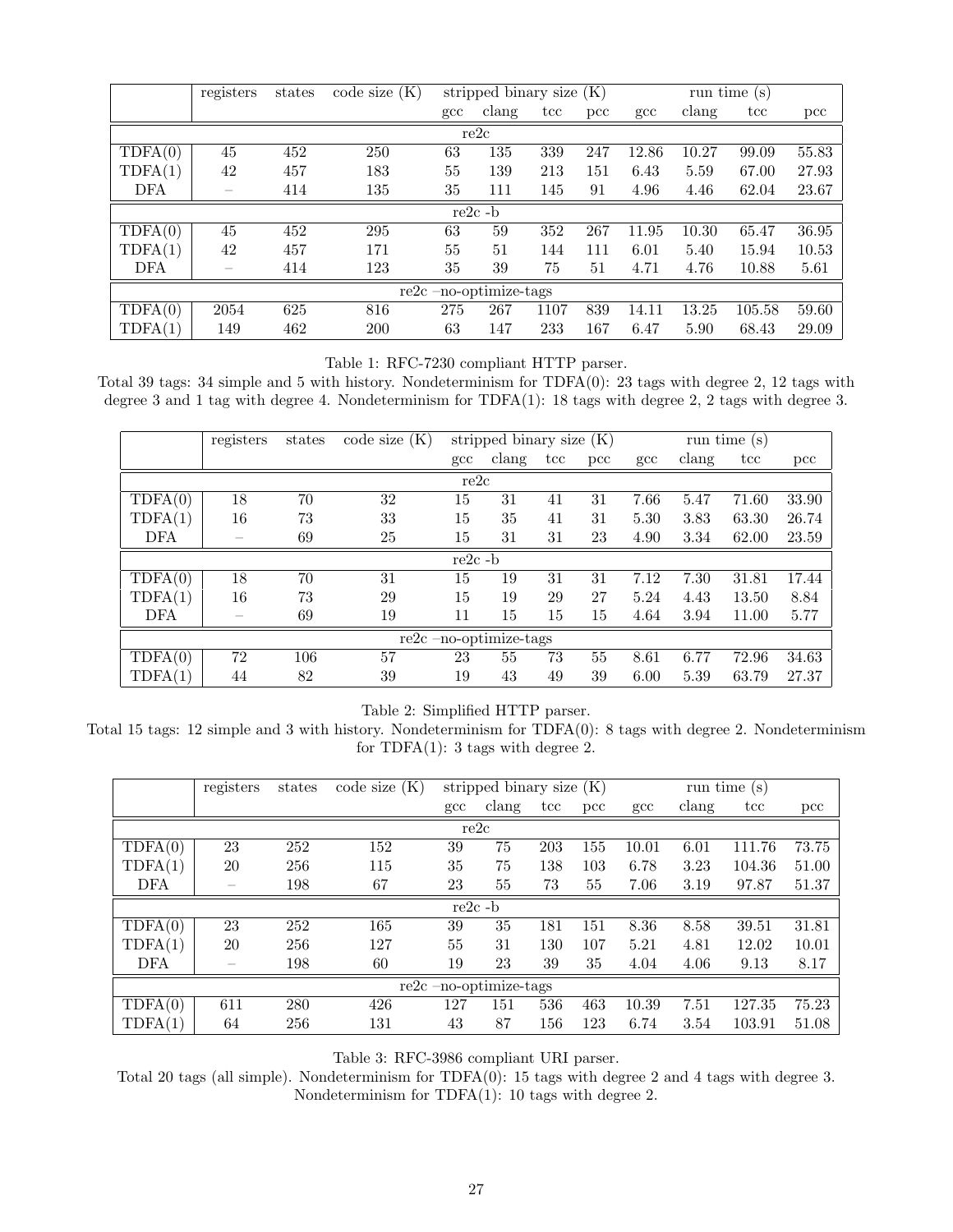| | registers | states | code size (K) | stripped binary size (K) | | | | run time (s) | | | |
|---|---|---|---|---|---|---|---|---|---|---|---|
| | | | | gcc | clang | tcc | pcc | gcc | clang | tcc | pcc |
| re2c | | | | | | | | | | | |
| TDFA(0) | 45 | 452 | 250 | 63 | 135 | 339 | 247 | 12.86 | 10.27 | 99.09 | 55.83 |
| TDFA(1) | 42 | 457 | 183 | 55 | 139 | 213 | 151 | 6.43 | 5.59 | 67.00 | 27.93 |
| DFA | – | 414 | 135 | 35 | 111 | 145 | 91 | 4.96 | 4.46 | 62.04 | 23.67 |
| re2c -b | | | | | | | | | | | |
| TDFA(0) | 45 | 452 | 295 | 63 | 59 | 352 | 267 | 11.95 | 10.30 | 65.47 | 36.95 |
| TDFA(1) | 42 | 457 | 171 | 55 | 51 | 144 | 111 | 6.01 | 5.40 | 15.94 | 10.53 |
| DFA | – | 414 | 123 | 35 | 39 | 75 | 51 | 4.71 | 4.76 | 10.88 | 5.61 |
| re2c –no-optimize-tags | | | | | | | | | | | |
| TDFA(0) | 2054 | 625 | 816 | 275 | 267 | 1107 | 839 | 14.11 | 13.25 | 105.58 | 59.60 |
| TDFA(1) | 149 | 462 | 200 | 63 | 147 | 233 | 167 | 6.47 | 5.90 | 68.43 | 29.09 |

Table 1: RFC-7230 compliant HTTP parser.
Total 39 tags: 34 simple and 5 with history. Nondeterminism for TDFA(0): 23 tags with degree 2, 12 tags with degree 3 and 1 tag with degree 4. Nondeterminism for TDFA(1): 18 tags with degree 2, 2 tags with degree 3.

| | registers | states | code size (K) | stripped binary size (K) | | | | run time (s) | | | |
|---|---|---|---|---|---|---|---|---|---|---|---|
| | | | | gcc | clang | tcc | pcc | gcc | clang | tcc | pcc |
| re2c | | | | | | | | | | | |
| TDFA(0) | 18 | 70 | 32 | 15 | 31 | 41 | 31 | 7.66 | 5.47 | 71.60 | 33.90 |
| TDFA(1) | 16 | 73 | 33 | 15 | 35 | 41 | 31 | 5.30 | 3.83 | 63.30 | 26.74 |
| DFA | – | 69 | 25 | 15 | 31 | 31 | 23 | 4.90 | 3.34 | 62.00 | 23.59 |
| re2c -b | | | | | | | | | | | |
| TDFA(0) | 18 | 70 | 31 | 15 | 19 | 31 | 31 | 7.12 | 7.30 | 31.81 | 17.44 |
| TDFA(1) | 16 | 73 | 29 | 15 | 19 | 29 | 27 | 5.24 | 4.43 | 13.50 | 8.84 |
| DFA | – | 69 | 19 | 11 | 15 | 15 | 15 | 4.64 | 3.94 | 11.00 | 5.77 |
| re2c –no-optimize-tags | | | | | | | | | | | |
| TDFA(0) | 72 | 106 | 57 | 23 | 55 | 73 | 55 | 8.61 | 6.77 | 72.96 | 34.63 |
| TDFA(1) | 44 | 82 | 39 | 19 | 43 | 49 | 39 | 6.00 | 5.39 | 63.79 | 27.37 |

Table 2: Simplified HTTP parser.
Total 15 tags: 12 simple and 3 with history. Nondeterminism for TDFA(0): 8 tags with degree 2. Nondeterminism for TDFA(1): 3 tags with degree 2.

| | registers | states | code size (K) | stripped binary size (K) | | | | run time (s) | | | |
|---|---|---|---|---|---|---|---|---|---|---|---|
| | | | | gcc | clang | tcc | pcc | gcc | clang | tcc | pcc |
| re2c | | | | | | | | | | | |
| TDFA(0) | 23 | 252 | 152 | 39 | 75 | 203 | 155 | 10.01 | 6.01 | 111.76 | 73.75 |
| TDFA(1) | 20 | 256 | 115 | 35 | 75 | 138 | 103 | 6.78 | 3.23 | 104.36 | 51.00 |
| DFA | – | 198 | 67 | 23 | 55 | 73 | 55 | 7.06 | 3.19 | 97.87 | 51.37 |
| re2c -b | | | | | | | | | | | |
| TDFA(0) | 23 | 252 | 165 | 39 | 35 | 181 | 151 | 8.36 | 8.58 | 39.51 | 31.81 |
| TDFA(1) | 20 | 256 | 127 | 55 | 31 | 130 | 107 | 5.21 | 4.81 | 12.02 | 10.01 |
| DFA | – | 198 | 60 | 19 | 23 | 39 | 35 | 4.04 | 4.06 | 9.13 | 8.17 |
| re2c –no-optimize-tags | | | | | | | | | | | |
| TDFA(0) | 611 | 280 | 426 | 127 | 151 | 536 | 463 | 10.39 | 7.51 | 127.35 | 75.23 |
| TDFA(1) | 64 | 256 | 131 | 43 | 87 | 156 | 123 | 6.74 | 3.54 | 103.91 | 51.08 |

Table 3: RFC-3986 compliant URI parser.
Total 20 tags (all simple). Nondeterminism for TDFA(0): 15 tags with degree 2 and 4 tags with degree 3. Nondeterminism for TDFA(1): 10 tags with degree 2.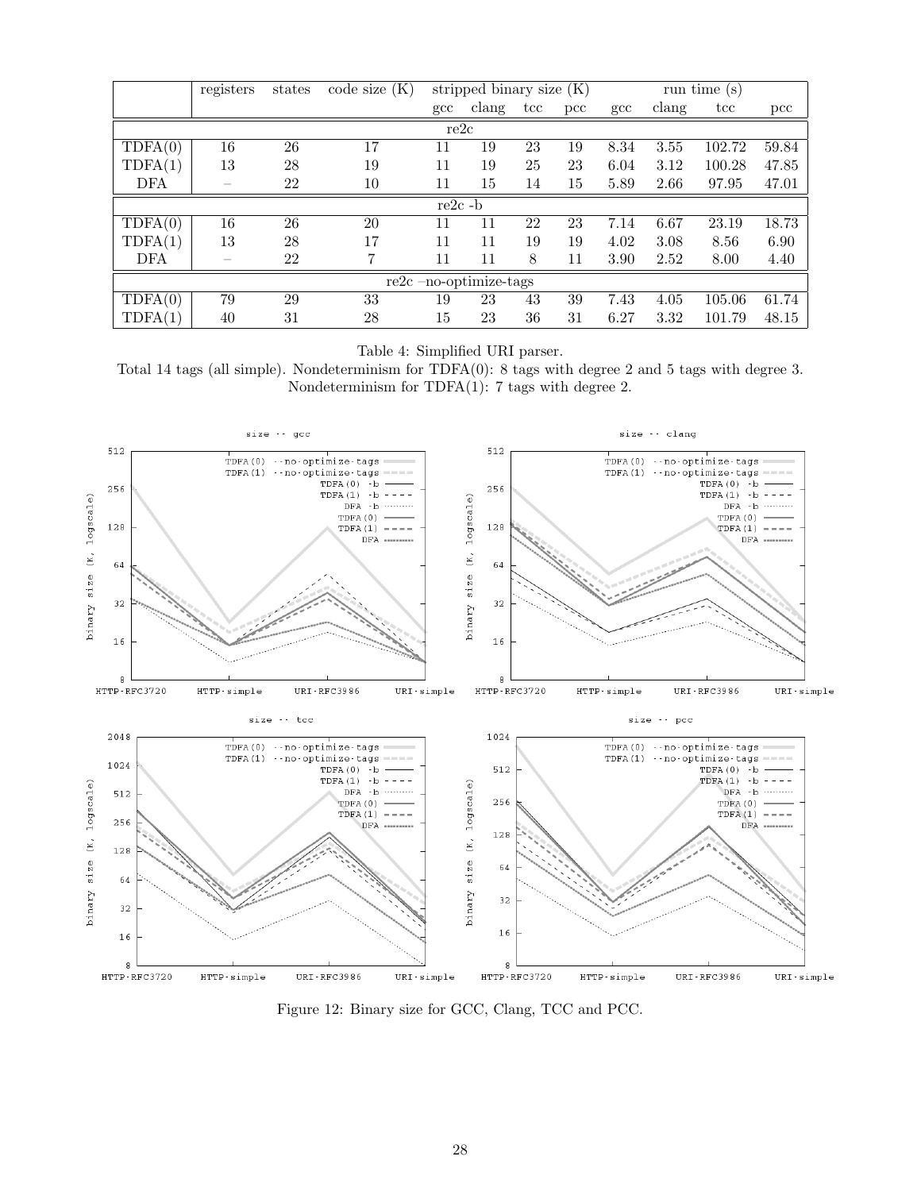| | registers | states | code size (K) | stripped binary size (K) | | | | run time (s) | | | |
|---|---|---|---|---|---|---|---|---|---|---|---|
| | | | | gcc | clang | tcc | pcc | gcc | clang | tcc | pcc |
| re2c | | | | | | | | | | | |
| TDFA(0) | 16 | 26 | 17 | 11 | 19 | 23 | 19 | 8.34 | 3.55 | 102.72 | 59.84 |
| TDFA(1) | 13 | 28 | 19 | 11 | 19 | 25 | 23 | 6.04 | 3.12 | 100.28 | 47.85 |
| DFA | – | 22 | 10 | 11 | 15 | 14 | 15 | 5.89 | 2.66 | 97.95 | 47.01 |
| re2c -b | | | | | | | | | | | |
| TDFA(0) | 16 | 26 | 20 | 11 | 11 | 22 | 23 | 7.14 | 6.67 | 23.19 | 18.73 |
| TDFA(1) | 13 | 28 | 17 | 11 | 11 | 19 | 19 | 4.02 | 3.08 | 8.56 | 6.90 |
| DFA | – | 22 | 7 | 11 | 11 | 8 | 11 | 3.90 | 2.52 | 8.00 | 4.40 |
| re2c –no-optimize-tags | | | | | | | | | | | |
| TDFA(0) | 79 | 29 | 33 | 19 | 23 | 43 | 39 | 7.43 | 4.05 | 105.06 | 61.74 |
| TDFA(1) | 40 | 31 | 28 | 15 | 23 | 36 | 31 | 6.27 | 3.32 | 101.79 | 48.15 |

Table 4: Simplified URI parser.
Total 14 tags (all simple). Nondeterminism for TDFA(0): 8 tags with degree 2 and 5 tags with degree 3. Nondeterminism for TDFA(1): 7 tags with degree 2.

Figure 12: Binary size for GCC, Clang, TCC and PCC.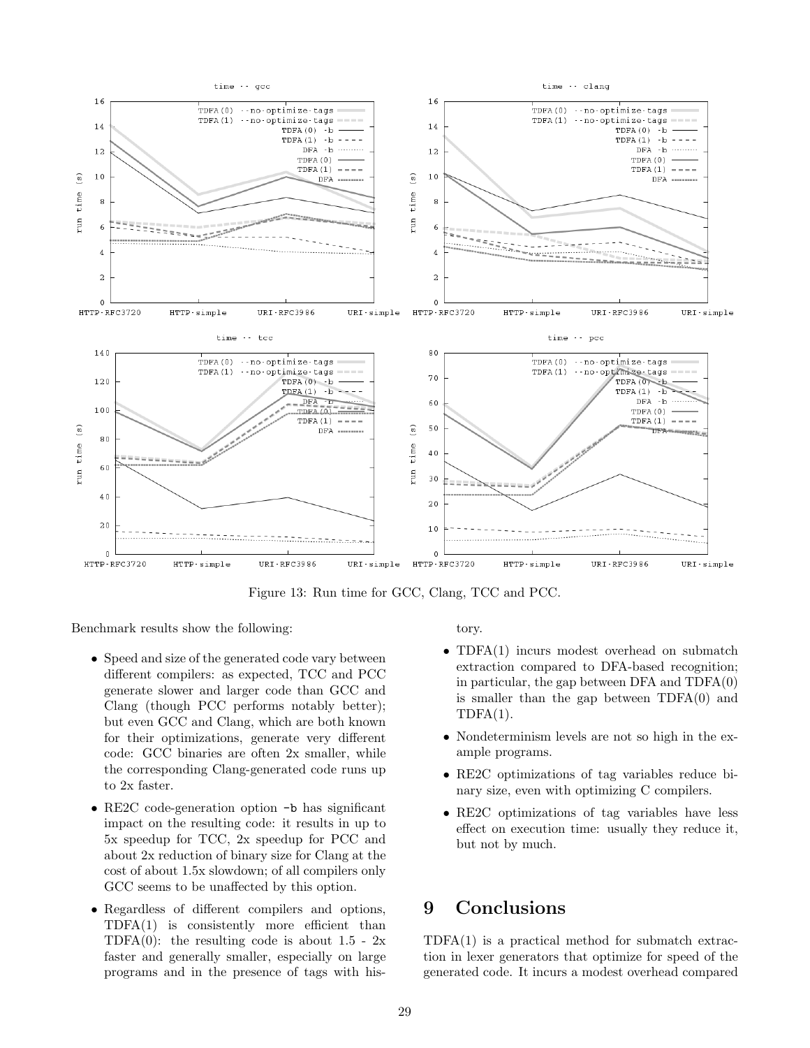Figure 13: Run time for GCC, Clang, TCC and PCC.

Benchmark results show the following:

- Speed and size of the generated code vary between different compilers: as expected, TCC and PCC generate slower and larger code than GCC and Clang (though PCC performs notably better); but even GCC and Clang, which are both known for their optimizations, generate very different code: GCC binaries are often 2x smaller, while the corresponding Clang-generated code runs up to 2x faster.
- RE2C code-generation option -b has significant impact on the resulting code: it results in up to 5x speedup for TCC, 2x speedup for PCC and about 2x reduction of binary size for Clang at the cost of about 1.5x slowdown; of all compilers only GCC seems to be unaffected by this option.
- Regardless of different compilers and options, TDFA(1) is consistently more efficient than TDFA(0): the resulting code is about 1.5 - 2x faster and generally smaller, especially on large programs and in the presence of tags with history.
- TDFA(1) incurs modest overhead on submatch extraction compared to DFA-based recognition; in particular, the gap between DFA and TDFA(0) is smaller than the gap between TDFA(0) and TDFA(1).
- Nondeterminism levels are not so high in the example programs.
- RE2C optimizations of tag variables reduce binary size, even with optimizing C compilers.
- RE2C optimizations of tag variables have less effect on execution time: usually they reduce it, but not by much.

# 9 Conclusions

TDFA(1) is a practical method for submatch extraction in lexer generators that optimize for speed of the generated code. It incurs a modest overhead compared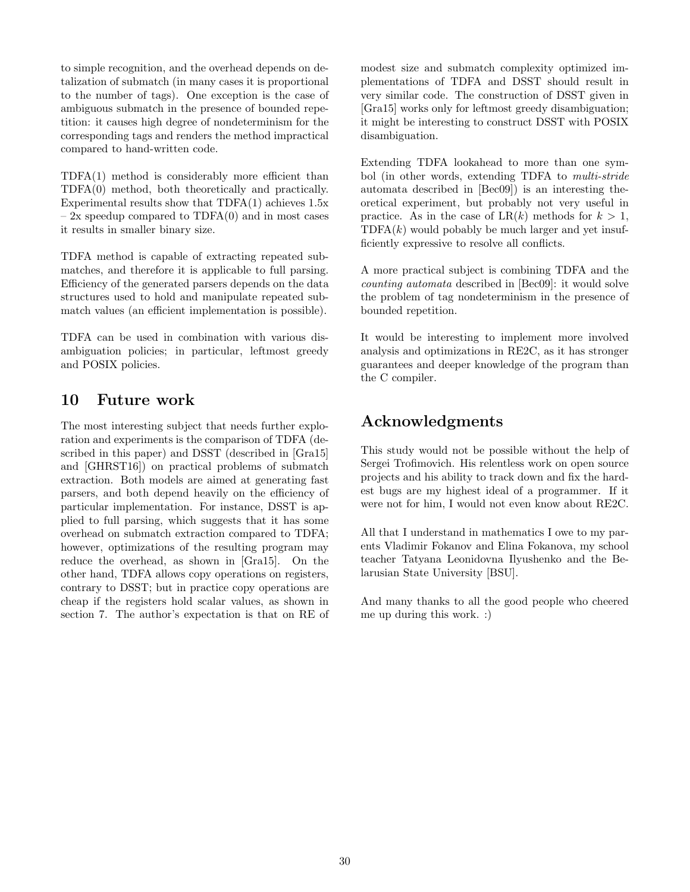to simple recognition, and the overhead depends on detalization of submatch (in many cases it is proportional to the number of tags). One exception is the case of ambiguous submatch in the presence of bounded repetition: it causes high degree of nondeterminism for the corresponding tags and renders the method impractical compared to hand-written code.

TDFA(1) method is considerably more efficient than TDFA(0) method, both theoretically and practically. Experimental results show that TDFA(1) achieves 1.5x – 2x speedup compared to TDFA(0) and in most cases it results in smaller binary size.

TDFA method is capable of extracting repeated submatches, and therefore it is applicable to full parsing. Efficiency of the generated parsers depends on the data structures used to hold and manipulate repeated submatch values (an efficient implementation is possible).

TDFA can be used in combination with various disambiguation policies; in particular, leftmost greedy and POSIX policies.

## 10 Future work

The most interesting subject that needs further exploration and experiments is the comparison of TDFA (described in this paper) and DSST (described in [Gra15] and [GHRST16]) on practical problems of submatch extraction. Both models are aimed at generating fast parsers, and both depend heavily on the efficiency of particular implementation. For instance, DSST is applied to full parsing, which suggests that it has some overhead on submatch extraction compared to TDFA; however, optimizations of the resulting program may reduce the overhead, as shown in [Gra15]. On the other hand, TDFA allows copy operations on registers, contrary to DSST; but in practice copy operations are cheap if the registers hold scalar values, as shown in section 7. The author's expectation is that on RE of modest size and submatch complexity optimized implementations of TDFA and DSST should result in very similar code. The construction of DSST given in [Gra15] works only for leftmost greedy disambiguation; it might be interesting to construct DSST with POSIX disambiguation.

Extending TDFA lookahead to more than one symbol (in other words, extending TDFA to *multi-stride* automata described in [Bec09]) is an interesting theoretical experiment, but probably not very useful in practice. As in the case of LR($k$) methods for $k > 1$, TDFA($k$) would pobably be much larger and yet insufficiently expressive to resolve all conflicts.

A more practical subject is combining TDFA and the *counting automata* described in [Bec09]: it would solve the problem of tag nondeterminism in the presence of bounded repetition.

It would be interesting to implement more involved analysis and optimizations in RE2C, as it has stronger guarantees and deeper knowledge of the program than the C compiler.

## Acknowledgments

This study would not be possible without the help of Sergei Trofimovich. His relentless work on open source projects and his ability to track down and fix the hardest bugs are my highest ideal of a programmer. If it were not for him, I would not even know about RE2C.

All that I understand in mathematics I owe to my parents Vladimir Fokanov and Elina Fokanova, my school teacher Tatyana Leonidovna Ilyushenko and the Belarusian State University [BSU].

And many thanks to all the good people who cheered me up during this work. :)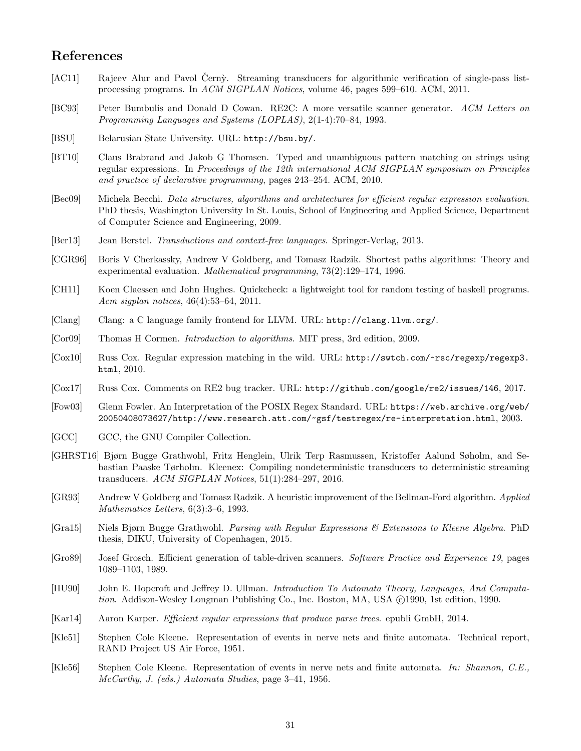## References

[AC11] Rajeev Alur and Pavol Černỳ. Streaming transducers for algorithmic verification of single-pass list-processing programs. In *ACM SIGPLAN Notices*, volume 46, pages 599–610. ACM, 2011.

[BC93] Peter Bumbulis and Donald D Cowan. RE2C: A more versatile scanner generator. *ACM Letters on Programming Languages and Systems (LOPLAS)*, 2(1-4):70–84, 1993.

[BSU] Belarusian State University. URL: `http://bsu.by/`.

[BT10] Claus Brabrand and Jakob G Thomsen. Typed and unambiguous pattern matching on strings using regular expressions. In *Proceedings of the 12th international ACM SIGPLAN symposium on Principles and practice of declarative programming*, pages 243–254. ACM, 2010.

[Bec09] Michela Becchi. *Data structures, algorithms and architectures for efficient regular expression evaluation*. PhD thesis, Washington University In St. Louis, School of Engineering and Applied Science, Department of Computer Science and Engineering, 2009.

[Ber13] Jean Berstel. *Transductions and context-free languages*. Springer-Verlag, 2013.

[CGR96] Boris V Cherkassky, Andrew V Goldberg, and Tomasz Radzik. Shortest paths algorithms: Theory and experimental evaluation. *Mathematical programming*, 73(2):129–174, 1996.

[CH11] Koen Claessen and John Hughes. Quickcheck: a lightweight tool for random testing of haskell programs. *Acm sigplan notices*, 46(4):53–64, 2011.

[Clang] Clang: a C language family frontend for LLVM. URL: `http://clang.llvm.org/`.

[Cor09] Thomas H Cormen. *Introduction to algorithms*. MIT press, 3rd edition, 2009.

[Cox10] Russ Cox. Regular expression matching in the wild. URL: `http://swtch.com/~rsc/regexp/regexp3.html`, 2010.

[Cox17] Russ Cox. Comments on RE2 bug tracker. URL: `http://github.com/google/re2/issues/146`, 2017.

[Fow03] Glenn Fowler. An Interpretation of the POSIX Regex Standard. URL: `https://web.archive.org/web/20050408073627/http://www.research.att.com/~gsf/testregex/re-interpretation.html`, 2003.

[GCC] GCC, the GNU Compiler Collection.

[GHRST16] Bjørn Bugge Grathwohl, Fritz Henglein, Ulrik Terp Rasmussen, Kristoffer Aalund Søholm, and Sebastian Paaske Tørholm. Kleenex: Compiling nondeterministic transducers to deterministic streaming transducers. *ACM SIGPLAN Notices*, 51(1):284–297, 2016.

[GR93] Andrew V Goldberg and Tomasz Radzik. A heuristic improvement of the Bellman-Ford algorithm. *Applied Mathematics Letters*, 6(3):3–6, 1993.

[Gra15] Niels Bjørn Bugge Grathwohl. *Parsing with Regular Expressions & Extensions to Kleene Algebra*. PhD thesis, DIKU, University of Copenhagen, 2015.

[Gro89] Josef Grosch. Efficient generation of table-driven scanners. *Software Practice and Experience 19*, pages 1089–1103, 1989.

[HU90] John E. Hopcroft and Jeffrey D. Ullman. *Introduction To Automata Theory, Languages, And Computation*. Addison-Wesley Longman Publishing Co., Inc. Boston, MA, USA ©1990, 1st edition, 1990.

[Kar14] Aaron Karper. *Efficient regular expressions that produce parse trees*. epubli GmbH, 2014.

[Kle51] Stephen Cole Kleene. Representation of events in nerve nets and finite automata. Technical report, RAND Project US Air Force, 1951.

[Kle56] Stephen Cole Kleene. Representation of events in nerve nets and finite automata. *In: Shannon, C.E., McCarthy, J. (eds.) Automata Studies*, page 3–41, 1956.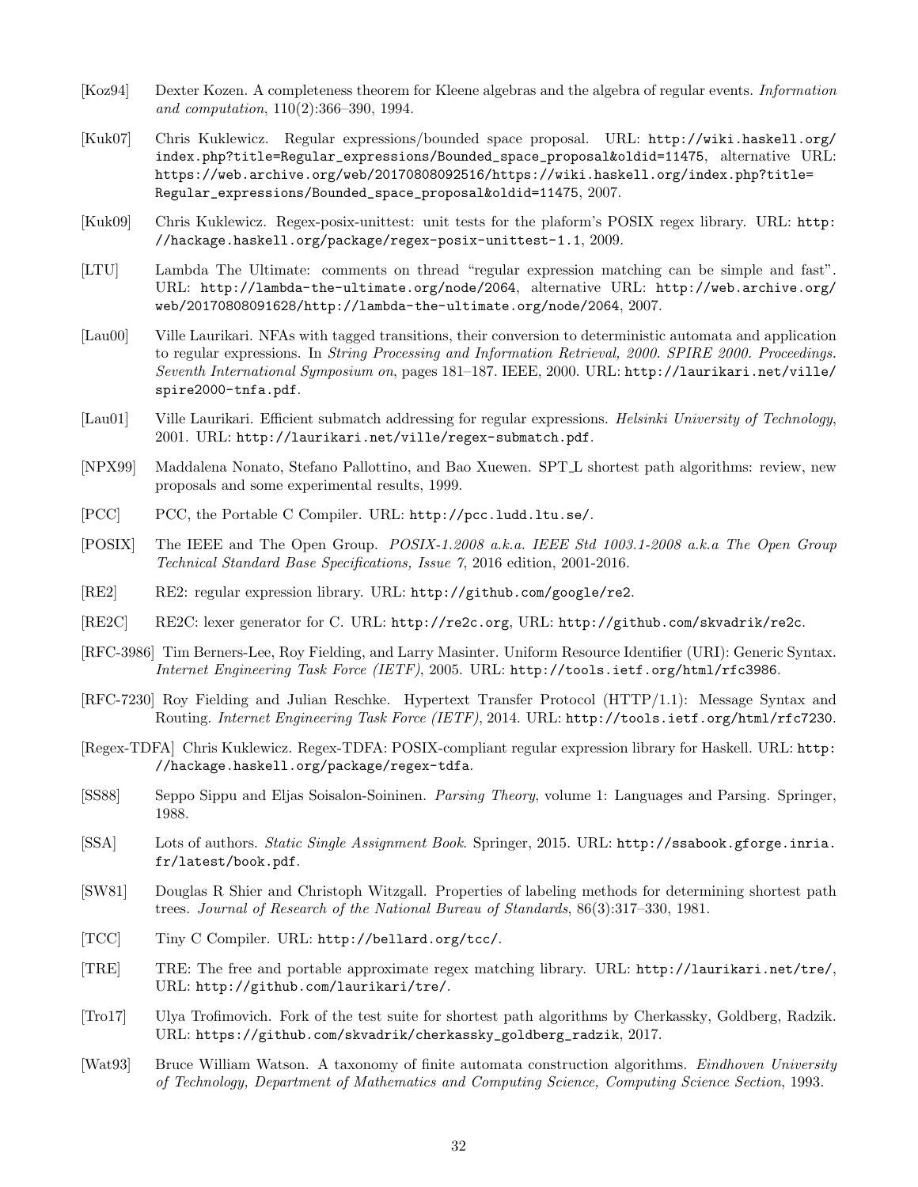[Koz94] Dexter Kozen. A completeness theorem for Kleene algebras and the algebra of regular events. *Information and computation*, 110(2):366–390, 1994.

[Kuk07] Chris Kuklewicz. Regular expressions/bounded space proposal. URL: `http://wiki.haskell.org/index.php?title=Regular_expressions/Bounded_space_proposal&oldid=11475`, alternative URL: `https://web.archive.org/web/20170808092516/https://wiki.haskell.org/index.php?title=Regular_expressions/Bounded_space_proposal&oldid=11475`, 2007.

[Kuk09] Chris Kuklewicz. Regex-posix-unittest: unit tests for the plaform's POSIX regex library. URL: `http://hackage.haskell.org/package/regex-posix-unittest-1.1`, 2009.

[LTU] Lambda The Ultimate: comments on thread "regular expression matching can be simple and fast". URL: `http://lambda-the-ultimate.org/node/2064`, alternative URL: `http://web.archive.org/web/20170808091628/http://lambda-the-ultimate.org/node/2064`, 2007.

[Lau00] Ville Laurikari. NFAs with tagged transitions, their conversion to deterministic automata and application to regular expressions. In *String Processing and Information Retrieval, 2000. SPIRE 2000. Proceedings. Seventh International Symposium on*, pages 181–187. IEEE, 2000. URL: `http://laurikari.net/ville/spire2000-tnfa.pdf`.

[Lau01] Ville Laurikari. Efficient submatch addressing for regular expressions. *Helsinki University of Technology*, 2001. URL: `http://laurikari.net/ville/regex-submatch.pdf`.

[NPX99] Maddalena Nonato, Stefano Pallottino, and Bao Xuewen. SPT_L shortest path algorithms: review, new proposals and some experimental results, 1999.

[PCC] PCC, the Portable C Compiler. URL: `http://pcc.ludd.ltu.se/`.

[POSIX] The IEEE and The Open Group. *POSIX-1.2008 a.k.a. IEEE Std 1003.1-2008 a.k.a The Open Group Technical Standard Base Specifications, Issue 7*, 2016 edition, 2001-2016.

[RE2] RE2: regular expression library. URL: `http://github.com/google/re2`.

[RE2C] RE2C: lexer generator for C. URL: `http://re2c.org`, URL: `http://github.com/skvadrik/re2c`.

[RFC-3986] Tim Berners-Lee, Roy Fielding, and Larry Masinter. Uniform Resource Identifier (URI): Generic Syntax. *Internet Engineering Task Force (IETF)*, 2005. URL: `http://tools.ietf.org/html/rfc3986`.

[RFC-7230] Roy Fielding and Julian Reschke. Hypertext Transfer Protocol (HTTP/1.1): Message Syntax and Routing. *Internet Engineering Task Force (IETF)*, 2014. URL: `http://tools.ietf.org/html/rfc7230`.

[Regex-TDFA] Chris Kuklewicz. Regex-TDFA: POSIX-compliant regular expression library for Haskell. URL: `http://hackage.haskell.org/package/regex-tdfa`.

[SS88] Seppo Sippu and Eljas Soisalon-Soininen. *Parsing Theory*, volume 1: Languages and Parsing. Springer, 1988.

[SSA] Lots of authors. *Static Single Assignment Book*. Springer, 2015. URL: `http://ssabook.gforge.inria.fr/latest/book.pdf`.

[SW81] Douglas R Shier and Christoph Witzgall. Properties of labeling methods for determining shortest path trees. *Journal of Research of the National Bureau of Standards*, 86(3):317–330, 1981.

[TCC] Tiny C Compiler. URL: `http://bellard.org/tcc/`.

[TRE] TRE: The free and portable approximate regex matching library. URL: `http://laurikari.net/tre/`, URL: `http://github.com/laurikari/tre/`.

[Tro17] Ulya Trofimovich. Fork of the test suite for shortest path algorithms by Cherkassky, Goldberg, Radzik. URL: `https://github.com/skvadrik/cherkassky_goldberg_radzik`, 2017.

[Wat93] Bruce William Watson. A taxonomy of finite automata construction algorithms. *Eindhoven University of Technology, Department of Mathematics and Computing Science, Computing Science Section*, 1993.